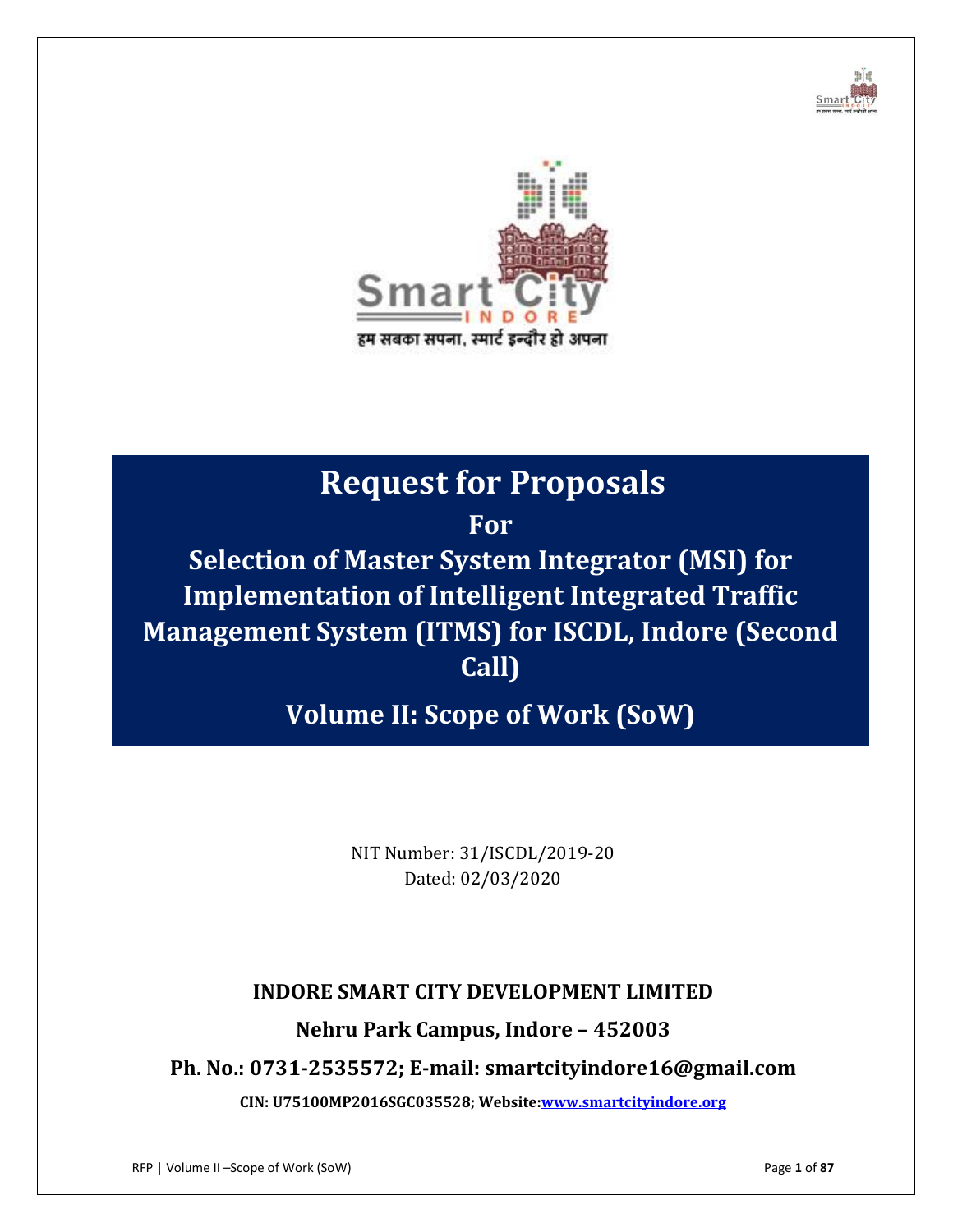# Request for Proposals

## For

## Selection of Master System Integrator (MSI) for Implementation of Intelligent Integrated Traffic Management System (ITMS) for ISCDL, Indore (Second Call)

## Volume II: Scope of Work (SoW)

NIT Number: 31/ISCDL/2019-20

Dated: 02/03/2020

**INDORE SMART CITY DEVELOPMENT LIMITED**

**Nehru Park Campus, Indore – 452003**

**Ph. No.: 0731-2535572; E-mail: smartcityindore16@gmail.com**

**CIN: U75100MP2016SGC035528; Website: [www.smartcityindore.org](http://www.smartcityindore.org)**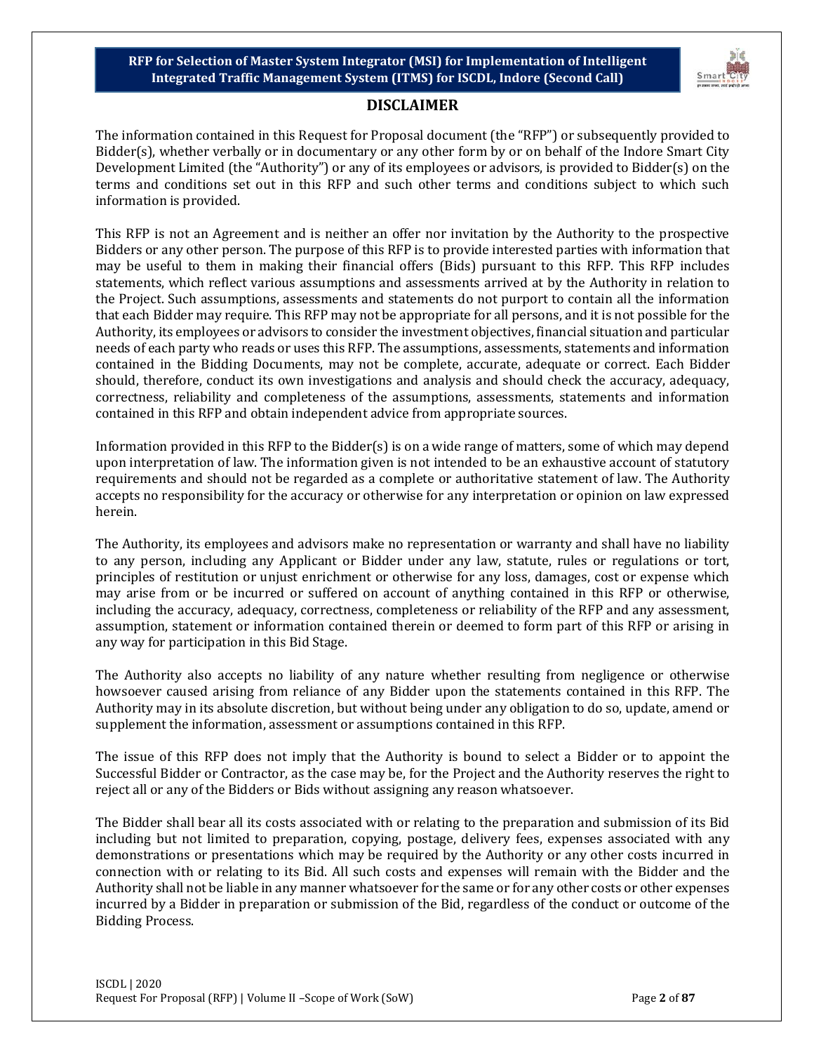## DISCLAIMER

The information contained in this Request for Proposal document (the "RFP") or subsequently provided to Bidder(s), whether verbally or in documentary or any other form by or on behalf of the Indore Smart City Development Limited (the "Authority") or any of its employees or advisors, is provided to Bidder(s) on the terms and conditions set out in this RFP and such other terms and conditions subject to which such information is provided.

This RFP is not an Agreement and is neither an offer nor invitation by the Authority to the prospective Bidders or any other person. The purpose of this RFP is to provide interested parties with information that may be useful to them in making their financial offers (Bids) pursuant to this RFP. This RFP includes statements, which reflect various assumptions and assessments arrived at by the Authority in relation to the Project. Such assumptions, assessments and statements do not purport to contain all the information that each Bidder may require. This RFP may not be appropriate for all persons, and it is not possible for the Authority, its employees or advisors to consider the investment objectives, financial situation and particular needs of each party who reads or uses this RFP. The assumptions, assessments, statements and information contained in the Bidding Documents, may not be complete, accurate, adequate or correct. Each Bidder should, therefore, conduct its own investigations and analysis and should check the accuracy, adequacy, correctness, reliability and completeness of the assumptions, assessments, statements and information contained in this RFP and obtain independent advice from appropriate sources.

Information provided in this RFP to the Bidder(s) is on a wide range of matters, some of which may depend upon interpretation of law. The information given is not intended to be an exhaustive account of statutory requirements and should not be regarded as a complete or authoritative statement of law. The Authority accepts no responsibility for the accuracy or otherwise for any interpretation or opinion on law expressed herein.

The Authority, its employees and advisors make no representation or warranty and shall have no liability to any person, including any Applicant or Bidder under any law, statute, rules or regulations or tort, principles of restitution or unjust enrichment or otherwise for any loss, damages, cost or expense which may arise from or be incurred or suffered on account of anything contained in this RFP or otherwise, including the accuracy, adequacy, correctness, completeness or reliability of the RFP and any assessment, assumption, statement or information contained therein or deemed to form part of this RFP or arising in any way for participation in this Bid Stage.

The Authority also accepts no liability of any nature whether resulting from negligence or otherwise howsoever caused arising from reliance of any Bidder upon the statements contained in this RFP. The Authority may in its absolute discretion, but without being under any obligation to do so, update, amend or supplement the information, assessment or assumptions contained in this RFP.

The issue of this RFP does not imply that the Authority is bound to select a Bidder or to appoint the Successful Bidder or Contractor, as the case may be, for the Project and the Authority reserves the right to reject all or any of the Bidders or Bids without assigning any reason whatsoever.

The Bidder shall bear all its costs associated with or relating to the preparation and submission of its Bid including but not limited to preparation, copying, postage, delivery fees, expenses associated with any demonstrations or presentations which may be required by the Authority or any other costs incurred in connection with or relating to its Bid. All such costs and expenses will remain with the Bidder and the Authority shall not be liable in any manner whatsoever for the same or for any other costs or other expenses incurred by a Bidder in preparation or submission of the Bid, regardless of the conduct or outcome of the Bidding Process.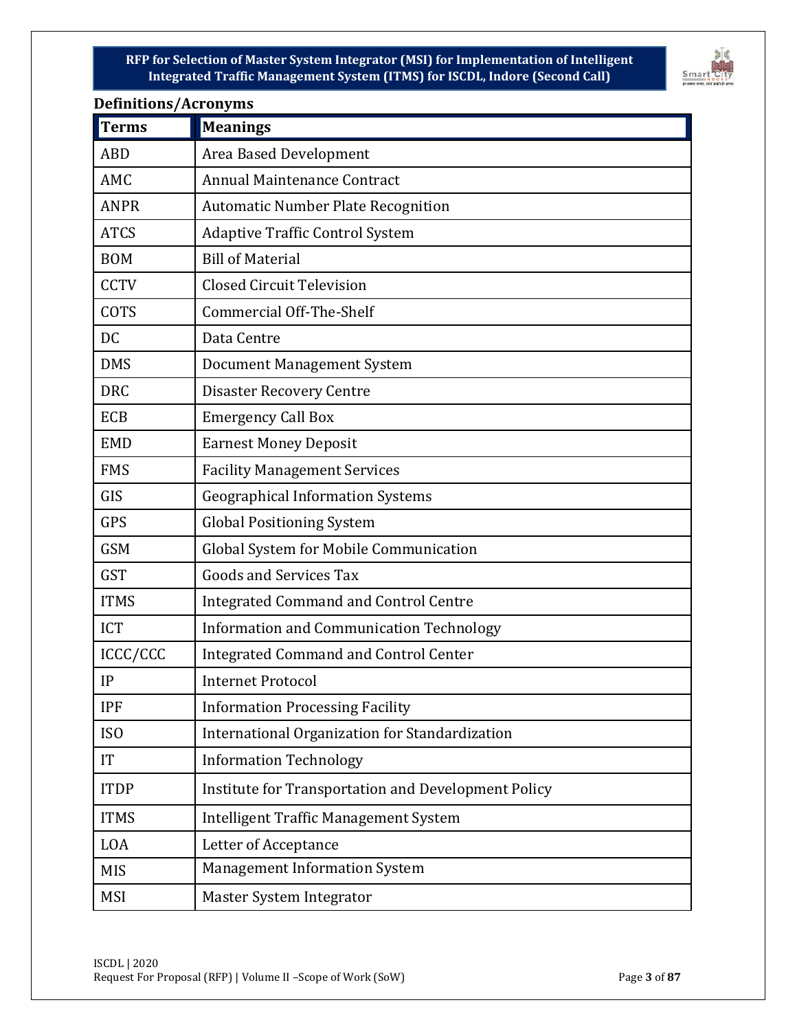## Definitions/Acronyms

| Terms | Meanings |
|---|---|
| ABD | Area Based Development |
| AMC | Annual Maintenance Contract |
| ANPR | Automatic Number Plate Recognition |
| ATCS | Adaptive Traffic Control System |
| BOM | Bill of Material |
| CCTV | Closed Circuit Television |
| COTS | Commercial Off-The-Shelf |
| DC | Data Centre |
| DMS | Document Management System |
| DRC | Disaster Recovery Centre |
| ECB | Emergency Call Box |
| EMD | Earnest Money Deposit |
| FMS | Facility Management Services |
| GIS | Geographical Information Systems |
| GPS | Global Positioning System |
| GSM | Global System for Mobile Communication |
| GST | Goods and Services Tax |
| ITMS | Integrated Command and Control Centre |
| ICT | Information and Communication Technology |
| ICCC/CCC | Integrated Command and Control Center |
| IP | Internet Protocol |
| IPF | Information Processing Facility |
| ISO | International Organization for Standardization |
| IT | Information Technology |
| ITDP | Institute for Transportation and Development Policy |
| ITMS | Intelligent Traffic Management System |
| LOA | Letter of Acceptance |
| MIS | Management Information System |
| MSI | Master System Integrator |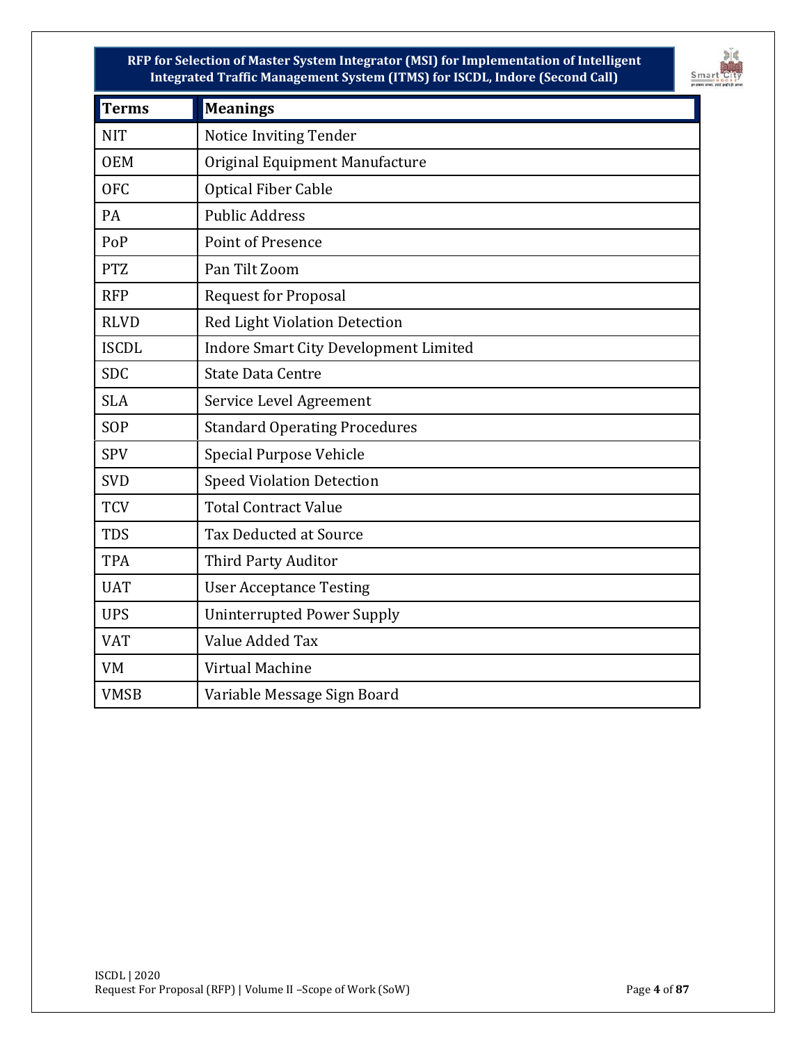| Terms | Meanings |
| --- | --- |
| NIT | Notice Inviting Tender |
| OEM | Original Equipment Manufacture |
| OFC | Optical Fiber Cable |
| PA | Public Address |
| PoP | Point of Presence |
| PTZ | Pan Tilt Zoom |
| RFP | Request for Proposal |
| RLVD | Red Light Violation Detection |
| ISCDL | Indore Smart City Development Limited |
| SDC | State Data Centre |
| SLA | Service Level Agreement |
| SOP | Standard Operating Procedures |
| SPV | Special Purpose Vehicle |
| SVD | Speed Violation Detection |
| TCV | Total Contract Value |
| TDS | Tax Deducted at Source |
| TPA | Third Party Auditor |
| UAT | User Acceptance Testing |
| UPS | Uninterrupted Power Supply |
| VAT | Value Added Tax |
| VM | Virtual Machine |
| VMSB | Variable Message Sign Board |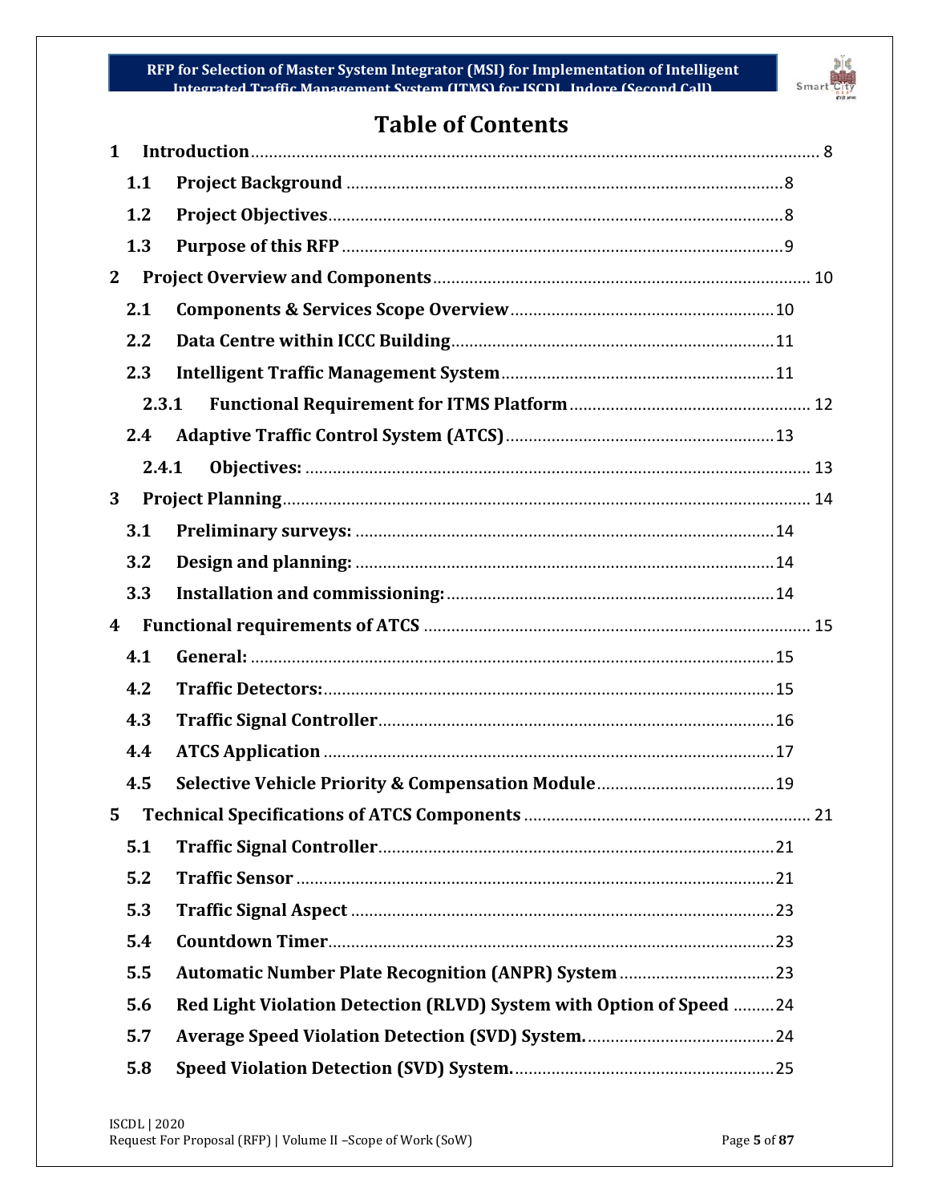# Table of Contents

1 **Introduction** .......... 8

- 1.1 **Project Background** .......... 8
- 1.2 **Project Objectives** .......... 8
- 1.3 **Purpose of this RFP** .......... 9

2 **Project Overview and Components** .......... 10

- 2.1 **Components & Services Scope Overview** .......... 10
- 2.2 **Data Centre within ICCC Building** .......... 11
- 2.3 **Intelligent Traffic Management System** .......... 11
  - 2.3.1 **Functional Requirement for ITMS Platform** .......... 12
- 2.4 **Adaptive Traffic Control System (ATCS)** .......... 13
  - 2.4.1 **Objectives:** .......... 13

3 **Project Planning** .......... 14

- 3.1 **Preliminary surveys:** .......... 14
- 3.2 **Design and planning:** .......... 14
- 3.3 **Installation and commissioning:** .......... 14

4 **Functional requirements of ATCS** .......... 15

- 4.1 **General:** .......... 15
- 4.2 **Traffic Detectors:** .......... 15
- 4.3 **Traffic Signal Controller** .......... 16
- 4.4 **ATCS Application** .......... 17
- 4.5 **Selective Vehicle Priority & Compensation Module** .......... 19

5 **Technical Specifications of ATCS Components** .......... 21

- 5.1 **Traffic Signal Controller** .......... 21
- 5.2 **Traffic Sensor** .......... 21
- 5.3 **Traffic Signal Aspect** .......... 23
- 5.4 **Countdown Timer** .......... 23
- 5.5 **Automatic Number Plate Recognition (ANPR) System** .......... 23
- 5.6 **Red Light Violation Detection (RLVD) System with Option of Speed** .......... 24
- 5.7 **Average Speed Violation Detection (SVD) System.** .......... 24
- 5.8 **Speed Violation Detection (SVD) System.** .......... 25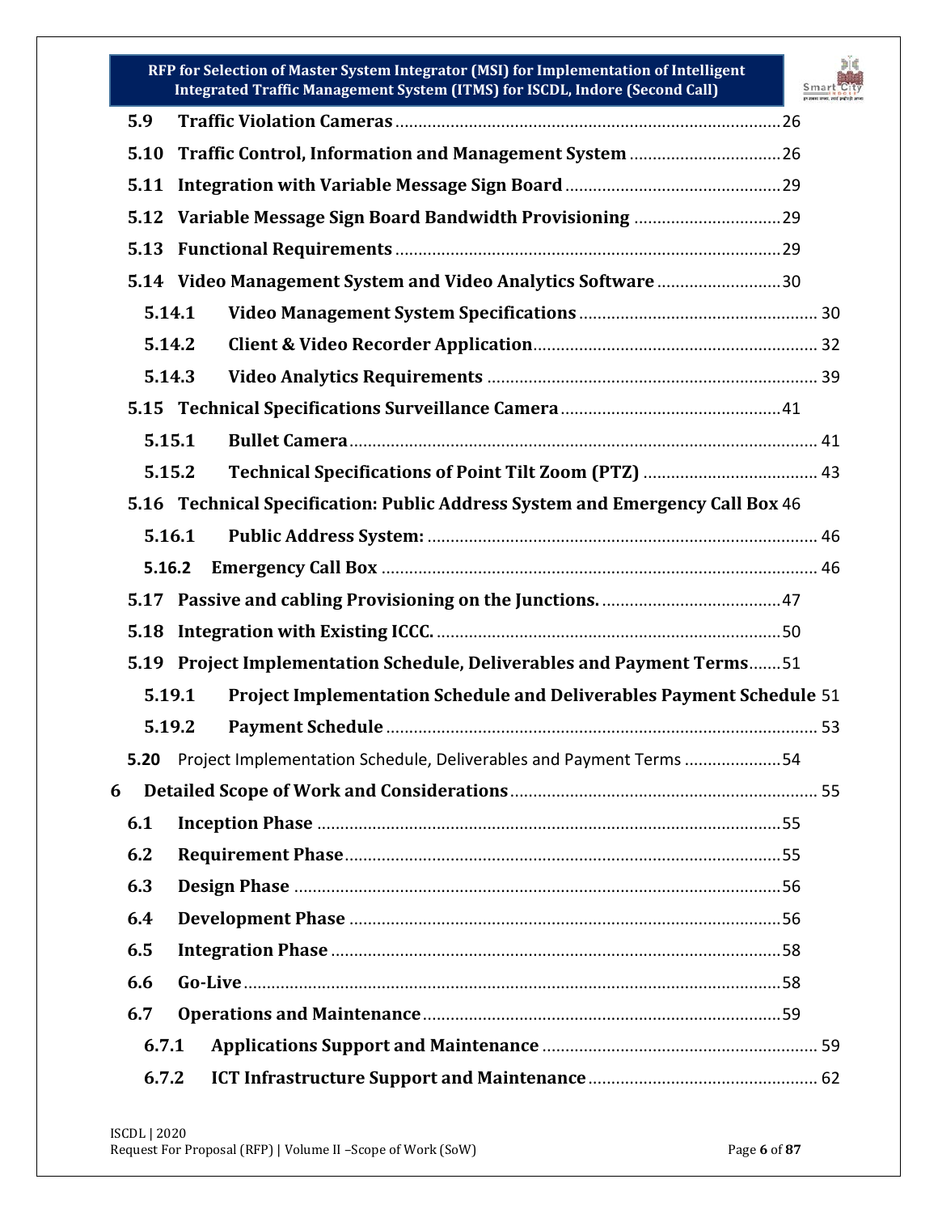5.9 Traffic Violation Cameras ........................................................................................26

5.10 Traffic Control, Information and Management System ....................................26

5.11 Integration with Variable Message Sign Board ..................................................29

5.12 Variable Message Sign Board Bandwidth Provisioning ....................................29

5.13 Functional Requirements .......................................................................................29

5.14 Video Management System and Video Analytics Software ..............................30

5.14.1 Video Management System Specifications ........................................................ 30

5.14.2 Client & Video Recorder Application................................................................ 32

5.14.3 Video Analytics Requirements .......................................................................... 39

5.15 Technical Specifications Surveillance Camera ....................................................41

5.15.1 Bullet Camera .......................................................................................................... 41

5.15.2 Technical Specifications of Point Tilt Zoom (PTZ) ........................................ 43

5.16 Technical Specification: Public Address System and Emergency Call Box 46

5.16.1 Public Address System: ......................................................................................... 46

5.16.2 Emergency Call Box ................................................................................................. 46

5.17 Passive and cabling Provisioning on the Junctions. ...........................................47

5.18 Integration with Existing ICCC. .............................................................................50

5.19 Project Implementation Schedule, Deliverables and Payment Terms.......51

5.19.1 Project Implementation Schedule and Deliverables Payment Schedule 51

5.19.2 Payment Schedule ................................................................................................. 53

5.20 Project Implementation Schedule, Deliverables and Payment Terms .....................54

6 Detailed Scope of Work and Considerations.......................................................................... 55

6.1 Inception Phase ........................................................................................................55

6.2 Requirement Phase..................................................................................................55

6.3 Design Phase .............................................................................................................56

6.4 Development Phase .................................................................................................56

6.5 Integration Phase .....................................................................................................58

6.6 Go-Live.......................................................................................................................58

6.7 Operations and Maintenance.................................................................................59

6.7.1 Applications Support and Maintenance ................................................................ 59

6.7.2 ICT Infrastructure Support and Maintenance...................................................... 62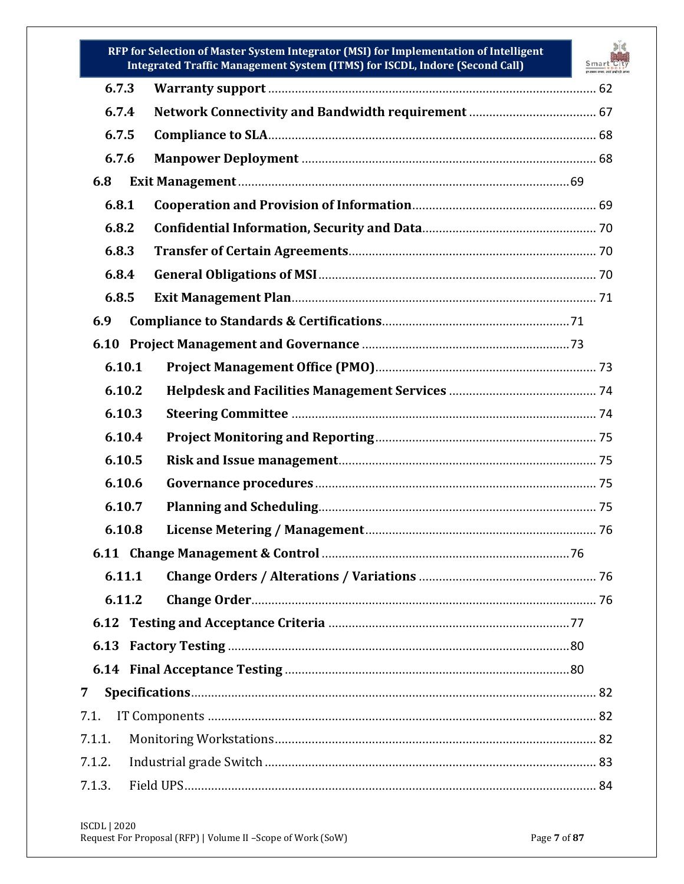| | | |
|---|---|---|
| **6.7.3** | **Warranty support** | 62 |
| **6.7.4** | **Network Connectivity and Bandwidth requirement** | 67 |
| **6.7.5** | **Compliance to SLA** | 68 |
| **6.7.6** | **Manpower Deployment** | 68 |
| **6.8** | **Exit Management** | 69 |
| **6.8.1** | **Cooperation and Provision of Information** | 69 |
| **6.8.2** | **Confidential Information, Security and Data** | 70 |
| **6.8.3** | **Transfer of Certain Agreements** | 70 |
| **6.8.4** | **General Obligations of MSI** | 70 |
| **6.8.5** | **Exit Management Plan** | 71 |
| **6.9** | **Compliance to Standards & Certifications** | 71 |
| **6.10** | **Project Management and Governance** | 73 |
| **6.10.1** | **Project Management Office (PMO)** | 73 |
| **6.10.2** | **Helpdesk and Facilities Management Services** | 74 |
| **6.10.3** | **Steering Committee** | 74 |
| **6.10.4** | **Project Monitoring and Reporting** | 75 |
| **6.10.5** | **Risk and Issue management** | 75 |
| **6.10.6** | **Governance procedures** | 75 |
| **6.10.7** | **Planning and Scheduling** | 75 |
| **6.10.8** | **License Metering / Management** | 76 |
| **6.11** | **Change Management & Control** | 76 |
| **6.11.1** | **Change Orders / Alterations / Variations** | 76 |
| **6.11.2** | **Change Order** | 76 |
| **6.12** | **Testing and Acceptance Criteria** | 77 |
| **6.13** | **Factory Testing** | 80 |
| **6.14** | **Final Acceptance Testing** | 80 |
| **7** | **Specifications** | 82 |
| 7.1. | IT Components | 82 |
| 7.1.1. | Monitoring Workstations | 82 |
| 7.1.2. | Industrial grade Switch | 83 |
| 7.1.3. | Field UPS | 84 |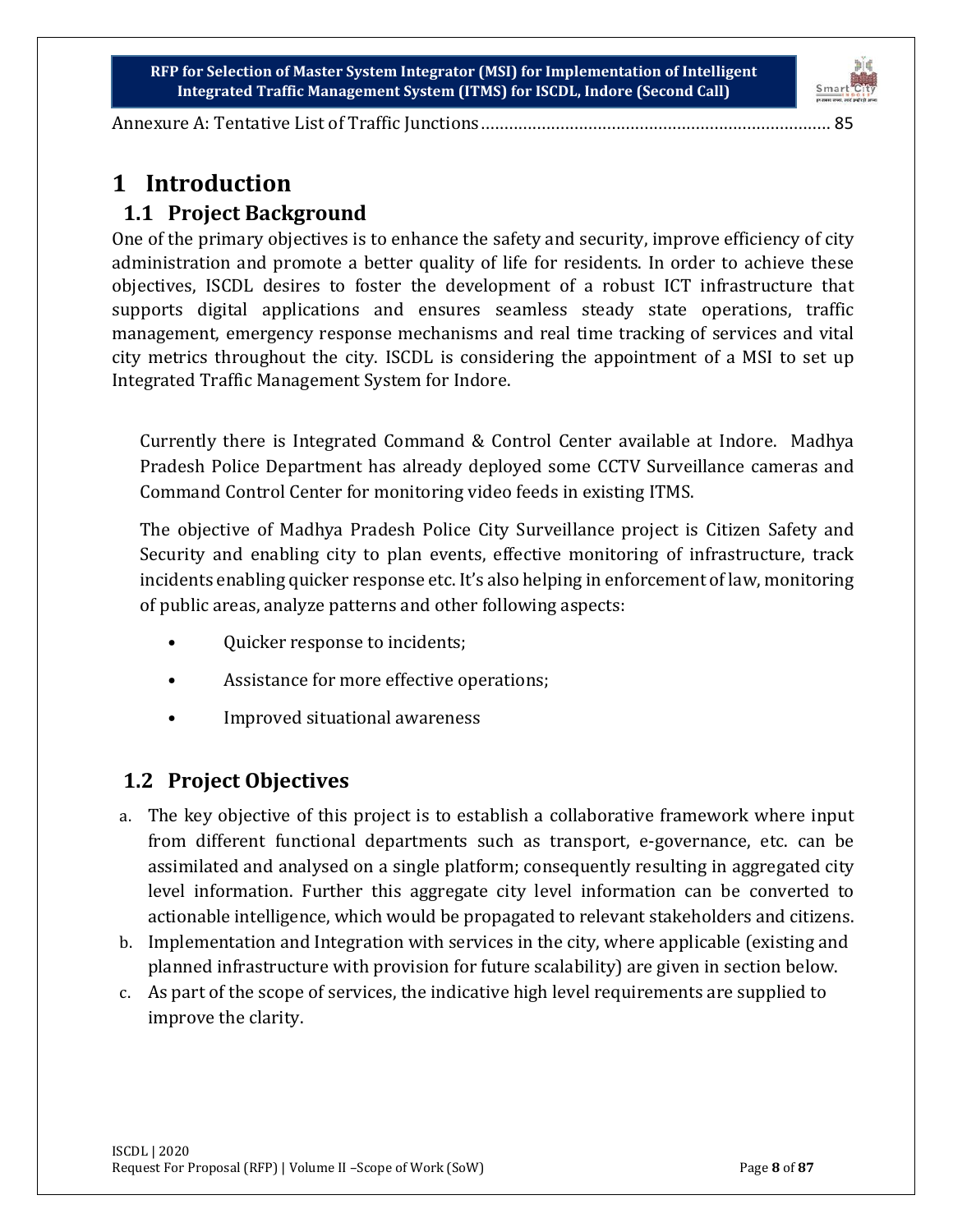Annexure A: Tentative List of Traffic Junctions ........................................................................... 85

# 1 Introduction

## 1.1 Project Background

One of the primary objectives is to enhance the safety and security, improve efficiency of city administration and promote a better quality of life for residents. In order to achieve these objectives, ISCDL desires to foster the development of a robust ICT infrastructure that supports digital applications and ensures seamless steady state operations, traffic management, emergency response mechanisms and real time tracking of services and vital city metrics throughout the city. ISCDL is considering the appointment of a MSI to set up Integrated Traffic Management System for Indore.

Currently there is Integrated Command & Control Center available at Indore. Madhya Pradesh Police Department has already deployed some CCTV Surveillance cameras and Command Control Center for monitoring video feeds in existing ITMS.

The objective of Madhya Pradesh Police City Surveillance project is Citizen Safety and Security and enabling city to plan events, effective monitoring of infrastructure, track incidents enabling quicker response etc. It's also helping in enforcement of law, monitoring of public areas, analyze patterns and other following aspects:

- Quicker response to incidents;
- Assistance for more effective operations;
- Improved situational awareness

## 1.2 Project Objectives

a. The key objective of this project is to establish a collaborative framework where input from different functional departments such as transport, e-governance, etc. can be assimilated and analysed on a single platform; consequently resulting in aggregated city level information. Further this aggregate city level information can be converted to actionable intelligence, which would be propagated to relevant stakeholders and citizens.
b. Implementation and Integration with services in the city, where applicable (existing and planned infrastructure with provision for future scalability) are given in section below.
c. As part of the scope of services, the indicative high level requirements are supplied to improve the clarity.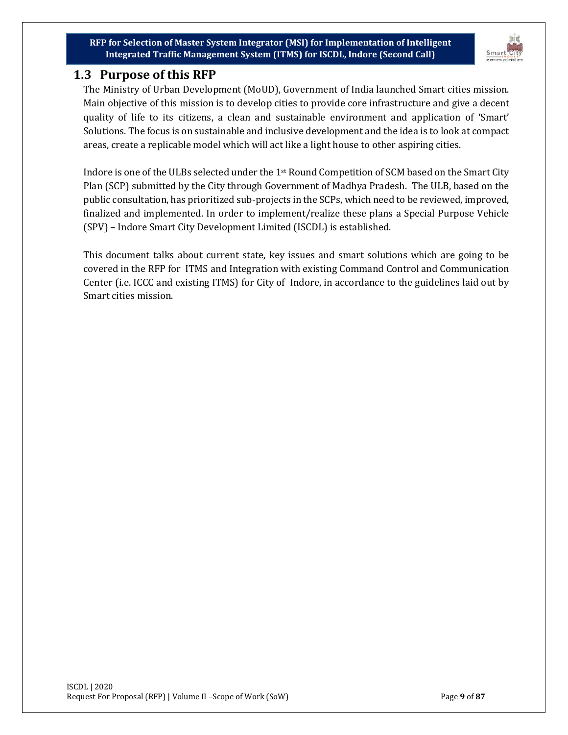## 1.3 Purpose of this RFP

The Ministry of Urban Development (MoUD), Government of India launched Smart cities mission. Main objective of this mission is to develop cities to provide core infrastructure and give a decent quality of life to its citizens, a clean and sustainable environment and application of 'Smart' Solutions. The focus is on sustainable and inclusive development and the idea is to look at compact areas, create a replicable model which will act like a light house to other aspiring cities.

Indore is one of the ULBs selected under the 1st Round Competition of SCM based on the Smart City Plan (SCP) submitted by the City through Government of Madhya Pradesh. The ULB, based on the public consultation, has prioritized sub-projects in the SCPs, which need to be reviewed, improved, finalized and implemented. In order to implement/realize these plans a Special Purpose Vehicle (SPV) – Indore Smart City Development Limited (ISCDL) is established.

This document talks about current state, key issues and smart solutions which are going to be covered in the RFP for ITMS and Integration with existing Command Control and Communication Center (i.e. ICCC and existing ITMS) for City of Indore, in accordance to the guidelines laid out by Smart cities mission.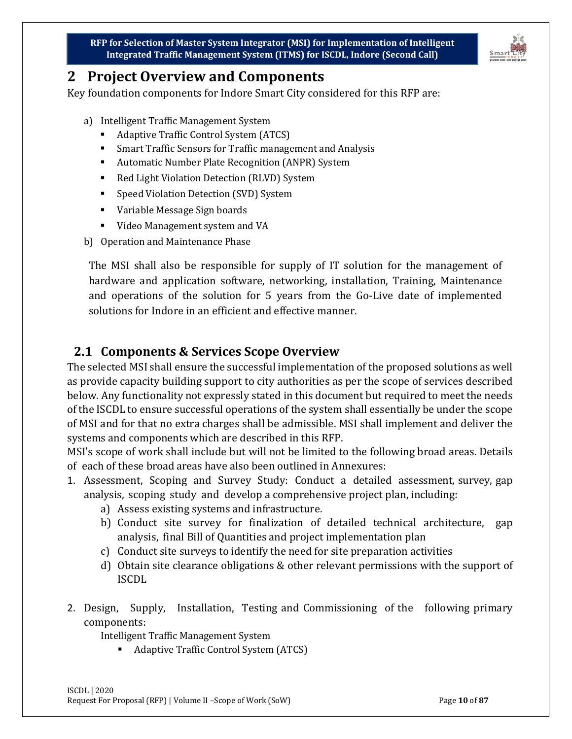# 2 Project Overview and Components

Key foundation components for Indore Smart City considered for this RFP are:

a) Intelligent Traffic Management System
   - Adaptive Traffic Control System (ATCS)
   - Smart Traffic Sensors for Traffic management and Analysis
   - Automatic Number Plate Recognition (ANPR) System
   - Red Light Violation Detection (RLVD) System
   - Speed Violation Detection (SVD) System
   - Variable Message Sign boards
   - Video Management system and VA

b) Operation and Maintenance Phase

The MSI shall also be responsible for supply of IT solution for the management of hardware and application software, networking, installation, Training, Maintenance and operations of the solution for 5 years from the Go-Live date of implemented solutions for Indore in an efficient and effective manner.

## 2.1 Components & Services Scope Overview

The selected MSI shall ensure the successful implementation of the proposed solutions as well as provide capacity building support to city authorities as per the scope of services described below. Any functionality not expressly stated in this document but required to meet the needs of the ISCDL to ensure successful operations of the system shall essentially be under the scope of MSI and for that no extra charges shall be admissible. MSI shall implement and deliver the systems and components which are described in this RFP.

MSI's scope of work shall include but will not be limited to the following broad areas. Details of each of these broad areas have also been outlined in Annexures:

1. Assessment, Scoping and Survey Study: Conduct a detailed assessment, survey, gap analysis, scoping study and develop a comprehensive project plan, including:
   a) Assess existing systems and infrastructure.
   b) Conduct site survey for finalization of detailed technical architecture, gap analysis, final Bill of Quantities and project implementation plan
   c) Conduct site surveys to identify the need for site preparation activities
   d) Obtain site clearance obligations & other relevant permissions with the support of ISCDL

2. Design, Supply, Installation, Testing and Commissioning of the following primary components:

   Intelligent Traffic Management System
   - Adaptive Traffic Control System (ATCS)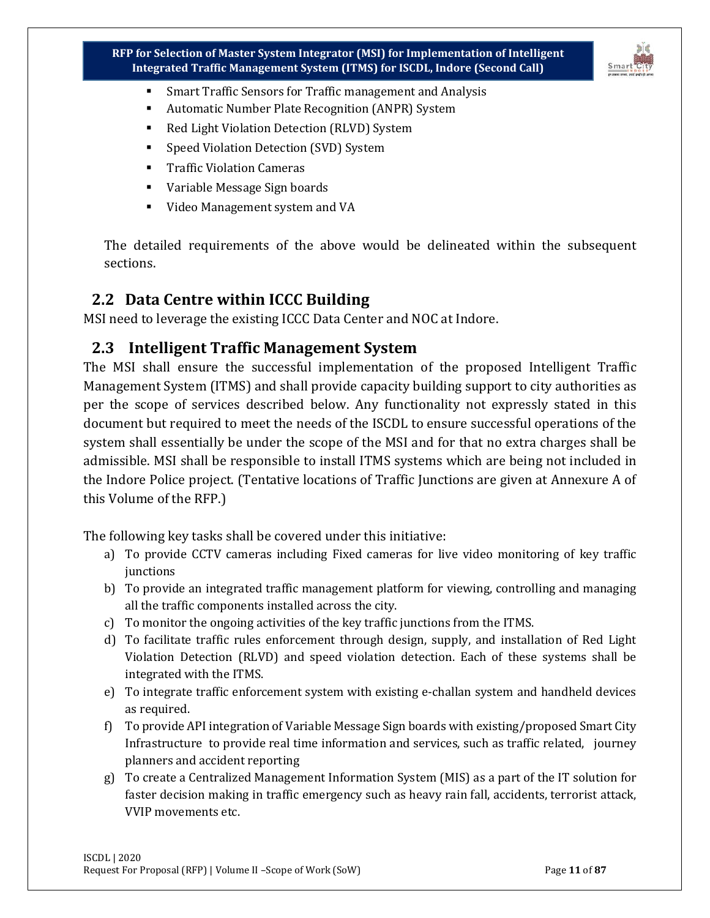- Smart Traffic Sensors for Traffic management and Analysis
- Automatic Number Plate Recognition (ANPR) System
- Red Light Violation Detection (RLVD) System
- Speed Violation Detection (SVD) System
- Traffic Violation Cameras
- Variable Message Sign boards
- Video Management system and VA

The detailed requirements of the above would be delineated within the subsequent sections.

## 2.2 Data Centre within ICCC Building

MSI need to leverage the existing ICCC Data Center and NOC at Indore.

## 2.3 Intelligent Traffic Management System

The MSI shall ensure the successful implementation of the proposed Intelligent Traffic Management System (ITMS) and shall provide capacity building support to city authorities as per the scope of services described below. Any functionality not expressly stated in this document but required to meet the needs of the ISCDL to ensure successful operations of the system shall essentially be under the scope of the MSI and for that no extra charges shall be admissible. MSI shall be responsible to install ITMS systems which are being not included in the Indore Police project. (Tentative locations of Traffic Junctions are given at Annexure A of this Volume of the RFP.)

The following key tasks shall be covered under this initiative:

a) To provide CCTV cameras including Fixed cameras for live video monitoring of key traffic junctions
b) To provide an integrated traffic management platform for viewing, controlling and managing all the traffic components installed across the city.
c) To monitor the ongoing activities of the key traffic junctions from the ITMS.
d) To facilitate traffic rules enforcement through design, supply, and installation of Red Light Violation Detection (RLVD) and speed violation detection. Each of these systems shall be integrated with the ITMS.
e) To integrate traffic enforcement system with existing e-challan system and handheld devices as required.
f) To provide API integration of Variable Message Sign boards with existing/proposed Smart City Infrastructure to provide real time information and services, such as traffic related, journey planners and accident reporting
g) To create a Centralized Management Information System (MIS) as a part of the IT solution for faster decision making in traffic emergency such as heavy rain fall, accidents, terrorist attack, VVIP movements etc.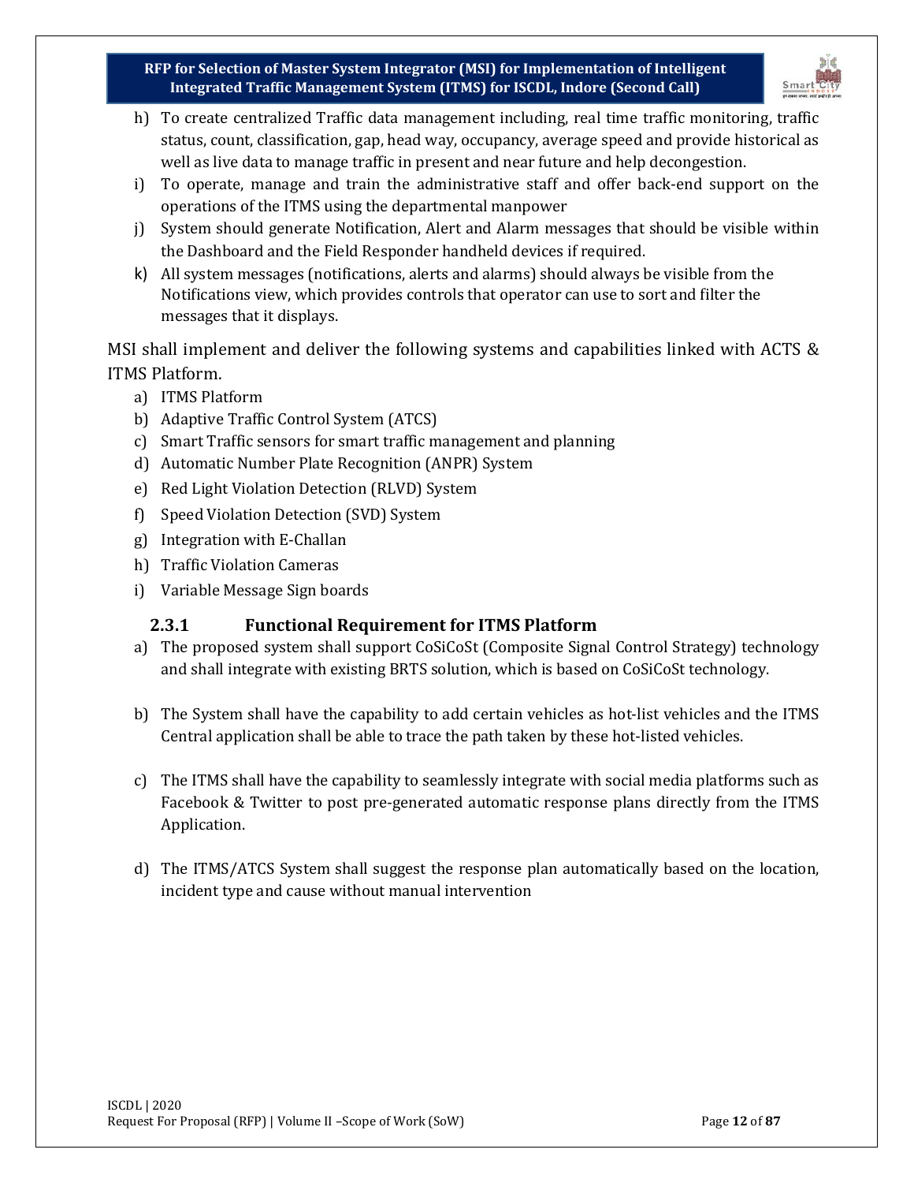h) To create centralized Traffic data management including, real time traffic monitoring, traffic status, count, classification, gap, head way, occupancy, average speed and provide historical as well as live data to manage traffic in present and near future and help decongestion.
i) To operate, manage and train the administrative staff and offer back-end support on the operations of the ITMS using the departmental manpower
j) System should generate Notification, Alert and Alarm messages that should be visible within the Dashboard and the Field Responder handheld devices if required.
k) All system messages (notifications, alerts and alarms) should always be visible from the Notifications view, which provides controls that operator can use to sort and filter the messages that it displays.

MSI shall implement and deliver the following systems and capabilities linked with ACTS & ITMS Platform.

a) ITMS Platform
b) Adaptive Traffic Control System (ATCS)
c) Smart Traffic sensors for smart traffic management and planning
d) Automatic Number Plate Recognition (ANPR) System
e) Red Light Violation Detection (RLVD) System
f) Speed Violation Detection (SVD) System
g) Integration with E-Challan
h) Traffic Violation Cameras
i) Variable Message Sign boards

### 2.3.1 Functional Requirement for ITMS Platform

a) The proposed system shall support CoSiCoSt (Composite Signal Control Strategy) technology and shall integrate with existing BRTS solution, which is based on CoSiCoSt technology.

b) The System shall have the capability to add certain vehicles as hot-list vehicles and the ITMS Central application shall be able to trace the path taken by these hot-listed vehicles.

c) The ITMS shall have the capability to seamlessly integrate with social media platforms such as Facebook & Twitter to post pre-generated automatic response plans directly from the ITMS Application.

d) The ITMS/ATCS System shall suggest the response plan automatically based on the location, incident type and cause without manual intervention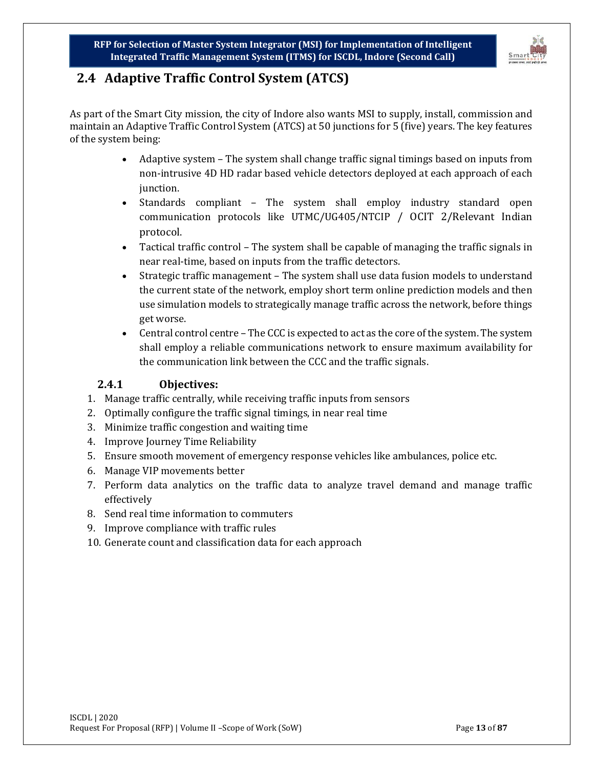## 2.4 Adaptive Traffic Control System (ATCS)

As part of the Smart City mission, the city of Indore also wants MSI to supply, install, commission and maintain an Adaptive Traffic Control System (ATCS) at 50 junctions for 5 (five) years. The key features of the system being:

- Adaptive system – The system shall change traffic signal timings based on inputs from non-intrusive 4D HD radar based vehicle detectors deployed at each approach of each junction.
- Standards compliant – The system shall employ industry standard open communication protocols like UTMC/UG405/NTCIP / OCIT 2/Relevant Indian protocol.
- Tactical traffic control – The system shall be capable of managing the traffic signals in near real-time, based on inputs from the traffic detectors.
- Strategic traffic management – The system shall use data fusion models to understand the current state of the network, employ short term online prediction models and then use simulation models to strategically manage traffic across the network, before things get worse.
- Central control centre – The CCC is expected to act as the core of the system. The system shall employ a reliable communications network to ensure maximum availability for the communication link between the CCC and the traffic signals.

### 2.4.1 Objectives:

1. Manage traffic centrally, while receiving traffic inputs from sensors
2. Optimally configure the traffic signal timings, in near real time
3. Minimize traffic congestion and waiting time
4. Improve Journey Time Reliability
5. Ensure smooth movement of emergency response vehicles like ambulances, police etc.
6. Manage VIP movements better
7. Perform data analytics on the traffic data to analyze travel demand and manage traffic effectively
8. Send real time information to commuters
9. Improve compliance with traffic rules
10. Generate count and classification data for each approach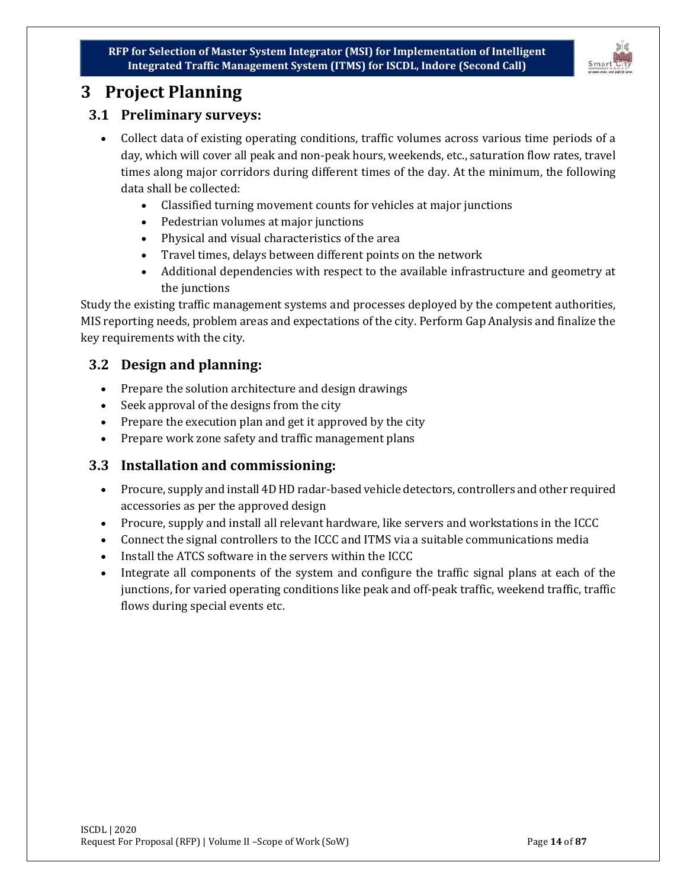# 3 Project Planning

## 3.1 Preliminary surveys:

- Collect data of existing operating conditions, traffic volumes across various time periods of a day, which will cover all peak and non-peak hours, weekends, etc., saturation flow rates, travel times along major corridors during different times of the day. At the minimum, the following data shall be collected:
    - Classified turning movement counts for vehicles at major junctions
    - Pedestrian volumes at major junctions
    - Physical and visual characteristics of the area
    - Travel times, delays between different points on the network
    - Additional dependencies with respect to the available infrastructure and geometry at the junctions

Study the existing traffic management systems and processes deployed by the competent authorities, MIS reporting needs, problem areas and expectations of the city. Perform Gap Analysis and finalize the key requirements with the city.

## 3.2 Design and planning:

- Prepare the solution architecture and design drawings
- Seek approval of the designs from the city
- Prepare the execution plan and get it approved by the city
- Prepare work zone safety and traffic management plans

## 3.3 Installation and commissioning:

- Procure, supply and install 4D HD radar-based vehicle detectors, controllers and other required accessories as per the approved design
- Procure, supply and install all relevant hardware, like servers and workstations in the ICCC
- Connect the signal controllers to the ICCC and ITMS via a suitable communications media
- Install the ATCS software in the servers within the ICCC
- Integrate all components of the system and configure the traffic signal plans at each of the junctions, for varied operating conditions like peak and off-peak traffic, weekend traffic, traffic flows during special events etc.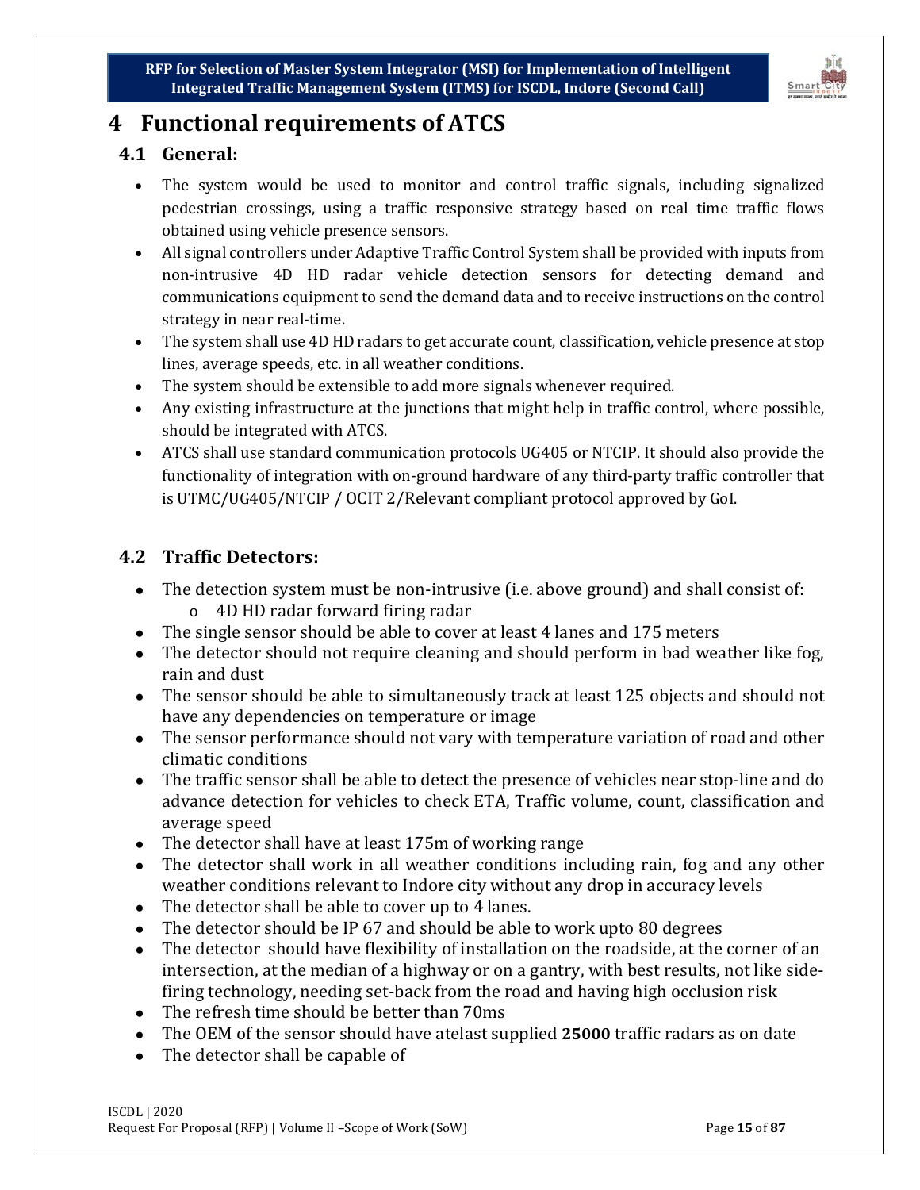# 4 Functional requirements of ATCS

## 4.1 General:

- The system would be used to monitor and control traffic signals, including signalized pedestrian crossings, using a traffic responsive strategy based on real time traffic flows obtained using vehicle presence sensors.
- All signal controllers under Adaptive Traffic Control System shall be provided with inputs from non-intrusive 4D HD radar vehicle detection sensors for detecting demand and communications equipment to send the demand data and to receive instructions on the control strategy in near real-time.
- The system shall use 4D HD radars to get accurate count, classification, vehicle presence at stop lines, average speeds, etc. in all weather conditions.
- The system should be extensible to add more signals whenever required.
- Any existing infrastructure at the junctions that might help in traffic control, where possible, should be integrated with ATCS.
- ATCS shall use standard communication protocols UG405 or NTCIP. It should also provide the functionality of integration with on-ground hardware of any third-party traffic controller that is UTMC/UG405/NTCIP / OCIT 2/Relevant compliant protocol approved by GoI.

## 4.2 Traffic Detectors:

- The detection system must be non-intrusive (i.e. above ground) and shall consist of:
  - 4D HD radar forward firing radar
- The single sensor should be able to cover at least 4 lanes and 175 meters
- The detector should not require cleaning and should perform in bad weather like fog, rain and dust
- The sensor should be able to simultaneously track at least 125 objects and should not have any dependencies on temperature or image
- The sensor performance should not vary with temperature variation of road and other climatic conditions
- The traffic sensor shall be able to detect the presence of vehicles near stop-line and do advance detection for vehicles to check ETA, Traffic volume, count, classification and average speed
- The detector shall have at least 175m of working range
- The detector shall work in all weather conditions including rain, fog and any other weather conditions relevant to Indore city without any drop in accuracy levels
- The detector shall be able to cover up to 4 lanes.
- The detector should be IP 67 and should be able to work upto 80 degrees
- The detector should have flexibility of installation on the roadside, at the corner of an intersection, at the median of a highway or on a gantry, with best results, not like side-firing technology, needing set-back from the road and having high occlusion risk
- The refresh time should be better than 70ms
- The OEM of the sensor should have atelast supplied **25000** traffic radars as on date
- The detector shall be capable of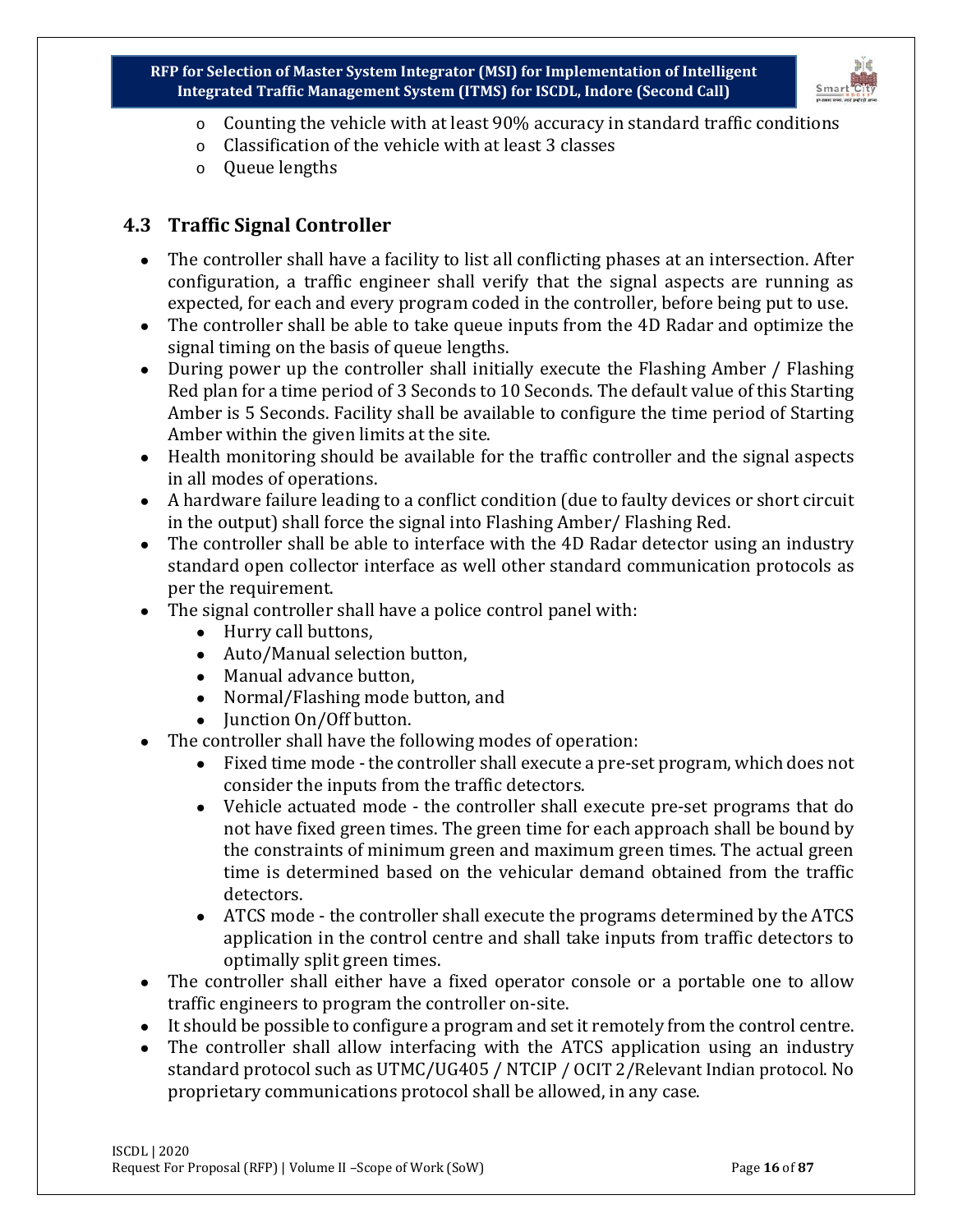- Counting the vehicle with at least 90% accuracy in standard traffic conditions
- Classification of the vehicle with at least 3 classes
- Queue lengths

## 4.3 Traffic Signal Controller

- The controller shall have a facility to list all conflicting phases at an intersection. After configuration, a traffic engineer shall verify that the signal aspects are running as expected, for each and every program coded in the controller, before being put to use.
- The controller shall be able to take queue inputs from the 4D Radar and optimize the signal timing on the basis of queue lengths.
- During power up the controller shall initially execute the Flashing Amber / Flashing Red plan for a time period of 3 Seconds to 10 Seconds. The default value of this Starting Amber is 5 Seconds. Facility shall be available to configure the time period of Starting Amber within the given limits at the site.
- Health monitoring should be available for the traffic controller and the signal aspects in all modes of operations.
- A hardware failure leading to a conflict condition (due to faulty devices or short circuit in the output) shall force the signal into Flashing Amber/ Flashing Red.
- The controller shall be able to interface with the 4D Radar detector using an industry standard open collector interface as well other standard communication protocols as per the requirement.
- The signal controller shall have a police control panel with:
  - Hurry call buttons,
  - Auto/Manual selection button,
  - Manual advance button,
  - Normal/Flashing mode button, and
  - Junction On/Off button.
- The controller shall have the following modes of operation:
  - Fixed time mode - the controller shall execute a pre-set program, which does not consider the inputs from the traffic detectors.
  - Vehicle actuated mode - the controller shall execute pre-set programs that do not have fixed green times. The green time for each approach shall be bound by the constraints of minimum green and maximum green times. The actual green time is determined based on the vehicular demand obtained from the traffic detectors.
  - ATCS mode - the controller shall execute the programs determined by the ATCS application in the control centre and shall take inputs from traffic detectors to optimally split green times.
- The controller shall either have a fixed operator console or a portable one to allow traffic engineers to program the controller on-site.
- It should be possible to configure a program and set it remotely from the control centre.
- The controller shall allow interfacing with the ATCS application using an industry standard protocol such as UTMC/UG405 / NTCIP / OCIT 2/Relevant Indian protocol. No proprietary communications protocol shall be allowed, in any case.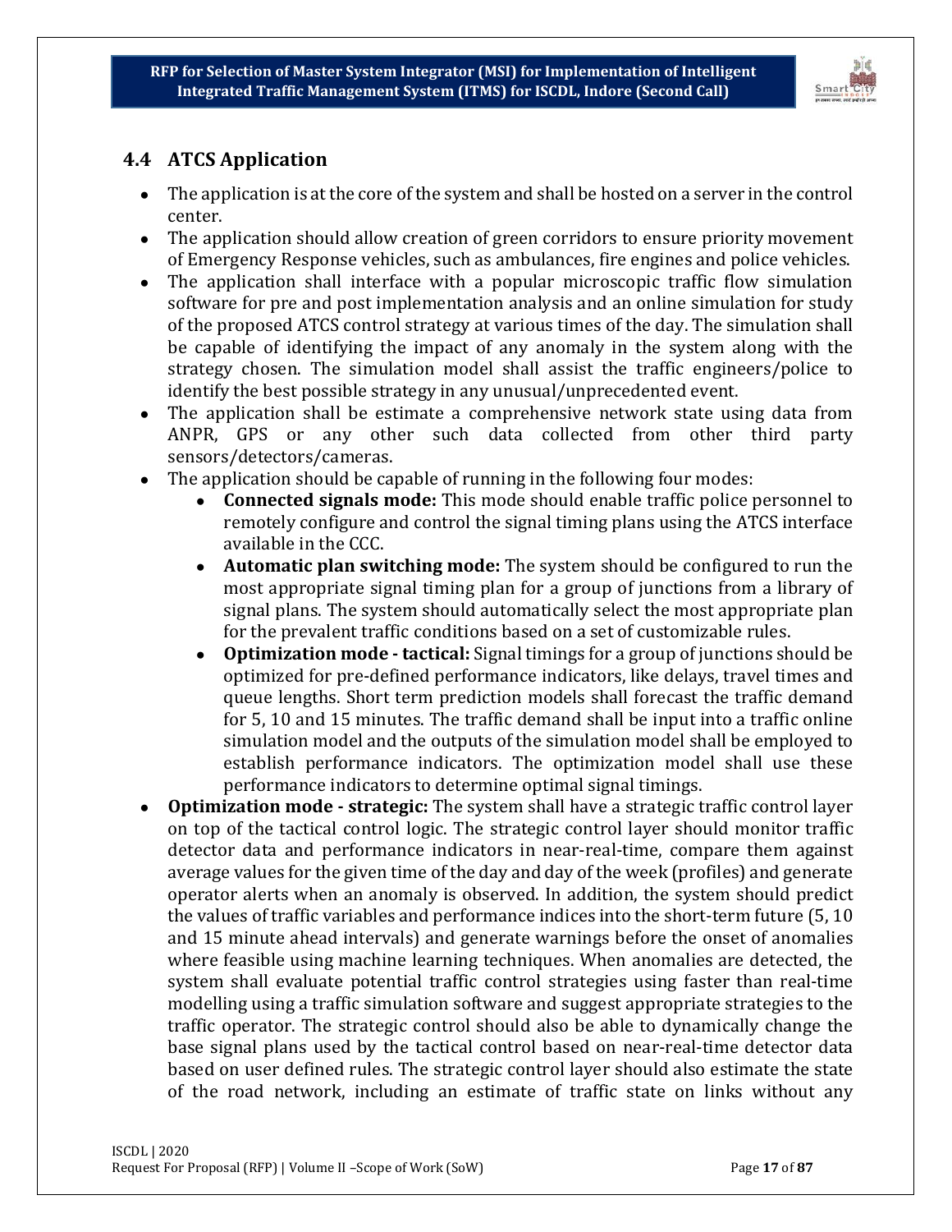## 4.4 ATCS Application

- The application is at the core of the system and shall be hosted on a server in the control center.
- The application should allow creation of green corridors to ensure priority movement of Emergency Response vehicles, such as ambulances, fire engines and police vehicles.
- The application shall interface with a popular microscopic traffic flow simulation software for pre and post implementation analysis and an online simulation for study of the proposed ATCS control strategy at various times of the day. The simulation shall be capable of identifying the impact of any anomaly in the system along with the strategy chosen. The simulation model shall assist the traffic engineers/police to identify the best possible strategy in any unusual/unprecedented event.
- The application shall be estimate a comprehensive network state using data from ANPR, GPS or any other such data collected from other third party sensors/detectors/cameras.
- The application should be capable of running in the following four modes:
  - **Connected signals mode:** This mode should enable traffic police personnel to remotely configure and control the signal timing plans using the ATCS interface available in the CCC.
  - **Automatic plan switching mode:** The system should be configured to run the most appropriate signal timing plan for a group of junctions from a library of signal plans. The system should automatically select the most appropriate plan for the prevalent traffic conditions based on a set of customizable rules.
  - **Optimization mode - tactical:** Signal timings for a group of junctions should be optimized for pre-defined performance indicators, like delays, travel times and queue lengths. Short term prediction models shall forecast the traffic demand for 5, 10 and 15 minutes. The traffic demand shall be input into a traffic online simulation model and the outputs of the simulation model shall be employed to establish performance indicators. The optimization model shall use these performance indicators to determine optimal signal timings.
- **Optimization mode - strategic:** The system shall have a strategic traffic control layer on top of the tactical control logic. The strategic control layer should monitor traffic detector data and performance indicators in near-real-time, compare them against average values for the given time of the day and day of the week (profiles) and generate operator alerts when an anomaly is observed. In addition, the system should predict the values of traffic variables and performance indices into the short-term future (5, 10 and 15 minute ahead intervals) and generate warnings before the onset of anomalies where feasible using machine learning techniques. When anomalies are detected, the system shall evaluate potential traffic control strategies using faster than real-time modelling using a traffic simulation software and suggest appropriate strategies to the traffic operator. The strategic control should also be able to dynamically change the base signal plans used by the tactical control based on near-real-time detector data based on user defined rules. The strategic control layer should also estimate the state of the road network, including an estimate of traffic state on links without any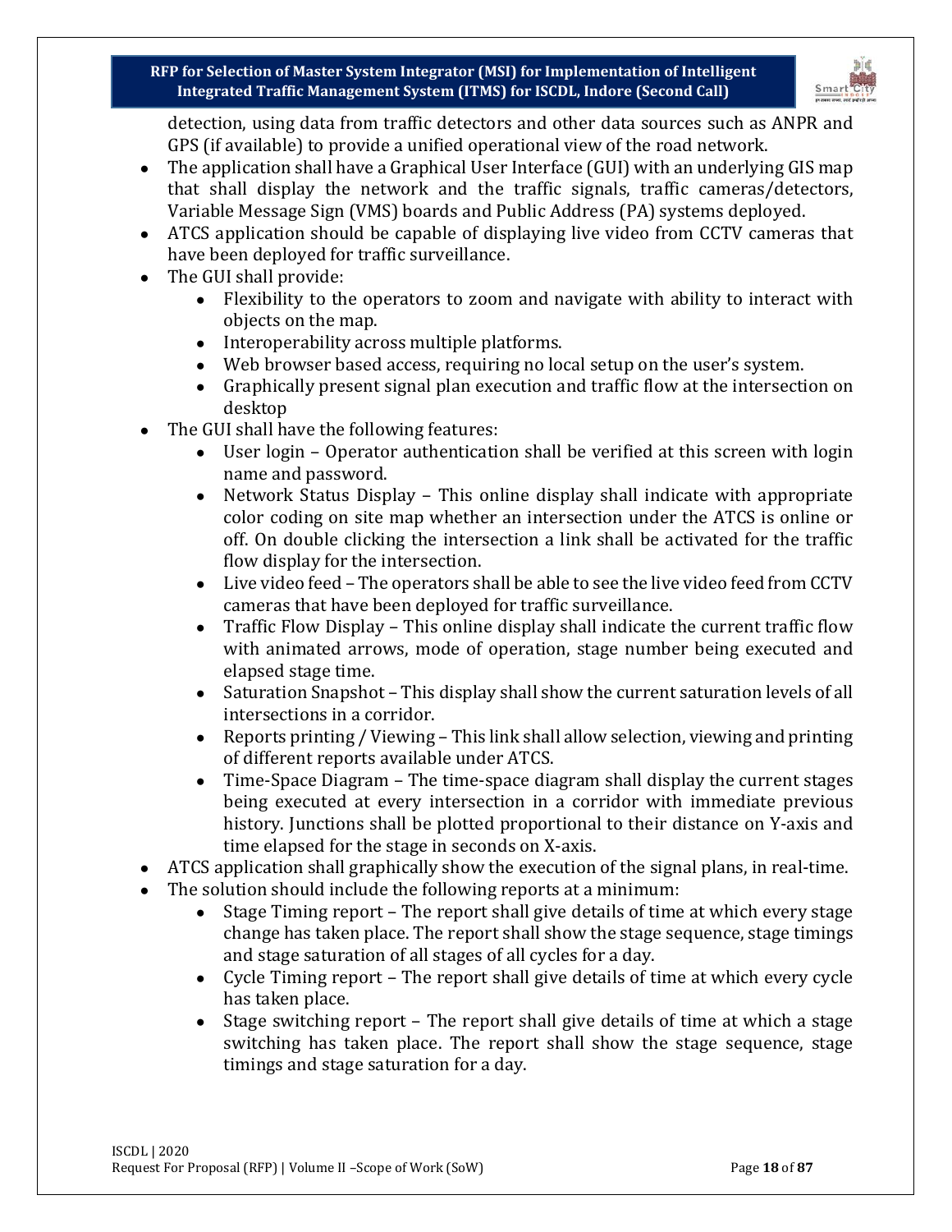detection, using data from traffic detectors and other data sources such as ANPR and GPS (if available) to provide a unified operational view of the road network.

- The application shall have a Graphical User Interface (GUI) with an underlying GIS map that shall display the network and the traffic signals, traffic cameras/detectors, Variable Message Sign (VMS) boards and Public Address (PA) systems deployed.
- ATCS application should be capable of displaying live video from CCTV cameras that have been deployed for traffic surveillance.
- The GUI shall provide:
    - Flexibility to the operators to zoom and navigate with ability to interact with objects on the map.
    - Interoperability across multiple platforms.
    - Web browser based access, requiring no local setup on the user's system.
    - Graphically present signal plan execution and traffic flow at the intersection on desktop
- The GUI shall have the following features:
    - User login – Operator authentication shall be verified at this screen with login name and password.
    - Network Status Display – This online display shall indicate with appropriate color coding on site map whether an intersection under the ATCS is online or off. On double clicking the intersection a link shall be activated for the traffic flow display for the intersection.
    - Live video feed – The operators shall be able to see the live video feed from CCTV cameras that have been deployed for traffic surveillance.
    - Traffic Flow Display – This online display shall indicate the current traffic flow with animated arrows, mode of operation, stage number being executed and elapsed stage time.
    - Saturation Snapshot – This display shall show the current saturation levels of all intersections in a corridor.
    - Reports printing / Viewing – This link shall allow selection, viewing and printing of different reports available under ATCS.
    - Time-Space Diagram – The time-space diagram shall display the current stages being executed at every intersection in a corridor with immediate previous history. Junctions shall be plotted proportional to their distance on Y-axis and time elapsed for the stage in seconds on X-axis.
- ATCS application shall graphically show the execution of the signal plans, in real-time.
- The solution should include the following reports at a minimum:
    - Stage Timing report – The report shall give details of time at which every stage change has taken place. The report shall show the stage sequence, stage timings and stage saturation of all stages of all cycles for a day.
    - Cycle Timing report – The report shall give details of time at which every cycle has taken place.
    - Stage switching report – The report shall give details of time at which a stage switching has taken place. The report shall show the stage sequence, stage timings and stage saturation for a day.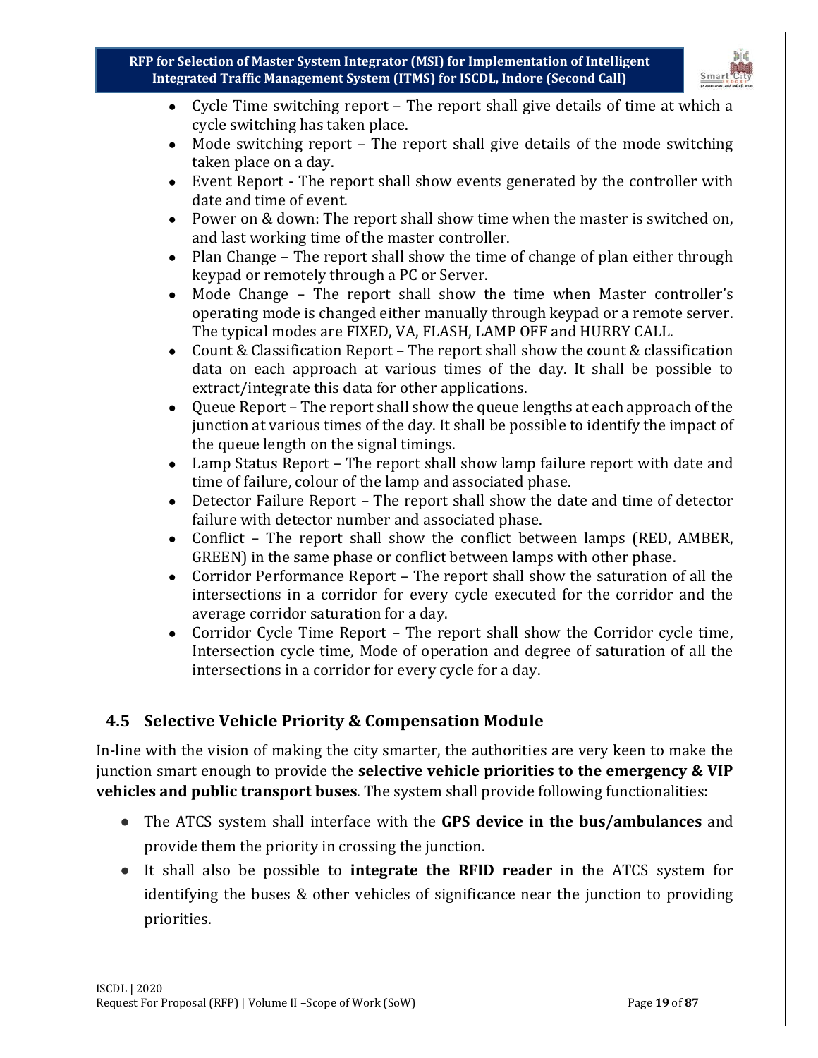- Cycle Time switching report – The report shall give details of time at which a cycle switching has taken place.
- Mode switching report – The report shall give details of the mode switching taken place on a day.
- Event Report - The report shall show events generated by the controller with date and time of event.
- Power on & down: The report shall show time when the master is switched on, and last working time of the master controller.
- Plan Change – The report shall show the time of change of plan either through keypad or remotely through a PC or Server.
- Mode Change – The report shall show the time when Master controller's operating mode is changed either manually through keypad or a remote server. The typical modes are FIXED, VA, FLASH, LAMP OFF and HURRY CALL.
- Count & Classification Report – The report shall show the count & classification data on each approach at various times of the day. It shall be possible to extract/integrate this data for other applications.
- Queue Report – The report shall show the queue lengths at each approach of the junction at various times of the day. It shall be possible to identify the impact of the queue length on the signal timings.
- Lamp Status Report – The report shall show lamp failure report with date and time of failure, colour of the lamp and associated phase.
- Detector Failure Report – The report shall show the date and time of detector failure with detector number and associated phase.
- Conflict – The report shall show the conflict between lamps (RED, AMBER, GREEN) in the same phase or conflict between lamps with other phase.
- Corridor Performance Report – The report shall show the saturation of all the intersections in a corridor for every cycle executed for the corridor and the average corridor saturation for a day.
- Corridor Cycle Time Report – The report shall show the Corridor cycle time, Intersection cycle time, Mode of operation and degree of saturation of all the intersections in a corridor for every cycle for a day.

## 4.5 Selective Vehicle Priority & Compensation Module

In-line with the vision of making the city smarter, the authorities are very keen to make the junction smart enough to provide the **selective vehicle priorities to the emergency & VIP vehicles and public transport buses**. The system shall provide following functionalities:

- The ATCS system shall interface with the **GPS device in the bus/ambulances** and provide them the priority in crossing the junction.
- It shall also be possible to **integrate the RFID reader** in the ATCS system for identifying the buses & other vehicles of significance near the junction to providing priorities.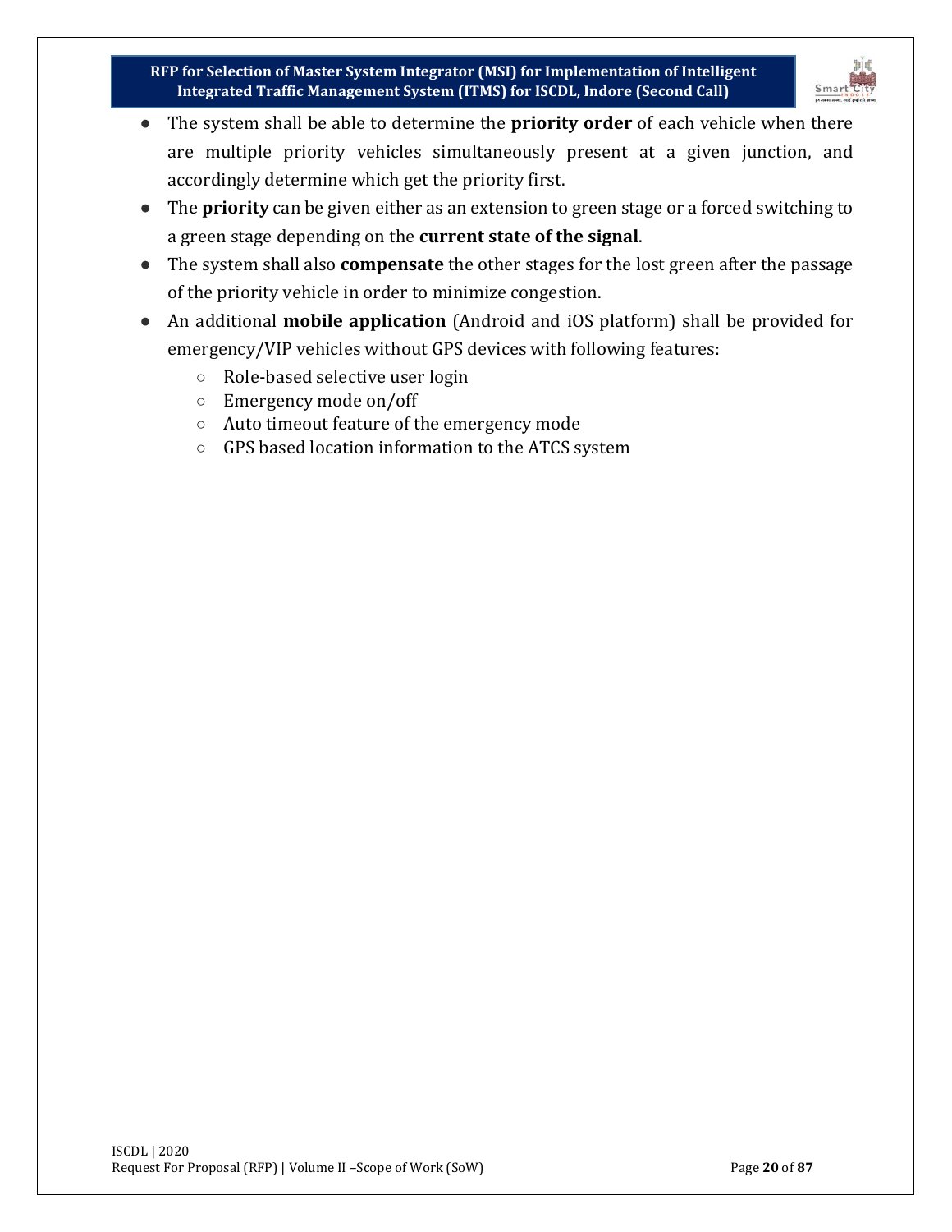- The system shall be able to determine the **priority order** of each vehicle when there are multiple priority vehicles simultaneously present at a given junction, and accordingly determine which get the priority first.
- The **priority** can be given either as an extension to green stage or a forced switching to a green stage depending on the **current state of the signal**.
- The system shall also **compensate** the other stages for the lost green after the passage of the priority vehicle in order to minimize congestion.
- An additional **mobile application** (Android and iOS platform) shall be provided for emergency/VIP vehicles without GPS devices with following features:
  - Role-based selective user login
  - Emergency mode on/off
  - Auto timeout feature of the emergency mode
  - GPS based location information to the ATCS system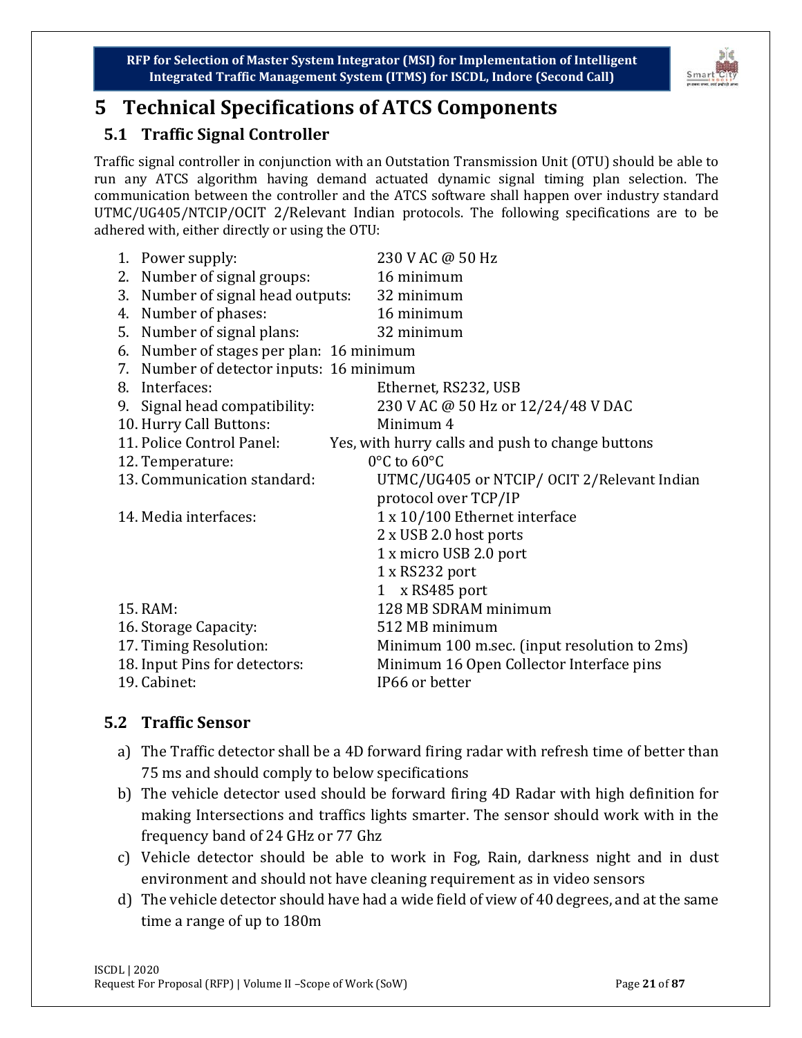# 5 Technical Specifications of ATCS Components

## 5.1 Traffic Signal Controller

Traffic signal controller in conjunction with an Outstation Transmission Unit (OTU) should be able to run any ATCS algorithm having demand actuated dynamic signal timing plan selection. The communication between the controller and the ATCS software shall happen over industry standard UTMC/UG405/NTCIP/OCIT 2/Relevant Indian protocols. The following specifications are to be adhered with, either directly or using the OTU:

1. Power supply: 230 V AC @ 50 Hz
2. Number of signal groups: 16 minimum
3. Number of signal head outputs: 32 minimum
4. Number of phases: 16 minimum
5. Number of signal plans: 32 minimum
6. Number of stages per plan: 16 minimum
7. Number of detector inputs: 16 minimum
8. Interfaces: Ethernet, RS232, USB
9. Signal head compatibility: 230 V AC @ 50 Hz or 12/24/48 V DAC
10. Hurry Call Buttons: Minimum 4
11. Police Control Panel: Yes, with hurry calls and push to change buttons
12. Temperature: 0°C to 60°C
13. Communication standard: UTMC/UG405 or NTCIP/ OCIT 2/Relevant Indian protocol over TCP/IP
14. Media interfaces:
    - 1 x 10/100 Ethernet interface
    - 2 x USB 2.0 host ports
    - 1 x micro USB 2.0 port
    - 1 x RS232 port
    - 1 x RS485 port
15. RAM: 128 MB SDRAM minimum
16. Storage Capacity: 512 MB minimum
17. Timing Resolution: Minimum 100 m.sec. (input resolution to 2ms)
18. Input Pins for detectors: Minimum 16 Open Collector Interface pins
19. Cabinet: IP66 or better

## 5.2 Traffic Sensor

a) The Traffic detector shall be a 4D forward firing radar with refresh time of better than 75 ms and should comply to below specifications

b) The vehicle detector used should be forward firing 4D Radar with high definition for making Intersections and traffics lights smarter. The sensor should work with in the frequency band of 24 GHz or 77 Ghz

c) Vehicle detector should be able to work in Fog, Rain, darkness night and in dust environment and should not have cleaning requirement as in video sensors

d) The vehicle detector should have had a wide field of view of 40 degrees, and at the same time a range of up to 180m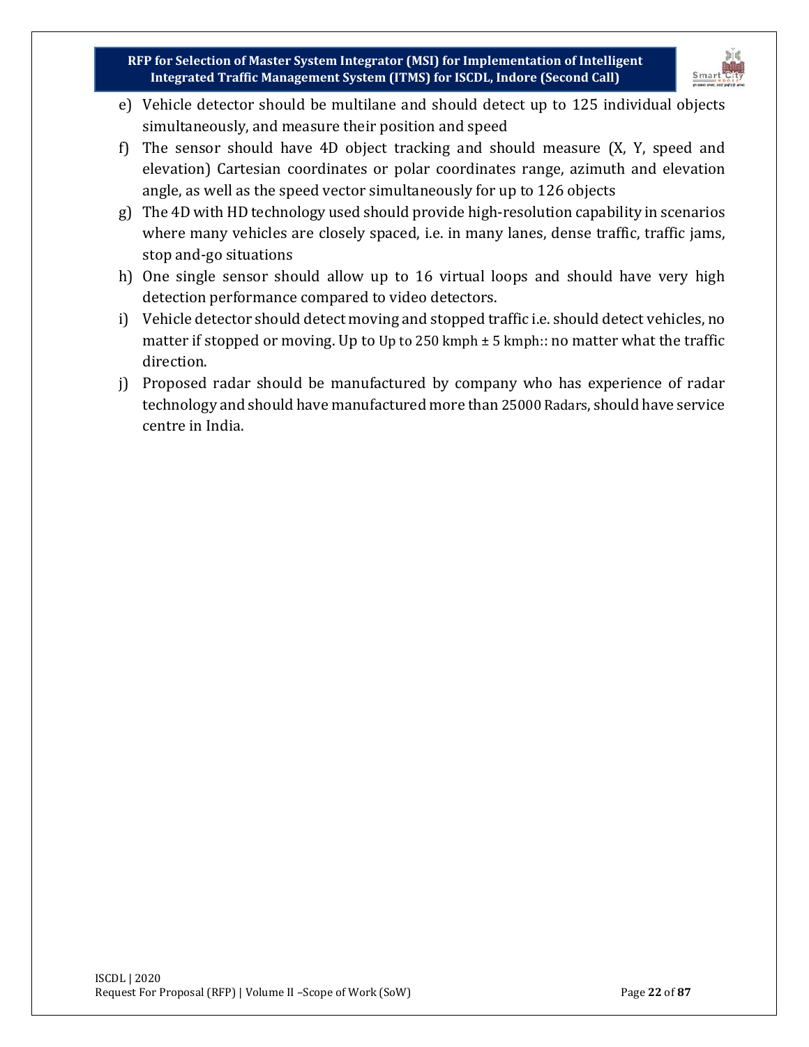e) Vehicle detector should be multilane and should detect up to 125 individual objects simultaneously, and measure their position and speed

f) The sensor should have 4D object tracking and should measure (X, Y, speed and elevation) Cartesian coordinates or polar coordinates range, azimuth and elevation angle, as well as the speed vector simultaneously for up to 126 objects

g) The 4D with HD technology used should provide high-resolution capability in scenarios where many vehicles are closely spaced, i.e. in many lanes, dense traffic, traffic jams, stop and-go situations

h) One single sensor should allow up to 16 virtual loops and should have very high detection performance compared to video detectors.

i) Vehicle detector should detect moving and stopped traffic i.e. should detect vehicles, no matter if stopped or moving. Up to Up to 250 kmph ± 5 kmph:: no matter what the traffic direction.

j) Proposed radar should be manufactured by company who has experience of radar technology and should have manufactured more than 25000 Radars, should have service centre in India.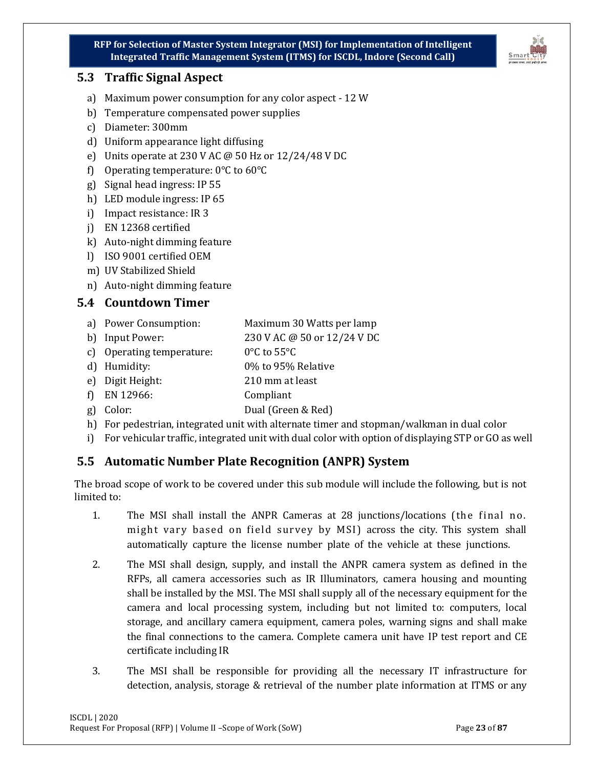## 5.3 Traffic Signal Aspect

a) Maximum power consumption for any color aspect - 12 W
b) Temperature compensated power supplies
c) Diameter: 300mm
d) Uniform appearance light diffusing
e) Units operate at 230 V AC @ 50 Hz or 12/24/48 V DC
f) Operating temperature: 0°C to 60°C
g) Signal head ingress: IP 55
h) LED module ingress: IP 65
i) Impact resistance: IR 3
j) EN 12368 certified
k) Auto-night dimming feature
l) ISO 9001 certified OEM
m) UV Stabilized Shield
n) Auto-night dimming feature

## 5.4 Countdown Timer

a) Power Consumption: Maximum 30 Watts per lamp
b) Input Power: 230 V AC @ 50 or 12/24 V DC
c) Operating temperature: 0°C to 55°C
d) Humidity: 0% to 95% Relative
e) Digit Height: 210 mm at least
f) EN 12966: Compliant
g) Color: Dual (Green & Red)
h) For pedestrian, integrated unit with alternate timer and stopman/walkman in dual color
i) For vehicular traffic, integrated unit with dual color with option of displaying STP or GO as well

## 5.5 Automatic Number Plate Recognition (ANPR) System

The broad scope of work to be covered under this sub module will include the following, but is not limited to:

1. The MSI shall install the ANPR Cameras at 28 junctions/locations (the final no. might vary based on field survey by MSI) across the city. This system shall automatically capture the license number plate of the vehicle at these junctions.

2. The MSI shall design, supply, and install the ANPR camera system as defined in the RFPs, all camera accessories such as IR Illuminators, camera housing and mounting shall be installed by the MSI. The MSI shall supply all of the necessary equipment for the camera and local processing system, including but not limited to: computers, local storage, and ancillary camera equipment, camera poles, warning signs and shall make the final connections to the camera. Complete camera unit have IP test report and CE certificate including IR

3. The MSI shall be responsible for providing all the necessary IT infrastructure for detection, analysis, storage & retrieval of the number plate information at ITMS or any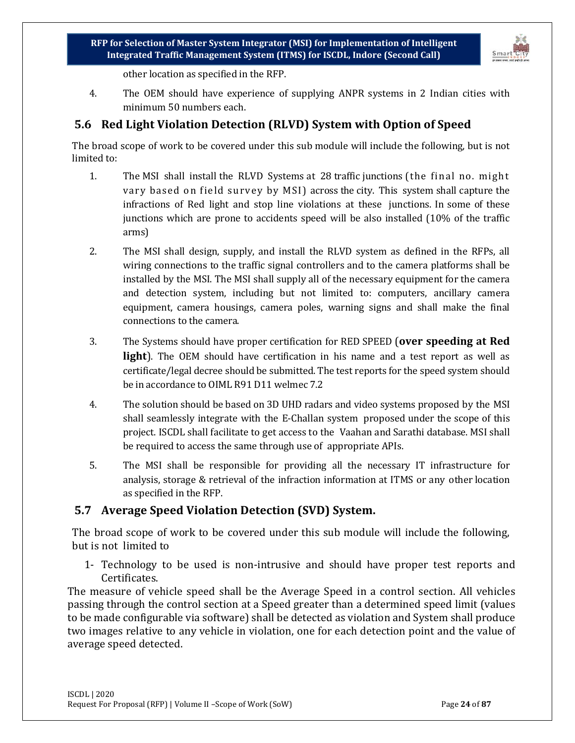other location as specified in the RFP.

4. The OEM should have experience of supplying ANPR systems in 2 Indian cities with minimum 50 numbers each.

## 5.6 Red Light Violation Detection (RLVD) System with Option of Speed

The broad scope of work to be covered under this sub module will include the following, but is not limited to:

1. The MSI shall install the RLVD Systems at 28 traffic junctions (the final no. might vary based on field survey by MSI) across the city. This system shall capture the infractions of Red light and stop line violations at these junctions. In some of these junctions which are prone to accidents speed will be also installed (10% of the traffic arms)

2. The MSI shall design, supply, and install the RLVD system as defined in the RFPs, all wiring connections to the traffic signal controllers and to the camera platforms shall be installed by the MSI. The MSI shall supply all of the necessary equipment for the camera and detection system, including but not limited to: computers, ancillary camera equipment, camera housings, camera poles, warning signs and shall make the final connections to the camera.

3. The Systems should have proper certification for RED SPEED (**over speeding at Red light**). The OEM should have certification in his name and a test report as well as certificate/legal decree should be submitted. The test reports for the speed system should be in accordance to OIML R91 D11 welmec 7.2

4. The solution should be based on 3D UHD radars and video systems proposed by the MSI shall seamlessly integrate with the E-Challan system proposed under the scope of this project. ISCDL shall facilitate to get access to the Vaahan and Sarathi database. MSI shall be required to access the same through use of appropriate APIs.

5. The MSI shall be responsible for providing all the necessary IT infrastructure for analysis, storage & retrieval of the infraction information at ITMS or any other location as specified in the RFP.

## 5.7 Average Speed Violation Detection (SVD) System.

The broad scope of work to be covered under this sub module will include the following, but is not limited to

1- Technology to be used is non-intrusive and should have proper test reports and Certificates.

The measure of vehicle speed shall be the Average Speed in a control section. All vehicles passing through the control section at a Speed greater than a determined speed limit (values to be made configurable via software) shall be detected as violation and System shall produce two images relative to any vehicle in violation, one for each detection point and the value of average speed detected.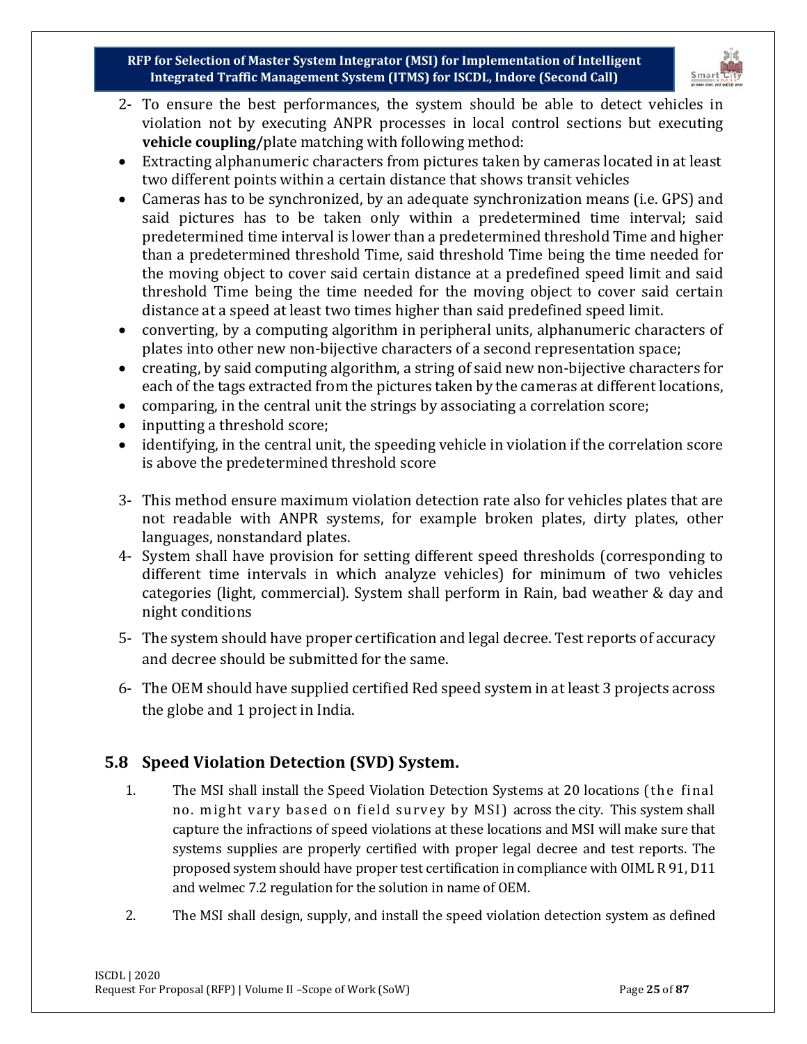2- To ensure the best performances, the system should be able to detect vehicles in violation not by executing ANPR processes in local control sections but executing **vehicle coupling/**plate matching with following method:

- Extracting alphanumeric characters from pictures taken by cameras located in at least two different points within a certain distance that shows transit vehicles
- Cameras has to be synchronized, by an adequate synchronization means (i.e. GPS) and said pictures has to be taken only within a predetermined time interval; said predetermined time interval is lower than a predetermined threshold Time and higher than a predetermined threshold Time, said threshold Time being the time needed for the moving object to cover said certain distance at a predefined speed limit and said threshold Time being the time needed for the moving object to cover said certain distance at a speed at least two times higher than said predefined speed limit.
- converting, by a computing algorithm in peripheral units, alphanumeric characters of plates into other new non-bijective characters of a second representation space;
- creating, by said computing algorithm, a string of said new non-bijective characters for each of the tags extracted from the pictures taken by the cameras at different locations,
- comparing, in the central unit the strings by associating a correlation score;
- inputting a threshold score;
- identifying, in the central unit, the speeding vehicle in violation if the correlation score is above the predetermined threshold score

3- This method ensure maximum violation detection rate also for vehicles plates that are not readable with ANPR systems, for example broken plates, dirty plates, other languages, nonstandard plates.

4- System shall have provision for setting different speed thresholds (corresponding to different time intervals in which analyze vehicles) for minimum of two vehicles categories (light, commercial). System shall perform in Rain, bad weather & day and night conditions

5- The system should have proper certification and legal decree. Test reports of accuracy and decree should be submitted for the same.

6- The OEM should have supplied certified Red speed system in at least 3 projects across the globe and 1 project in India.

## 5.8 Speed Violation Detection (SVD) System.

1. The MSI shall install the Speed Violation Detection Systems at 20 locations (the final no. might vary based on field survey by MSI) across the city. This system shall capture the infractions of speed violations at these locations and MSI will make sure that systems supplies are properly certified with proper legal decree and test reports. The proposed system should have proper test certification in compliance with OIML R 91, D11 and welmec 7.2 regulation for the solution in name of OEM.
2. The MSI shall design, supply, and install the speed violation detection system as defined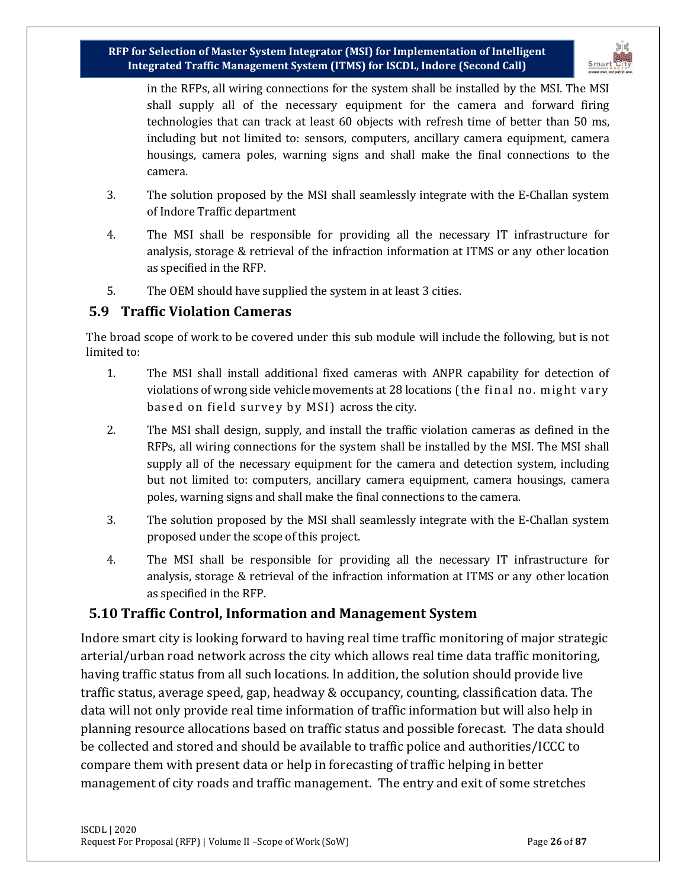in the RFPs, all wiring connections for the system shall be installed by the MSI. The MSI shall supply all of the necessary equipment for the camera and forward firing technologies that can track at least 60 objects with refresh time of better than 50 ms, including but not limited to: sensors, computers, ancillary camera equipment, camera housings, camera poles, warning signs and shall make the final connections to the camera.

3. The solution proposed by the MSI shall seamlessly integrate with the E-Challan system of Indore Traffic department
4. The MSI shall be responsible for providing all the necessary IT infrastructure for analysis, storage & retrieval of the infraction information at ITMS or any other location as specified in the RFP.
5. The OEM should have supplied the system in at least 3 cities.

## 5.9 Traffic Violation Cameras

The broad scope of work to be covered under this sub module will include the following, but is not limited to:

1. The MSI shall install additional fixed cameras with ANPR capability for detection of violations of wrong side vehicle movements at 28 locations (the final no. might vary based on field survey by MSI) across the city.
2. The MSI shall design, supply, and install the traffic violation cameras as defined in the RFPs, all wiring connections for the system shall be installed by the MSI. The MSI shall supply all of the necessary equipment for the camera and detection system, including but not limited to: computers, ancillary camera equipment, camera housings, camera poles, warning signs and shall make the final connections to the camera.
3. The solution proposed by the MSI shall seamlessly integrate with the E-Challan system proposed under the scope of this project.
4. The MSI shall be responsible for providing all the necessary IT infrastructure for analysis, storage & retrieval of the infraction information at ITMS or any other location as specified in the RFP.

## 5.10 Traffic Control, Information and Management System

Indore smart city is looking forward to having real time traffic monitoring of major strategic arterial/urban road network across the city which allows real time data traffic monitoring, having traffic status from all such locations. In addition, the solution should provide live traffic status, average speed, gap, headway & occupancy, counting, classification data. The data will not only provide real time information of traffic information but will also help in planning resource allocations based on traffic status and possible forecast. The data should be collected and stored and should be available to traffic police and authorities/ICCC to compare them with present data or help in forecasting of traffic helping in better management of city roads and traffic management. The entry and exit of some stretches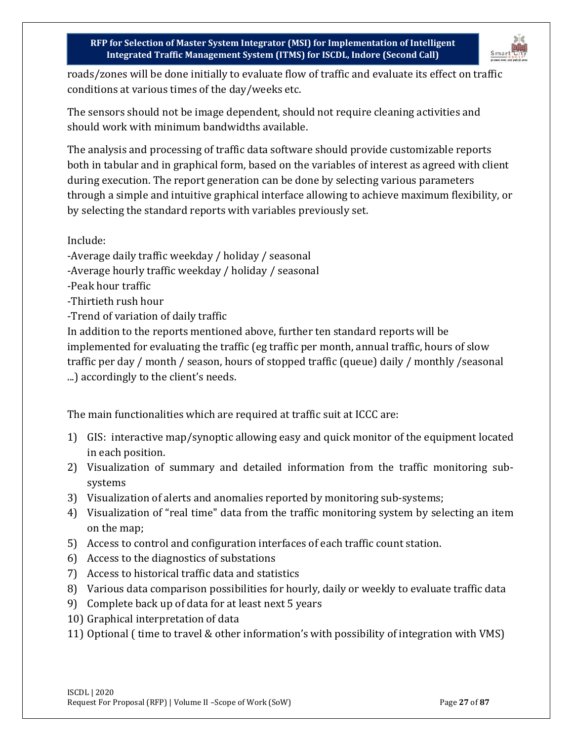roads/zones will be done initially to evaluate flow of traffic and evaluate its effect on traffic conditions at various times of the day/weeks etc.

The sensors should not be image dependent, should not require cleaning activities and should work with minimum bandwidths available.

The analysis and processing of traffic data software should provide customizable reports both in tabular and in graphical form, based on the variables of interest as agreed with client during execution. The report generation can be done by selecting various parameters through a simple and intuitive graphical interface allowing to achieve maximum flexibility, or by selecting the standard reports with variables previously set.

Include:

-Average daily traffic weekday / holiday / seasonal
-Average hourly traffic weekday / holiday / seasonal
-Peak hour traffic
-Thirtieth rush hour
-Trend of variation of daily traffic

In addition to the reports mentioned above, further ten standard reports will be implemented for evaluating the traffic (eg traffic per month, annual traffic, hours of slow traffic per day / month / season, hours of stopped traffic (queue) daily / monthly /seasonal ...) accordingly to the client's needs.

The main functionalities which are required at traffic suit at ICCC are:

1) GIS: interactive map/synoptic allowing easy and quick monitor of the equipment located in each position.
2) Visualization of summary and detailed information from the traffic monitoring sub-systems
3) Visualization of alerts and anomalies reported by monitoring sub-systems;
4) Visualization of "real time" data from the traffic monitoring system by selecting an item on the map;
5) Access to control and configuration interfaces of each traffic count station.
6) Access to the diagnostics of substations
7) Access to historical traffic data and statistics
8) Various data comparison possibilities for hourly, daily or weekly to evaluate traffic data
9) Complete back up of data for at least next 5 years
10) Graphical interpretation of data
11) Optional ( time to travel & other information's with possibility of integration with VMS)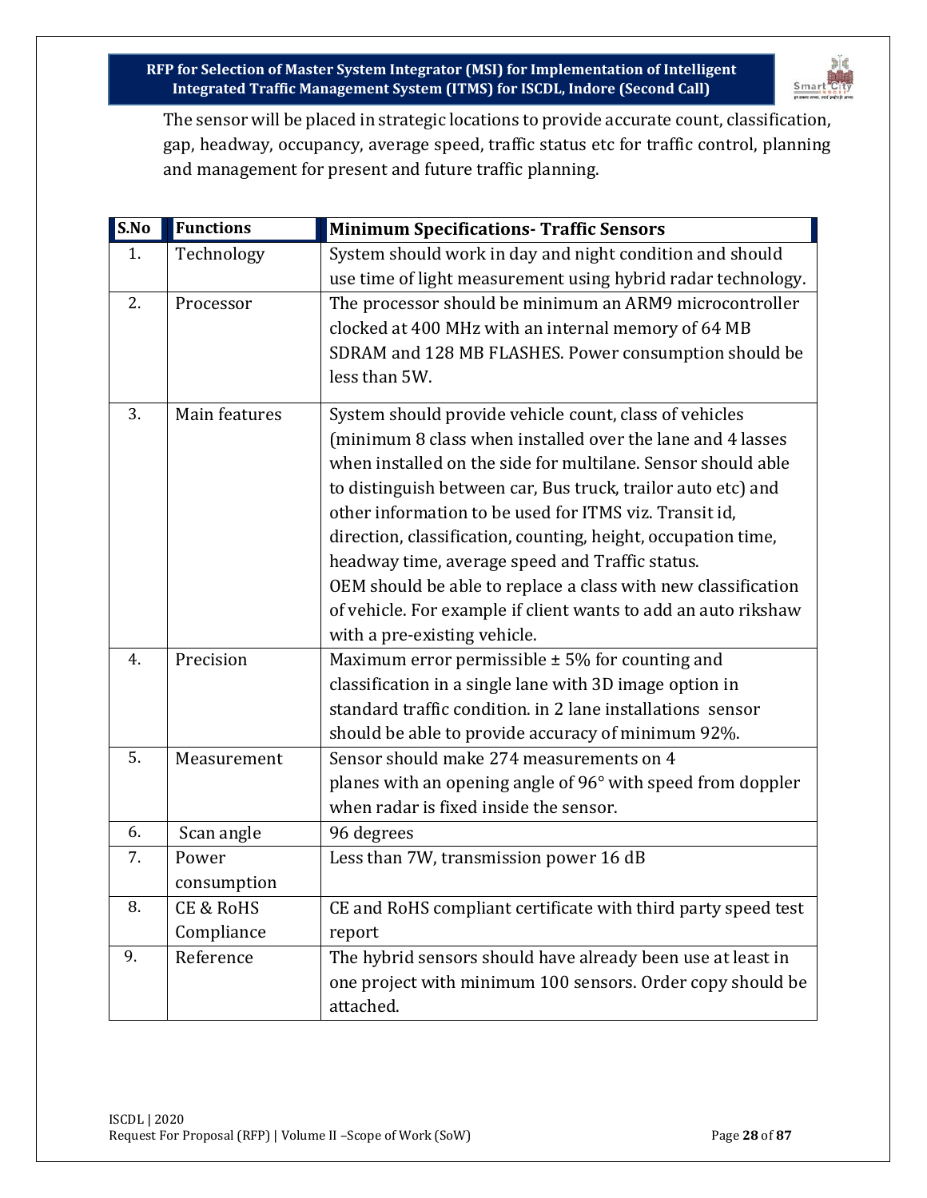The sensor will be placed in strategic locations to provide accurate count, classification, gap, headway, occupancy, average speed, traffic status etc for traffic control, planning and management for present and future traffic planning.

| S.No | Functions | Minimum Specifications- Traffic Sensors |
|---|---|---|
| 1. | Technology | System should work in day and night condition and should use time of light measurement using hybrid radar technology. |
| 2. | Processor | The processor should be minimum an ARM9 microcontroller clocked at 400 MHz with an internal memory of 64 MB SDRAM and 128 MB FLASHES. Power consumption should be less than 5W. |
| 3. | Main features | System should provide vehicle count, class of vehicles (minimum 8 class when installed over the lane and 4 lasses when installed on the side for multilane. Sensor should able to distinguish between car, Bus truck, trailor auto etc) and other information to be used for ITMS viz. Transit id, direction, classification, counting, height, occupation time, headway time, average speed and Traffic status.<br>OEM should be able to replace a class with new classification of vehicle. For example if client wants to add an auto rikshaw with a pre-existing vehicle. |
| 4. | Precision | Maximum error permissible ± 5% for counting and classification in a single lane with 3D image option in standard traffic condition. in 2 lane installations sensor should be able to provide accuracy of minimum 92%. |
| 5. | Measurement | Sensor should make 274 measurements on 4 planes with an opening angle of 96° with speed from doppler when radar is fixed inside the sensor. |
| 6. | Scan angle | 96 degrees |
| 7. | Power consumption | Less than 7W, transmission power 16 dB |
| 8. | CE & RoHS Compliance | CE and RoHS compliant certificate with third party speed test report |
| 9. | Reference | The hybrid sensors should have already been use at least in one project with minimum 100 sensors. Order copy should be attached. |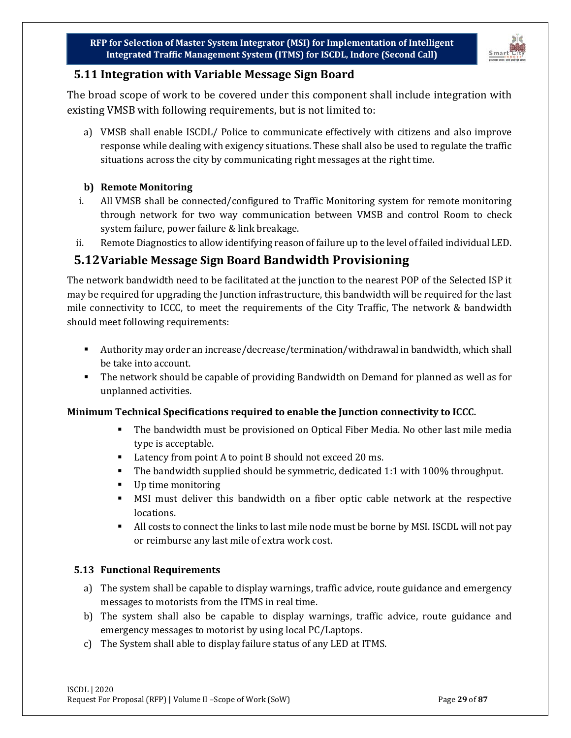## 5.11 Integration with Variable Message Sign Board

The broad scope of work to be covered under this component shall include integration with existing VMSB with following requirements, but is not limited to:

a) VMSB shall enable ISCDL/ Police to communicate effectively with citizens and also improve response while dealing with exigency situations. These shall also be used to regulate the traffic situations across the city by communicating right messages at the right time.

**b) Remote Monitoring**

i. All VMSB shall be connected/configured to Traffic Monitoring system for remote monitoring through network for two way communication between VMSB and control Room to check system failure, power failure & link breakage.

ii. Remote Diagnostics to allow identifying reason of failure up to the level of failed individual LED.

## 5.12 Variable Message Sign Board Bandwidth Provisioning

The network bandwidth need to be facilitated at the junction to the nearest POP of the Selected ISP it may be required for upgrading the Junction infrastructure, this bandwidth will be required for the last mile connectivity to ICCC, to meet the requirements of the City Traffic, The network & bandwidth should meet following requirements:

- Authority may order an increase/decrease/termination/withdrawal in bandwidth, which shall be take into account.
- The network should be capable of providing Bandwidth on Demand for planned as well as for unplanned activities.

**Minimum Technical Specifications required to enable the Junction connectivity to ICCC.**

- The bandwidth must be provisioned on Optical Fiber Media. No other last mile media type is acceptable.
- Latency from point A to point B should not exceed 20 ms.
- The bandwidth supplied should be symmetric, dedicated 1:1 with 100% throughput.
- Up time monitoring
- MSI must deliver this bandwidth on a fiber optic cable network at the respective locations.
- All costs to connect the links to last mile node must be borne by MSI. ISCDL will not pay or reimburse any last mile of extra work cost.

### 5.13 Functional Requirements

a) The system shall be capable to display warnings, traffic advice, route guidance and emergency messages to motorists from the ITMS in real time.

b) The system shall also be capable to display warnings, traffic advice, route guidance and emergency messages to motorist by using local PC/Laptops.

c) The System shall able to display failure status of any LED at ITMS.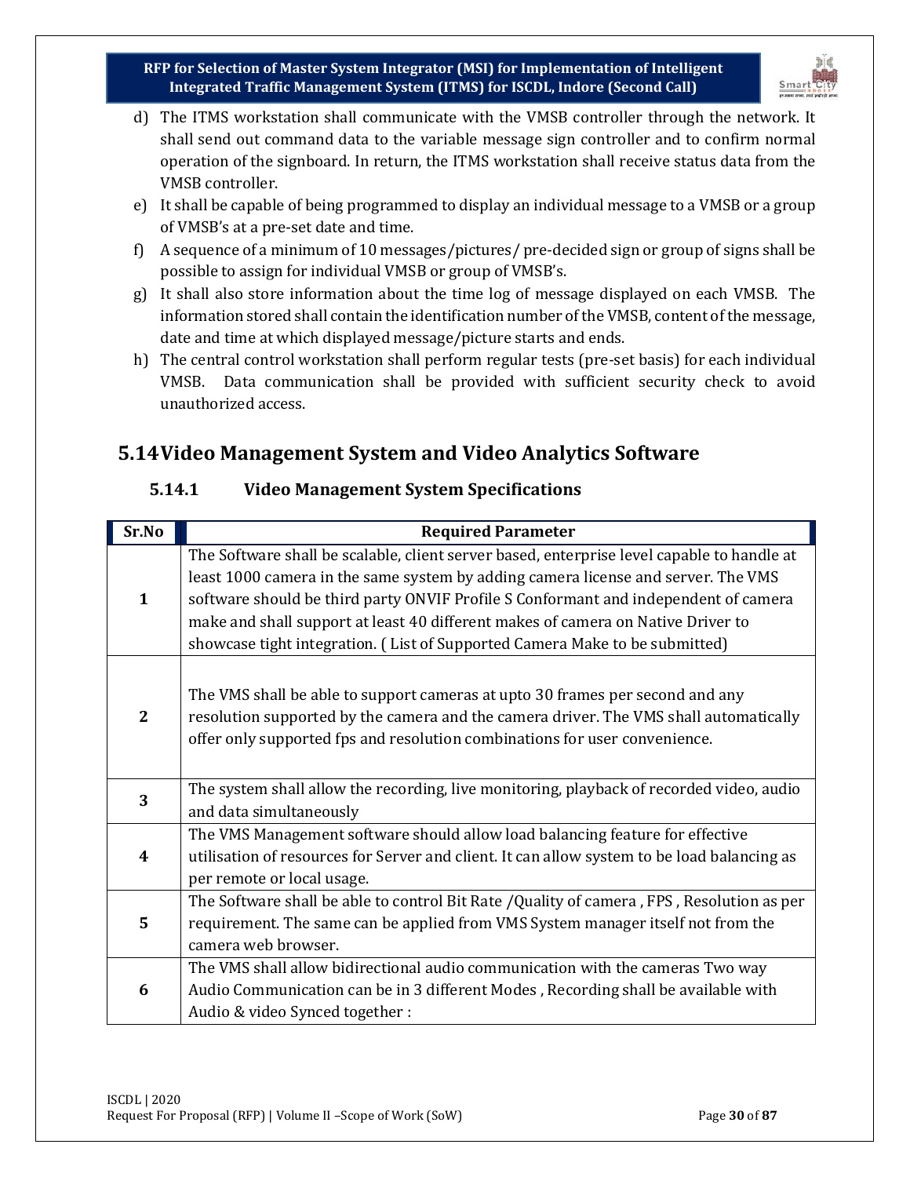d) The ITMS workstation shall communicate with the VMSB controller through the network. It shall send out command data to the variable message sign controller and to confirm normal operation of the signboard. In return, the ITMS workstation shall receive status data from the VMSB controller.

e) It shall be capable of being programmed to display an individual message to a VMSB or a group of VMSB's at a pre-set date and time.

f) A sequence of a minimum of 10 messages/pictures/ pre-decided sign or group of signs shall be possible to assign for individual VMSB or group of VMSB's.

g) It shall also store information about the time log of message displayed on each VMSB. The information stored shall contain the identification number of the VMSB, content of the message, date and time at which displayed message/picture starts and ends.

h) The central control workstation shall perform regular tests (pre-set basis) for each individual VMSB. Data communication shall be provided with sufficient security check to avoid unauthorized access.

## 5.14 Video Management System and Video Analytics Software

### 5.14.1 Video Management System Specifications

| Sr.No | Required Parameter |
|---|---|
| 1 | The Software shall be scalable, client server based, enterprise level capable to handle at least 1000 camera in the same system by adding camera license and server. The VMS software should be third party ONVIF Profile S Conformant and independent of camera make and shall support at least 40 different makes of camera on Native Driver to showcase tight integration. ( List of Supported Camera Make to be submitted) |
| 2 | The VMS shall be able to support cameras at upto 30 frames per second and any resolution supported by the camera and the camera driver. The VMS shall automatically offer only supported fps and resolution combinations for user convenience. |
| 3 | The system shall allow the recording, live monitoring, playback of recorded video, audio and data simultaneously |
| 4 | The VMS Management software should allow load balancing feature for effective utilisation of resources for Server and client. It can allow system to be load balancing as per remote or local usage. |
| 5 | The Software shall be able to control Bit Rate /Quality of camera , FPS , Resolution as per requirement. The same can be applied from VMS System manager itself not from the camera web browser. |
| 6 | The VMS shall allow bidirectional audio communication with the cameras Two way Audio Communication can be in 3 different Modes , Recording shall be available with Audio & video Synced together : |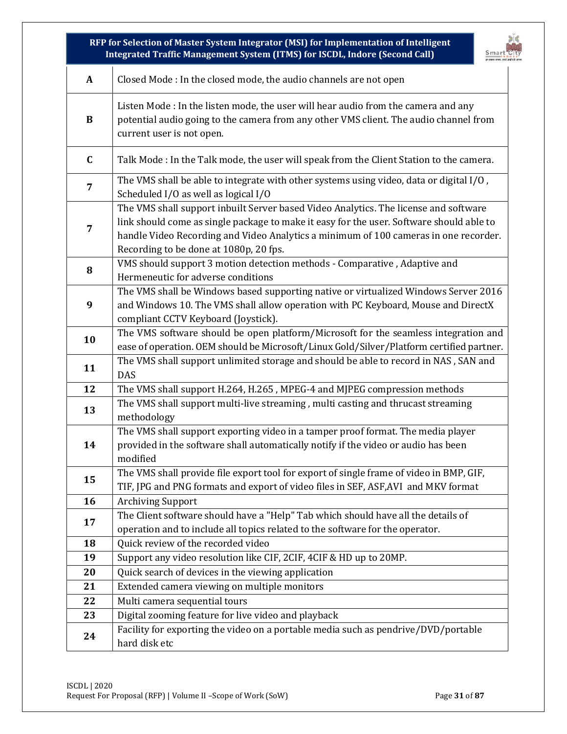| | |
|---|---|
| **A** | Closed Mode : In the closed mode, the audio channels are not open |
| **B** | Listen Mode : In the listen mode, the user will hear audio from the camera and any potential audio going to the camera from any other VMS client. The audio channel from current user is not open. |
| **C** | Talk Mode : In the Talk mode, the user will speak from the Client Station to the camera. |
| **7** | The VMS shall be able to integrate with other systems using video, data or digital I/O , Scheduled I/O as well as logical I/O |
| **7** | The VMS shall support inbuilt Server based Video Analytics. The license and software link should come as single package to make it easy for the user. Software should able to handle Video Recording and Video Analytics a minimum of 100 cameras in one recorder. Recording to be done at 1080p, 20 fps. |
| **8** | VMS should support 3 motion detection methods - Comparative , Adaptive and Hermeneutic for adverse conditions |
| **9** | The VMS shall be Windows based supporting native or virtualized Windows Server 2016 and Windows 10. The VMS shall allow operation with PC Keyboard, Mouse and DirectX compliant CCTV Keyboard (Joystick). |
| **10** | The VMS software should be open platform/Microsoft for the seamless integration and ease of operation. OEM should be Microsoft/Linux Gold/Silver/Platform certified partner. |
| **11** | The VMS shall support unlimited storage and should be able to record in NAS , SAN and DAS |
| **12** | The VMS shall support H.264, H.265 , MPEG-4 and MJPEG compression methods |
| **13** | The VMS shall support multi-live streaming , multi casting and thrucast streaming methodology |
| **14** | The VMS shall support exporting video in a tamper proof format. The media player provided in the software shall automatically notify if the video or audio has been modified |
| **15** | The VMS shall provide file export tool for export of single frame of video in BMP, GIF, TIF, JPG and PNG formats and export of video files in SEF, ASF,AVI and MKV format |
| **16** | Archiving Support |
| **17** | The Client software should have a "Help" Tab which should have all the details of operation and to include all topics related to the software for the operator. |
| **18** | Quick review of the recorded video |
| **19** | Support any video resolution like CIF, 2CIF, 4CIF & HD up to 20MP. |
| **20** | Quick search of devices in the viewing application |
| **21** | Extended camera viewing on multiple monitors |
| **22** | Multi camera sequential tours |
| **23** | Digital zooming feature for live video and playback |
| **24** | Facility for exporting the video on a portable media such as pendrive/DVD/portable hard disk etc |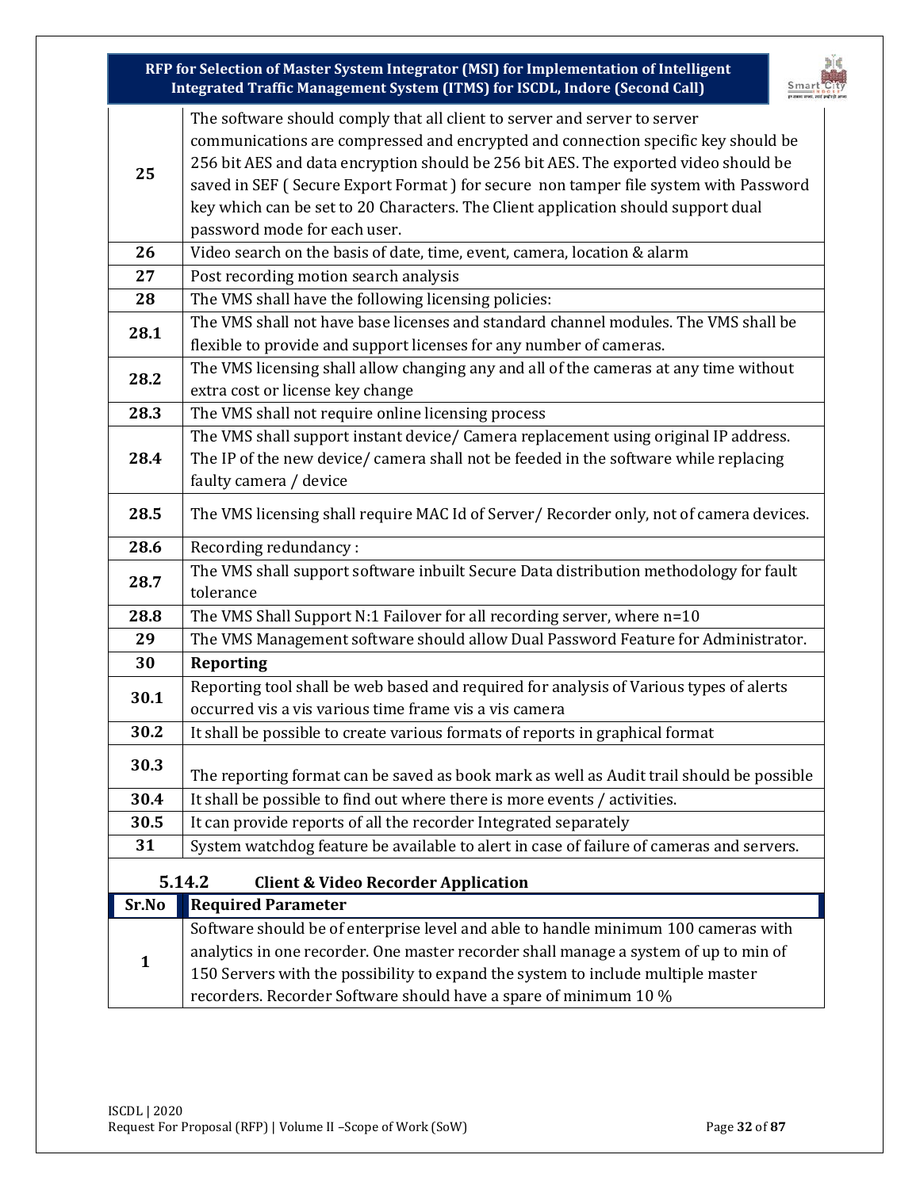| | |
|---|---|
| **25** | The software should comply that all client to server and server to server communications are compressed and encrypted and connection specific key should be 256 bit AES and data encryption should be 256 bit AES. The exported video should be saved in SEF ( Secure Export Format ) for secure non tamper file system with Password key which can be set to 20 Characters. The Client application should support dual password mode for each user. |
| **26** | Video search on the basis of date, time, event, camera, location & alarm |
| **27** | Post recording motion search analysis |
| **28** | The VMS shall have the following licensing policies: |
| **28.1** | The VMS shall not have base licenses and standard channel modules. The VMS shall be flexible to provide and support licenses for any number of cameras. |
| **28.2** | The VMS licensing shall allow changing any and all of the cameras at any time without extra cost or license key change |
| **28.3** | The VMS shall not require online licensing process |
| **28.4** | The VMS shall support instant device/ Camera replacement using original IP address. The IP of the new device/ camera shall not be feeded in the software while replacing faulty camera / device |
| **28.5** | The VMS licensing shall require MAC Id of Server/ Recorder only, not of camera devices. |
| **28.6** | Recording redundancy : |
| **28.7** | The VMS shall support software inbuilt Secure Data distribution methodology for fault tolerance |
| **28.8** | The VMS Shall Support N:1 Failover for all recording server, where n=10 |
| **29** | The VMS Management software should allow Dual Password Feature for Administrator. |
| **30** | **Reporting** |
| **30.1** | Reporting tool shall be web based and required for analysis of Various types of alerts occurred vis a vis various time frame vis a vis camera |
| **30.2** | It shall be possible to create various formats of reports in graphical format |
| **30.3** | The reporting format can be saved as book mark as well as Audit trail should be possible |
| **30.4** | It shall be possible to find out where there is more events / activities. |
| **30.5** | It can provide reports of all the recorder Integrated separately |
| **31** | System watchdog feature be available to alert in case of failure of cameras and servers. |

### 5.14.2 Client & Video Recorder Application

| Sr.No | Required Parameter |
|---|---|
| **1** | Software should be of enterprise level and able to handle minimum 100 cameras with analytics in one recorder. One master recorder shall manage a system of up to min of 150 Servers with the possibility to expand the system to include multiple master recorders. Recorder Software should have a spare of minimum 10 % |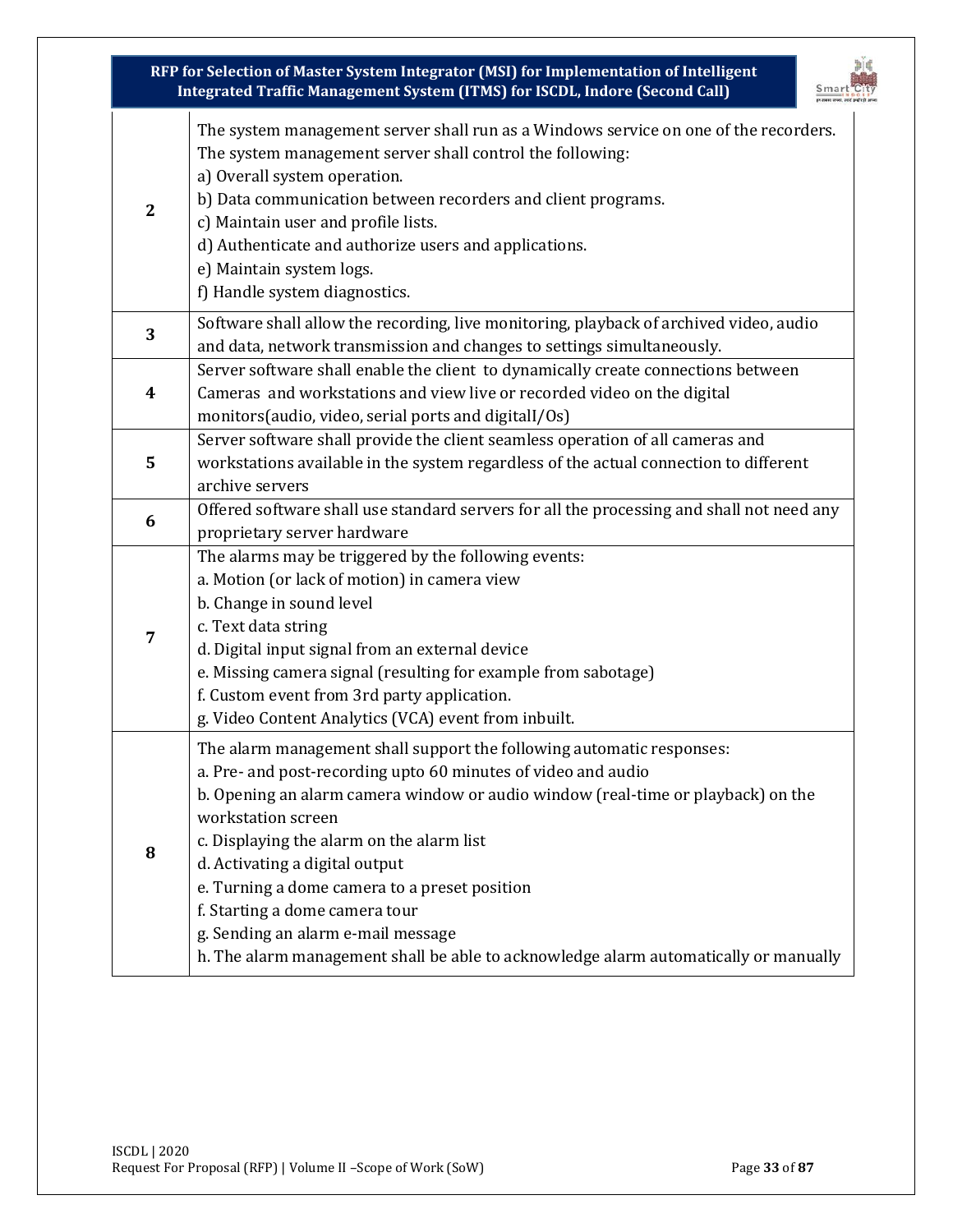| | |
|---|---|
| 2 | The system management server shall run as a Windows service on one of the recorders. The system management server shall control the following:<br>a) Overall system operation.<br>b) Data communication between recorders and client programs.<br>c) Maintain user and profile lists.<br>d) Authenticate and authorize users and applications.<br>e) Maintain system logs.<br>f) Handle system diagnostics. |
| 3 | Software shall allow the recording, live monitoring, playback of archived video, audio and data, network transmission and changes to settings simultaneously. |
| 4 | Server software shall enable the client to dynamically create connections between Cameras and workstations and view live or recorded video on the digital monitors(audio, video, serial ports and digitalI/Os) |
| 5 | Server software shall provide the client seamless operation of all cameras and workstations available in the system regardless of the actual connection to different archive servers |
| 6 | Offered software shall use standard servers for all the processing and shall not need any proprietary server hardware |
| 7 | The alarms may be triggered by the following events:<br>a. Motion (or lack of motion) in camera view<br>b. Change in sound level<br>c. Text data string<br>d. Digital input signal from an external device<br>e. Missing camera signal (resulting for example from sabotage)<br>f. Custom event from 3rd party application.<br>g. Video Content Analytics (VCA) event from inbuilt. |
| 8 | The alarm management shall support the following automatic responses:<br>a. Pre- and post-recording upto 60 minutes of video and audio<br>b. Opening an alarm camera window or audio window (real-time or playback) on the workstation screen<br>c. Displaying the alarm on the alarm list<br>d. Activating a digital output<br>e. Turning a dome camera to a preset position<br>f. Starting a dome camera tour<br>g. Sending an alarm e-mail message<br>h. The alarm management shall be able to acknowledge alarm automatically or manually |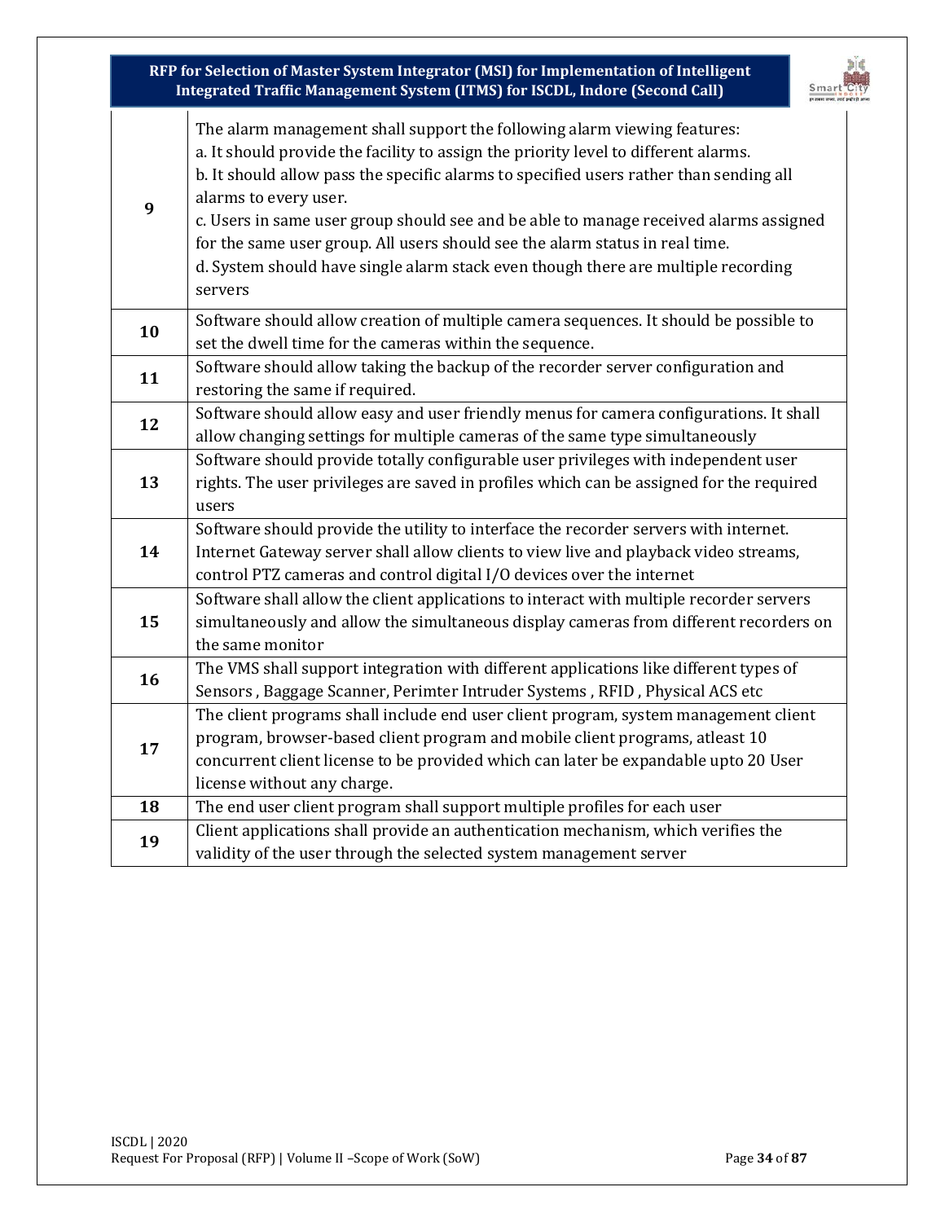| | |
|---|---|
| 9 | The alarm management shall support the following alarm viewing features:<br>a. It should provide the facility to assign the priority level to different alarms.<br>b. It should allow pass the specific alarms to specified users rather than sending all alarms to every user.<br>c. Users in same user group should see and be able to manage received alarms assigned for the same user group. All users should see the alarm status in real time.<br>d. System should have single alarm stack even though there are multiple recording servers |
| 10 | Software should allow creation of multiple camera sequences. It should be possible to set the dwell time for the cameras within the sequence. |
| 11 | Software should allow taking the backup of the recorder server configuration and restoring the same if required. |
| 12 | Software should allow easy and user friendly menus for camera configurations. It shall allow changing settings for multiple cameras of the same type simultaneously |
| 13 | Software should provide totally configurable user privileges with independent user rights. The user privileges are saved in profiles which can be assigned for the required users |
| 14 | Software should provide the utility to interface the recorder servers with internet. Internet Gateway server shall allow clients to view live and playback video streams, control PTZ cameras and control digital I/O devices over the internet |
| 15 | Software shall allow the client applications to interact with multiple recorder servers simultaneously and allow the simultaneous display cameras from different recorders on the same monitor |
| 16 | The VMS shall support integration with different applications like different types of Sensors , Baggage Scanner, Perimter Intruder Systems , RFID , Physical ACS etc |
| 17 | The client programs shall include end user client program, system management client program, browser-based client program and mobile client programs, atleast 10 concurrent client license to be provided which can later be expandable upto 20 User license without any charge. |
| 18 | The end user client program shall support multiple profiles for each user |
| 19 | Client applications shall provide an authentication mechanism, which verifies the validity of the user through the selected system management server |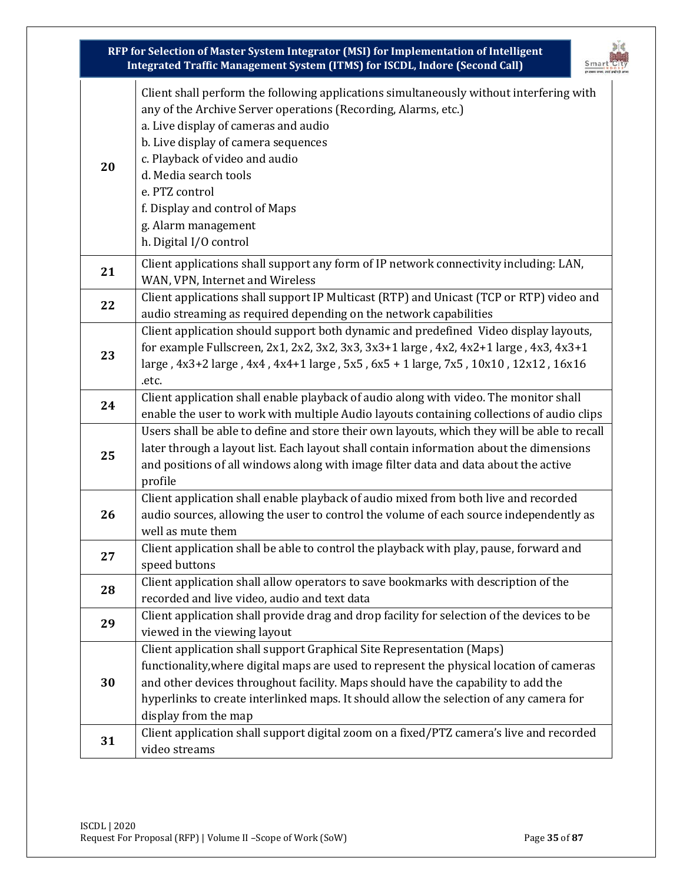| | |
|---|---|
| 20 | Client shall perform the following applications simultaneously without interfering with any of the Archive Server operations (Recording, Alarms, etc.)<br>a. Live display of cameras and audio<br>b. Live display of camera sequences<br>c. Playback of video and audio<br>d. Media search tools<br>e. PTZ control<br>f. Display and control of Maps<br>g. Alarm management<br>h. Digital I/O control |
| 21 | Client applications shall support any form of IP network connectivity including: LAN, WAN, VPN, Internet and Wireless |
| 22 | Client applications shall support IP Multicast (RTP) and Unicast (TCP or RTP) video and audio streaming as required depending on the network capabilities |
| 23 | Client application should support both dynamic and predefined Video display layouts, for example Fullscreen, 2x1, 2x2, 3x2, 3x3, 3x3+1 large , 4x2, 4x2+1 large , 4x3, 4x3+1 large , 4x3+2 large , 4x4 , 4x4+1 large , 5x5 , 6x5 + 1 large, 7x5 , 10x10 , 12x12 , 16x16 .etc. |
| 24 | Client application shall enable playback of audio along with video. The monitor shall enable the user to work with multiple Audio layouts containing collections of audio clips |
| 25 | Users shall be able to define and store their own layouts, which they will be able to recall later through a layout list. Each layout shall contain information about the dimensions and positions of all windows along with image filter data and data about the active profile |
| 26 | Client application shall enable playback of audio mixed from both live and recorded audio sources, allowing the user to control the volume of each source independently as well as mute them |
| 27 | Client application shall be able to control the playback with play, pause, forward and speed buttons |
| 28 | Client application shall allow operators to save bookmarks with description of the recorded and live video, audio and text data |
| 29 | Client application shall provide drag and drop facility for selection of the devices to be viewed in the viewing layout |
| 30 | Client application shall support Graphical Site Representation (Maps) functionality,where digital maps are used to represent the physical location of cameras and other devices throughout facility. Maps should have the capability to add the hyperlinks to create interlinked maps. It should allow the selection of any camera for display from the map |
| 31 | Client application shall support digital zoom on a fixed/PTZ camera's live and recorded video streams |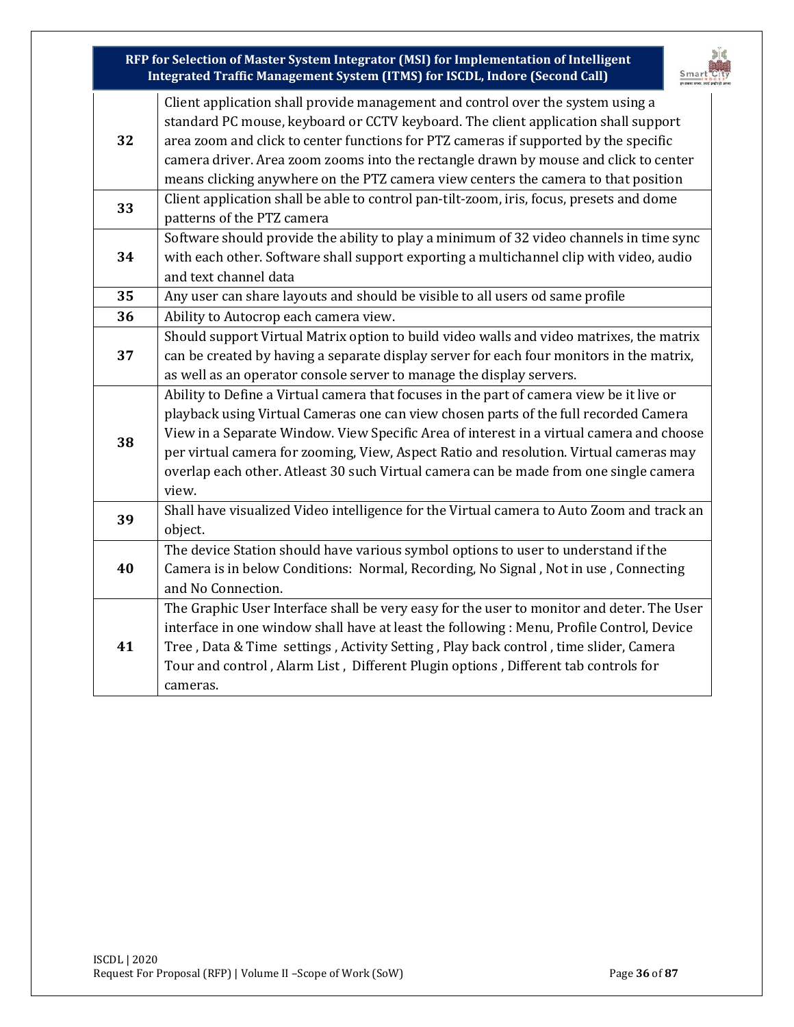| | |
|---|---|
| 32 | Client application shall provide management and control over the system using a standard PC mouse, keyboard or CCTV keyboard. The client application shall support area zoom and click to center functions for PTZ cameras if supported by the specific camera driver. Area zoom zooms into the rectangle drawn by mouse and click to center means clicking anywhere on the PTZ camera view centers the camera to that position |
| 33 | Client application shall be able to control pan-tilt-zoom, iris, focus, presets and dome patterns of the PTZ camera |
| 34 | Software should provide the ability to play a minimum of 32 video channels in time sync with each other. Software shall support exporting a multichannel clip with video, audio and text channel data |
| 35 | Any user can share layouts and should be visible to all users od same profile |
| 36 | Ability to Autocrop each camera view. |
| 37 | Should support Virtual Matrix option to build video walls and video matrixes, the matrix can be created by having a separate display server for each four monitors in the matrix, as well as an operator console server to manage the display servers. |
| 38 | Ability to Define a Virtual camera that focuses in the part of camera view be it live or playback using Virtual Cameras one can view chosen parts of the full recorded Camera View in a Separate Window. View Specific Area of interest in a virtual camera and choose per virtual camera for zooming, View, Aspect Ratio and resolution. Virtual cameras may overlap each other. Atleast 30 such Virtual camera can be made from one single camera view. |
| 39 | Shall have visualized Video intelligence for the Virtual camera to Auto Zoom and track an object. |
| 40 | The device Station should have various symbol options to user to understand if the Camera is in below Conditions: Normal, Recording, No Signal , Not in use , Connecting and No Connection. |
| 41 | The Graphic User Interface shall be very easy for the user to monitor and deter. The User interface in one window shall have at least the following : Menu, Profile Control, Device Tree , Data & Time settings , Activity Setting , Play back control , time slider, Camera Tour and control , Alarm List , Different Plugin options , Different tab controls for cameras. |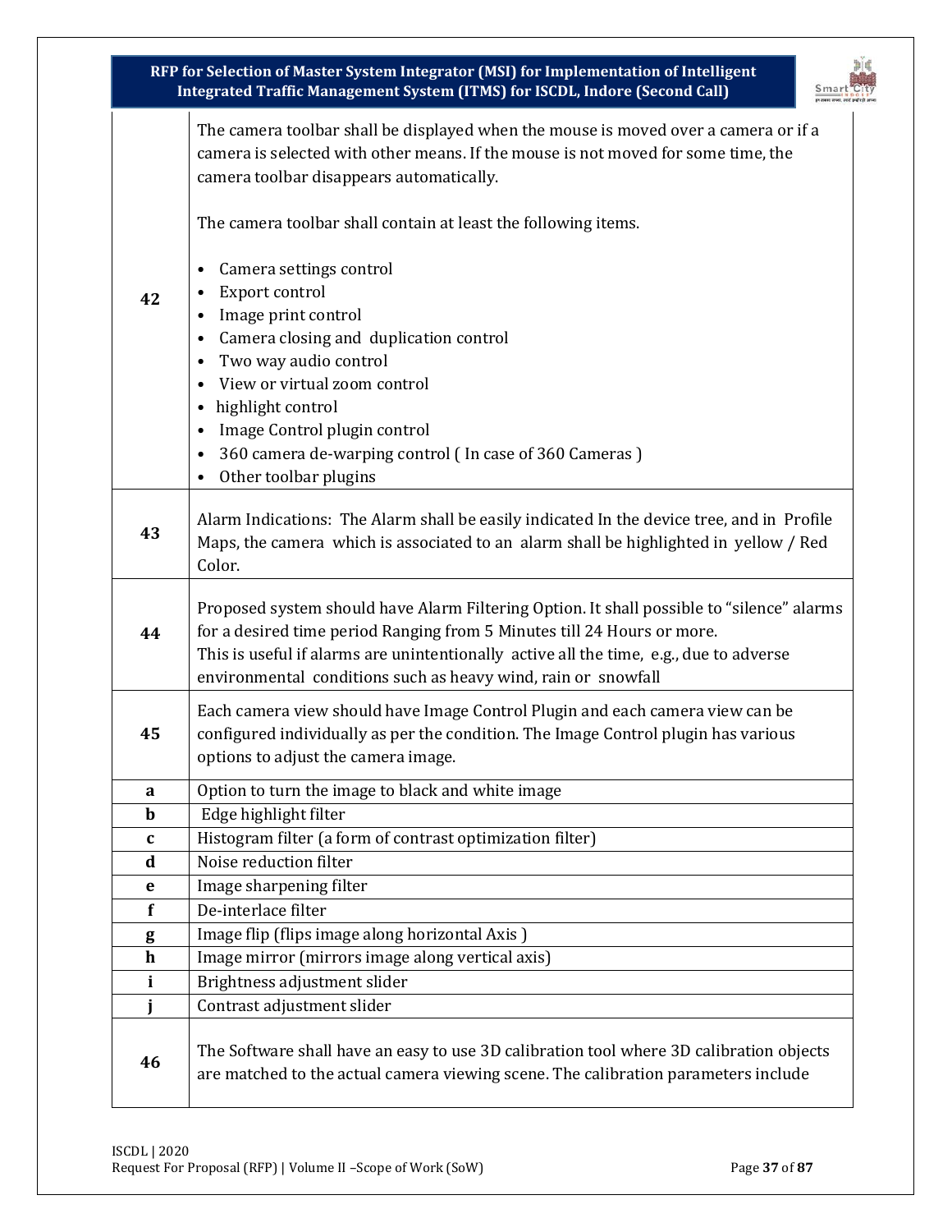| | |
|---|---|
| 42 | The camera toolbar shall be displayed when the mouse is moved over a camera or if a camera is selected with other means. If the mouse is not moved for some time, the camera toolbar disappears automatically.<br><br>The camera toolbar shall contain at least the following items.<br><br>• Camera settings control<br>• Export control<br>• Image print control<br>• Camera closing and duplication control<br>• Two way audio control<br>• View or virtual zoom control<br>• highlight control<br>• Image Control plugin control<br>• 360 camera de-warping control ( In case of 360 Cameras )<br>• Other toolbar plugins |
| 43 | Alarm Indications: The Alarm shall be easily indicated In the device tree, and in Profile Maps, the camera which is associated to an alarm shall be highlighted in yellow / Red Color. |
| 44 | Proposed system should have Alarm Filtering Option. It shall possible to "silence" alarms for a desired time period Ranging from 5 Minutes till 24 Hours or more.<br>This is useful if alarms are unintentionally active all the time, e.g., due to adverse environmental conditions such as heavy wind, rain or snowfall |
| 45 | Each camera view should have Image Control Plugin and each camera view can be configured individually as per the condition. The Image Control plugin has various options to adjust the camera image. |
| a | Option to turn the image to black and white image |
| b | Edge highlight filter |
| c | Histogram filter (a form of contrast optimization filter) |
| d | Noise reduction filter |
| e | Image sharpening filter |
| f | De-interlace filter |
| g | Image flip (flips image along horizontal Axis ) |
| h | Image mirror (mirrors image along vertical axis) |
| i | Brightness adjustment slider |
| j | Contrast adjustment slider |
| 46 | The Software shall have an easy to use 3D calibration tool where 3D calibration objects are matched to the actual camera viewing scene. The calibration parameters include |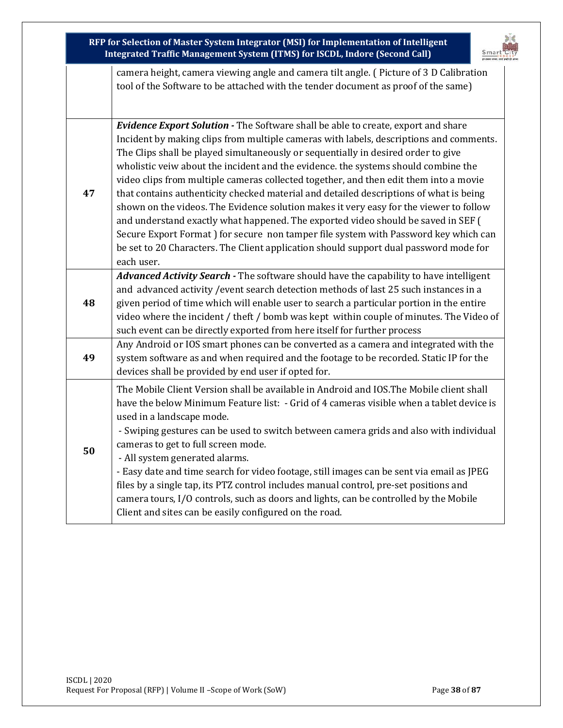|  |  |
|---|---|
|  | camera height, camera viewing angle and camera tilt angle. ( Picture of 3 D Calibration tool of the Software to be attached with the tender document as proof of the same) |
| **47** | ***Evidence Export Solution -*** The Software shall be able to create, export and share Incident by making clips from multiple cameras with labels, descriptions and comments. The Clips shall be played simultaneously or sequentially in desired order to give wholistic veiw about the incident and the evidence. the systems should combine the video clips from multiple cameras collected together, and then edit them into a movie that contains authenticity checked material and detailed descriptions of what is being shown on the videos. The Evidence solution makes it very easy for the viewer to follow and understand exactly what happened. The exported video should be saved in SEF ( Secure Export Format ) for secure non tamper file system with Password key which can be set to 20 Characters. The Client application should support dual password mode for each user. |
| **48** | ***Advanced Activity Search -*** The software should have the capability to have intelligent and advanced activity /event search detection methods of last 25 such instances in a given period of time which will enable user to search a particular portion in the entire video where the incident / theft / bomb was kept within couple of minutes. The Video of such event can be directly exported from here itself for further process |
| **49** | Any Android or IOS smart phones can be converted as a camera and integrated with the system software as and when required and the footage to be recorded. Static IP for the devices shall be provided by end user if opted for. |
| **50** | The Mobile Client Version shall be available in Android and IOS.The Mobile client shall have the below Minimum Feature list: - Grid of 4 cameras visible when a tablet device is used in a landscape mode.<br>- Swiping gestures can be used to switch between camera grids and also with individual cameras to get to full screen mode.<br>- All system generated alarms.<br>- Easy date and time search for video footage, still images can be sent via email as JPEG files by a single tap, its PTZ control includes manual control, pre-set positions and camera tours, I/O controls, such as doors and lights, can be controlled by the Mobile Client and sites can be easily configured on the road. |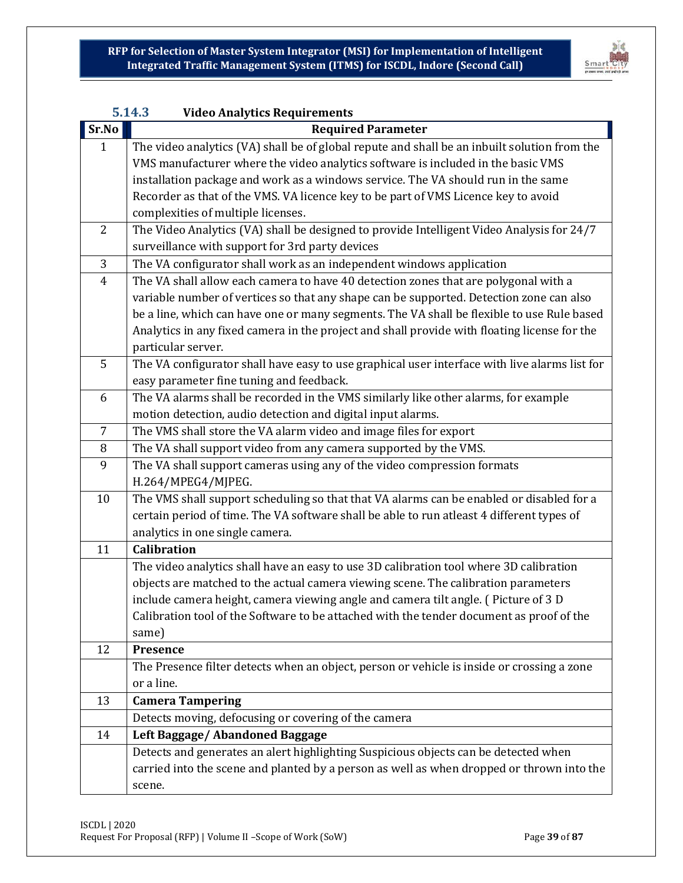### 5.14.3 Video Analytics Requirements

| Sr.No | Required Parameter |
|---|---|
| 1 | The video analytics (VA) shall be of global repute and shall be an inbuilt solution from the VMS manufacturer where the video analytics software is included in the basic VMS installation package and work as a windows service. The VA should run in the same Recorder as that of the VMS. VA licence key to be part of VMS Licence key to avoid complexities of multiple licenses. |
| 2 | The Video Analytics (VA) shall be designed to provide Intelligent Video Analysis for 24/7 surveillance with support for 3rd party devices |
| 3 | The VA configurator shall work as an independent windows application |
| 4 | The VA shall allow each camera to have 40 detection zones that are polygonal with a variable number of vertices so that any shape can be supported. Detection zone can also be a line, which can have one or many segments. The VA shall be flexible to use Rule based Analytics in any fixed camera in the project and shall provide with floating license for the particular server. |
| 5 | The VA configurator shall have easy to use graphical user interface with live alarms list for easy parameter fine tuning and feedback. |
| 6 | The VA alarms shall be recorded in the VMS similarly like other alarms, for example motion detection, audio detection and digital input alarms. |
| 7 | The VMS shall store the VA alarm video and image files for export |
| 8 | The VA shall support video from any camera supported by the VMS. |
| 9 | The VA shall support cameras using any of the video compression formats H.264/MPEG4/MJPEG. |
| 10 | The VMS shall support scheduling so that VA alarms can be enabled or disabled for a certain period of time. The VA software shall be able to run atleast 4 different types of analytics in one single camera. |
| 11 | **Calibration** |
| | The video analytics shall have an easy to use 3D calibration tool where 3D calibration objects are matched to the actual camera viewing scene. The calibration parameters include camera height, camera viewing angle and camera tilt angle. ( Picture of 3 D Calibration tool of the Software to be attached with the tender document as proof of the same) |
| 12 | **Presence** |
| | The Presence filter detects when an object, person or vehicle is inside or crossing a zone or a line. |
| 13 | **Camera Tampering** |
| | Detects moving, defocusing or covering of the camera |
| 14 | **Left Baggage/ Abandoned Baggage** |
| | Detects and generates an alert highlighting Suspicious objects can be detected when carried into the scene and planted by a person as well as when dropped or thrown into the scene. |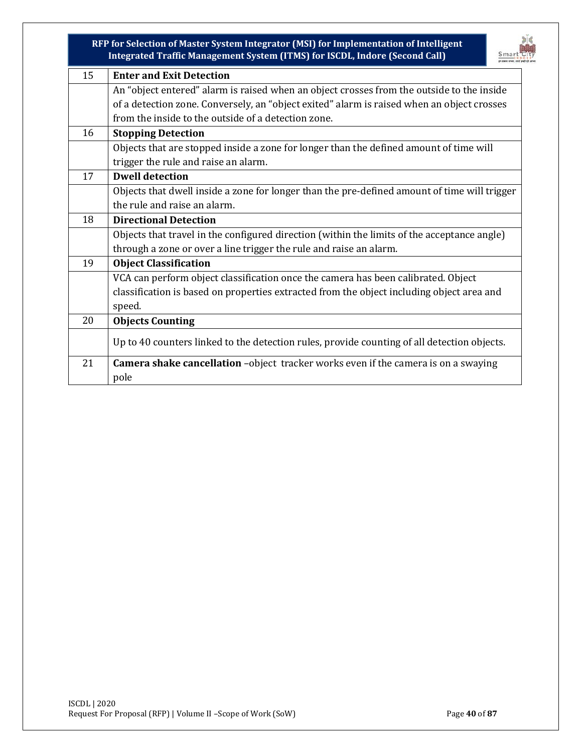| 15 | **Enter and Exit Detection** |
|---|---|
| | An “object entered” alarm is raised when an object crosses from the outside to the inside of a detection zone. Conversely, an “object exited” alarm is raised when an object crosses from the inside to the outside of a detection zone. |
| 16 | **Stopping Detection** |
| | Objects that are stopped inside a zone for longer than the defined amount of time will trigger the rule and raise an alarm. |
| 17 | **Dwell detection** |
| | Objects that dwell inside a zone for longer than the pre-defined amount of time will trigger the rule and raise an alarm. |
| 18 | **Directional Detection** |
| | Objects that travel in the configured direction (within the limits of the acceptance angle) through a zone or over a line trigger the rule and raise an alarm. |
| 19 | **Object Classification** |
| | VCA can perform object classification once the camera has been calibrated. Object classification is based on properties extracted from the object including object area and speed. |
| 20 | **Objects Counting** |
| | Up to 40 counters linked to the detection rules, provide counting of all detection objects. |
| 21 | **Camera shake cancellation** –object tracker works even if the camera is on a swaying pole |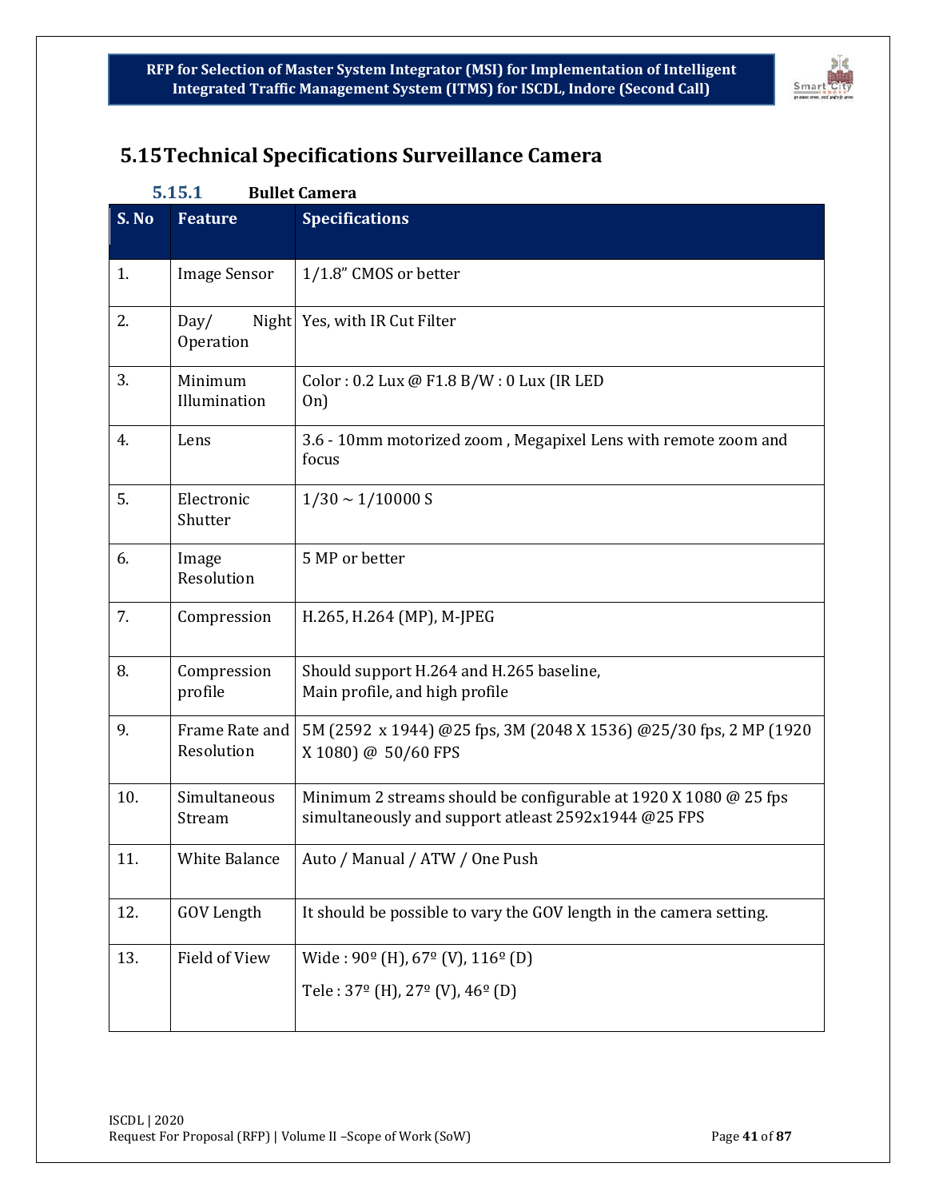## 5.15 Technical Specifications Surveillance Camera

### 5.15.1 Bullet Camera

| S. No | Feature | Specifications |
|---|---|---|
| 1. | Image Sensor | 1/1.8" CMOS or better |
| 2. | Day/ Night Operation | Yes, with IR Cut Filter |
| 3. | Minimum Illumination | Color : 0.2 Lux @ F1.8 B/W : 0 Lux (IR LED On) |
| 4. | Lens | 3.6 - 10mm motorized zoom , Megapixel Lens with remote zoom and focus |
| 5. | Electronic Shutter | 1/30 ~ 1/10000 S |
| 6. | Image Resolution | 5 MP or better |
| 7. | Compression | H.265, H.264 (MP), M-JPEG |
| 8. | Compression profile | Should support H.264 and H.265 baseline, Main profile, and high profile |
| 9. | Frame Rate and Resolution | 5M (2592 x 1944) @25 fps, 3M (2048 X 1536) @25/30 fps, 2 MP (1920 X 1080) @ 50/60 FPS |
| 10. | Simultaneous Stream | Minimum 2 streams should be configurable at 1920 X 1080 @ 25 fps simultaneously and support atleast 2592x1944 @25 FPS |
| 11. | White Balance | Auto / Manual / ATW / One Push |
| 12. | GOV Length | It should be possible to vary the GOV length in the camera setting. |
| 13. | Field of View | Wide : 90º (H), 67º (V), 116º (D)<br>Tele : 37º (H), 27º (V), 46º (D) |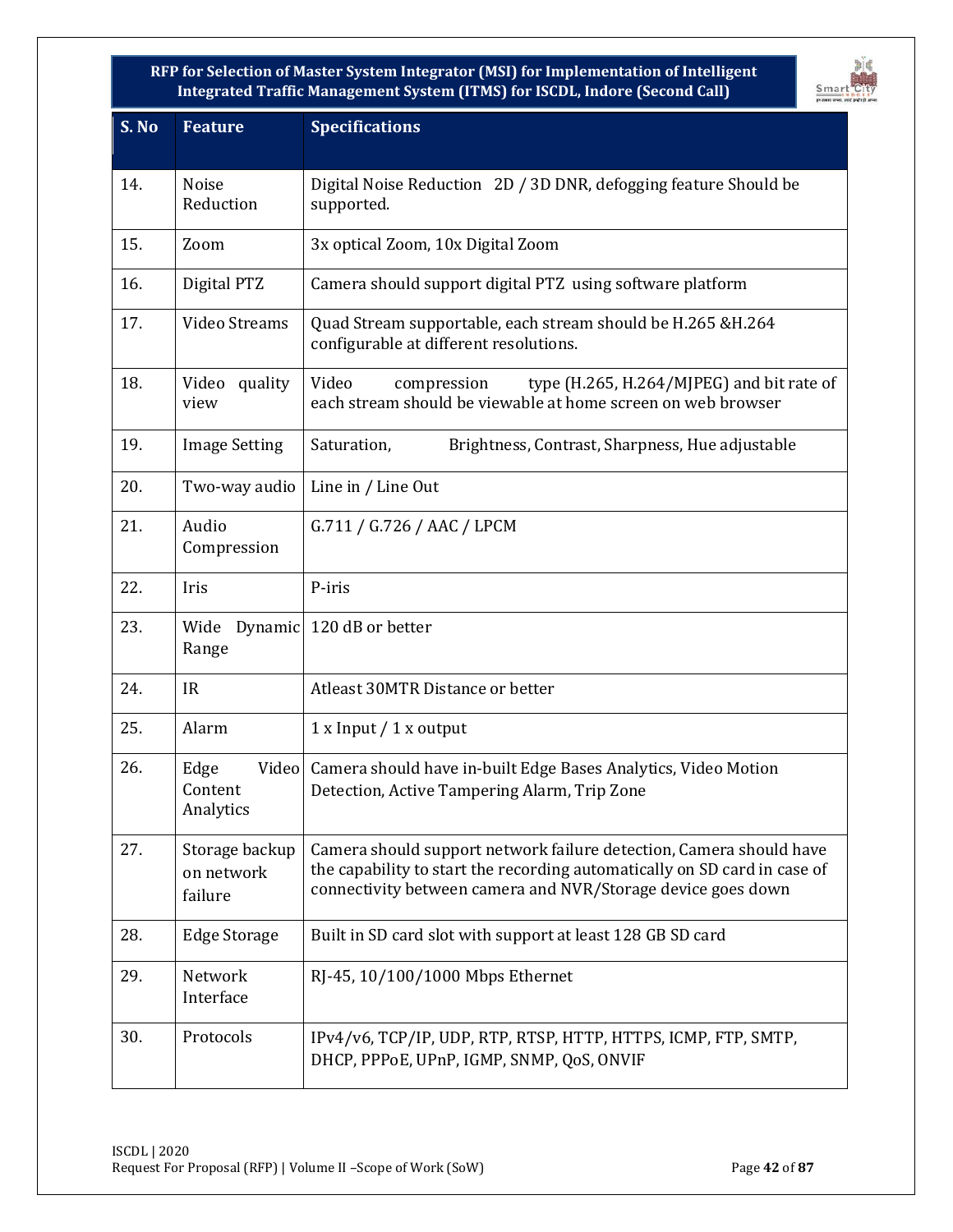| S. No | Feature | Specifications |
|---|---|---|
| 14. | Noise Reduction | Digital Noise Reduction 2D / 3D DNR, defogging feature Should be supported. |
| 15. | Zoom | 3x optical Zoom, 10x Digital Zoom |
| 16. | Digital PTZ | Camera should support digital PTZ using software platform |
| 17. | Video Streams | Quad Stream supportable, each stream should be H.265 &H.264 configurable at different resolutions. |
| 18. | Video quality view | Video compression type (H.265, H.264/MJPEG) and bit rate of each stream should be viewable at home screen on web browser |
| 19. | Image Setting | Saturation, Brightness, Contrast, Sharpness, Hue adjustable |
| 20. | Two-way audio | Line in / Line Out |
| 21. | Audio Compression | G.711 / G.726 / AAC / LPCM |
| 22. | Iris | P-iris |
| 23. | Wide Dynamic Range | 120 dB or better |
| 24. | IR | Atleast 30MTR Distance or better |
| 25. | Alarm | 1 x Input / 1 x output |
| 26. | Edge Video Content Analytics | Camera should have in-built Edge Bases Analytics, Video Motion Detection, Active Tampering Alarm, Trip Zone |
| 27. | Storage backup on network failure | Camera should support network failure detection, Camera should have the capability to start the recording automatically on SD card in case of connectivity between camera and NVR/Storage device goes down |
| 28. | Edge Storage | Built in SD card slot with support at least 128 GB SD card |
| 29. | Network Interface | RJ-45, 10/100/1000 Mbps Ethernet |
| 30. | Protocols | IPv4/v6, TCP/IP, UDP, RTP, RTSP, HTTP, HTTPS, ICMP, FTP, SMTP, DHCP, PPPoE, UPnP, IGMP, SNMP, QoS, ONVIF |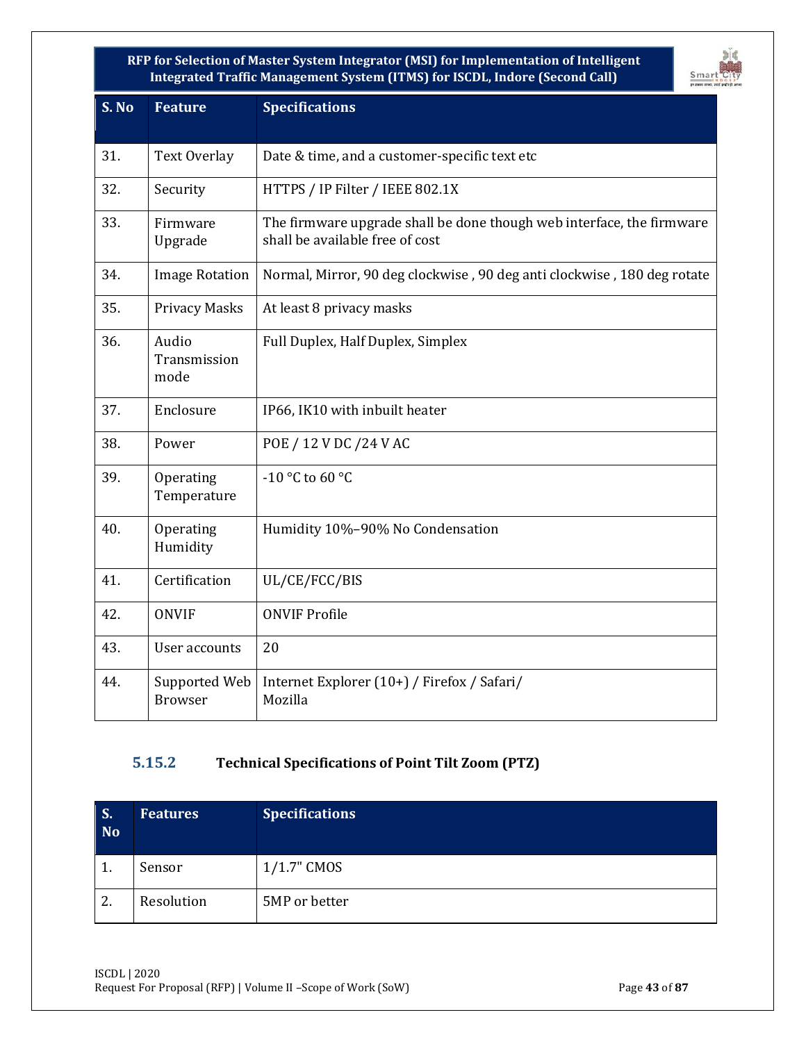| S. No | Feature | Specifications |
|---|---|---|
| 31. | Text Overlay | Date & time, and a customer-specific text etc |
| 32. | Security | HTTPS / IP Filter / IEEE 802.1X |
| 33. | Firmware Upgrade | The firmware upgrade shall be done though web interface, the firmware shall be available free of cost |
| 34. | Image Rotation | Normal, Mirror, 90 deg clockwise , 90 deg anti clockwise , 180 deg rotate |
| 35. | Privacy Masks | At least 8 privacy masks |
| 36. | Audio Transmission mode | Full Duplex, Half Duplex, Simplex |
| 37. | Enclosure | IP66, IK10 with inbuilt heater |
| 38. | Power | POE / 12 V DC /24 V AC |
| 39. | Operating Temperature | -10 °C to 60 °C |
| 40. | Operating Humidity | Humidity 10%–90% No Condensation |
| 41. | Certification | UL/CE/FCC/BIS |
| 42. | ONVIF | ONVIF Profile |
| 43. | User accounts | 20 |
| 44. | Supported Web Browser | Internet Explorer (10+) / Firefox / Safari/ Mozilla |

### 5.15.2 Technical Specifications of Point Tilt Zoom (PTZ)

| S. No | Features | Specifications |
|---|---|---|
| 1. | Sensor | 1/1.7" CMOS |
| 2. | Resolution | 5MP or better |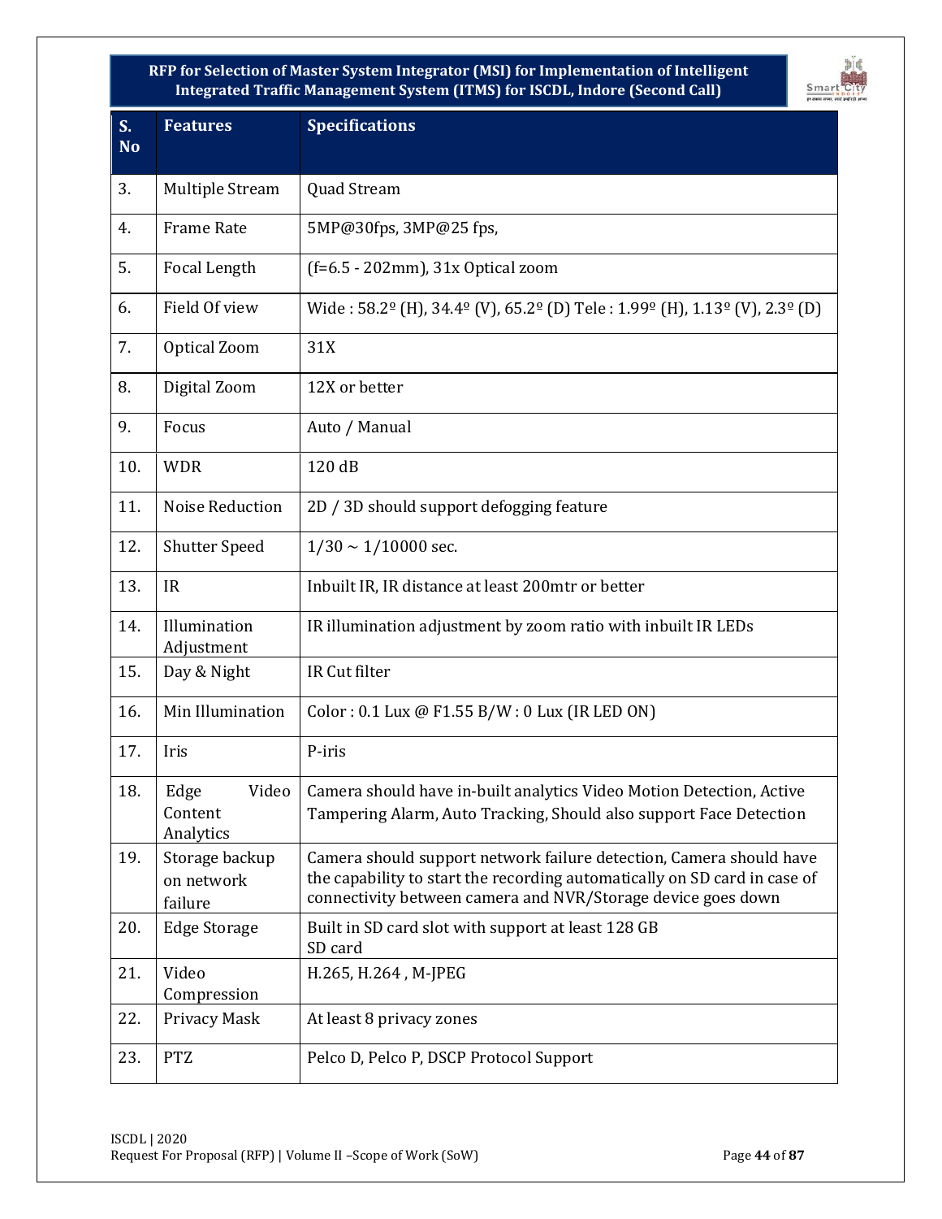| S. No | Features | Specifications |
|---|---|---|
| 3. | Multiple Stream | Quad Stream |
| 4. | Frame Rate | 5MP@30fps, 3MP@25 fps, |
| 5. | Focal Length | (f=6.5 - 202mm), 31x Optical zoom |
| 6. | Field Of view | Wide : 58.2º (H), 34.4º (V), 65.2º (D) Tele : 1.99º (H), 1.13º (V), 2.3º (D) |
| 7. | Optical Zoom | 31X |
| 8. | Digital Zoom | 12X or better |
| 9. | Focus | Auto / Manual |
| 10. | WDR | 120 dB |
| 11. | Noise Reduction | 2D / 3D should support defogging feature |
| 12. | Shutter Speed | 1/30 ~ 1/10000 sec. |
| 13. | IR | Inbuilt IR, IR distance at least 200mtr or better |
| 14. | Illumination Adjustment | IR illumination adjustment by zoom ratio with inbuilt IR LEDs |
| 15. | Day & Night | IR Cut filter |
| 16. | Min Illumination | Color : 0.1 Lux @ F1.55 B/W : 0 Lux (IR LED ON) |
| 17. | Iris | P-iris |
| 18. | Edge Video Content Analytics | Camera should have in-built analytics Video Motion Detection, Active Tampering Alarm, Auto Tracking, Should also support Face Detection |
| 19. | Storage backup on network failure | Camera should support network failure detection, Camera should have the capability to start the recording automatically on SD card in case of connectivity between camera and NVR/Storage device goes down |
| 20. | Edge Storage | Built in SD card slot with support at least 128 GB SD card |
| 21. | Video Compression | H.265, H.264 , M-JPEG |
| 22. | Privacy Mask | At least 8 privacy zones |
| 23. | PTZ | Pelco D, Pelco P, DSCP Protocol Support |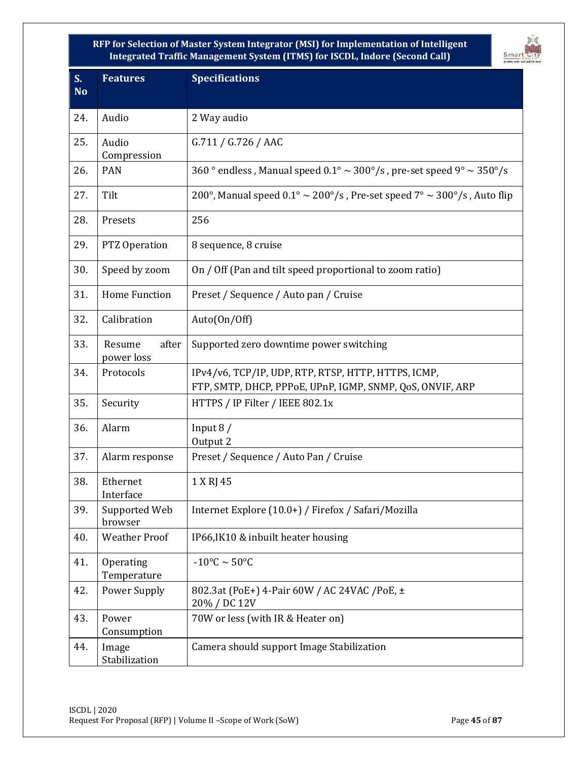| S. No | Features | Specifications |
|---|---|---|
| 24. | Audio | 2 Way audio |
| 25. | Audio Compression | G.711 / G.726 / AAC |
| 26. | PAN | 360 ° endless , Manual speed 0.1° ~ 300°/s , pre-set speed 9° ~ 350°/s |
| 27. | Tilt | 200°, Manual speed 0.1° ~ 200°/s , Pre-set speed 7° ~ 300°/s , Auto flip |
| 28. | Presets | 256 |
| 29. | PTZ Operation | 8 sequence, 8 cruise |
| 30. | Speed by zoom | On / Off (Pan and tilt speed proportional to zoom ratio) |
| 31. | Home Function | Preset / Sequence / Auto pan / Cruise |
| 32. | Calibration | Auto(On/Off) |
| 33. | Resume after power loss | Supported zero downtime power switching |
| 34. | Protocols | IPv4/v6, TCP/IP, UDP, RTP, RTSP, HTTP, HTTPS, ICMP, FTP, SMTP, DHCP, PPPoE, UPnP, IGMP, SNMP, QoS, ONVIF, ARP |
| 35. | Security | HTTPS / IP Filter / IEEE 802.1x |
| 36. | Alarm | Input 8 / Output 2 |
| 37. | Alarm response | Preset / Sequence / Auto Pan / Cruise |
| 38. | Ethernet Interface | 1 X RJ 45 |
| 39. | Supported Web browser | Internet Explore (10.0+) / Firefox / Safari/Mozilla |
| 40. | Weather Proof | IP66,IK10 & inbuilt heater housing |
| 41. | Operating Temperature | -10°C ~ 50°C |
| 42. | Power Supply | 802.3at (PoE+) 4-Pair 60W / AC 24VAC /PoE, ± 20% / DC 12V |
| 43. | Power Consumption | 70W or less (with IR & Heater on) |
| 44. | Image Stabilization | Camera should support Image Stabilization |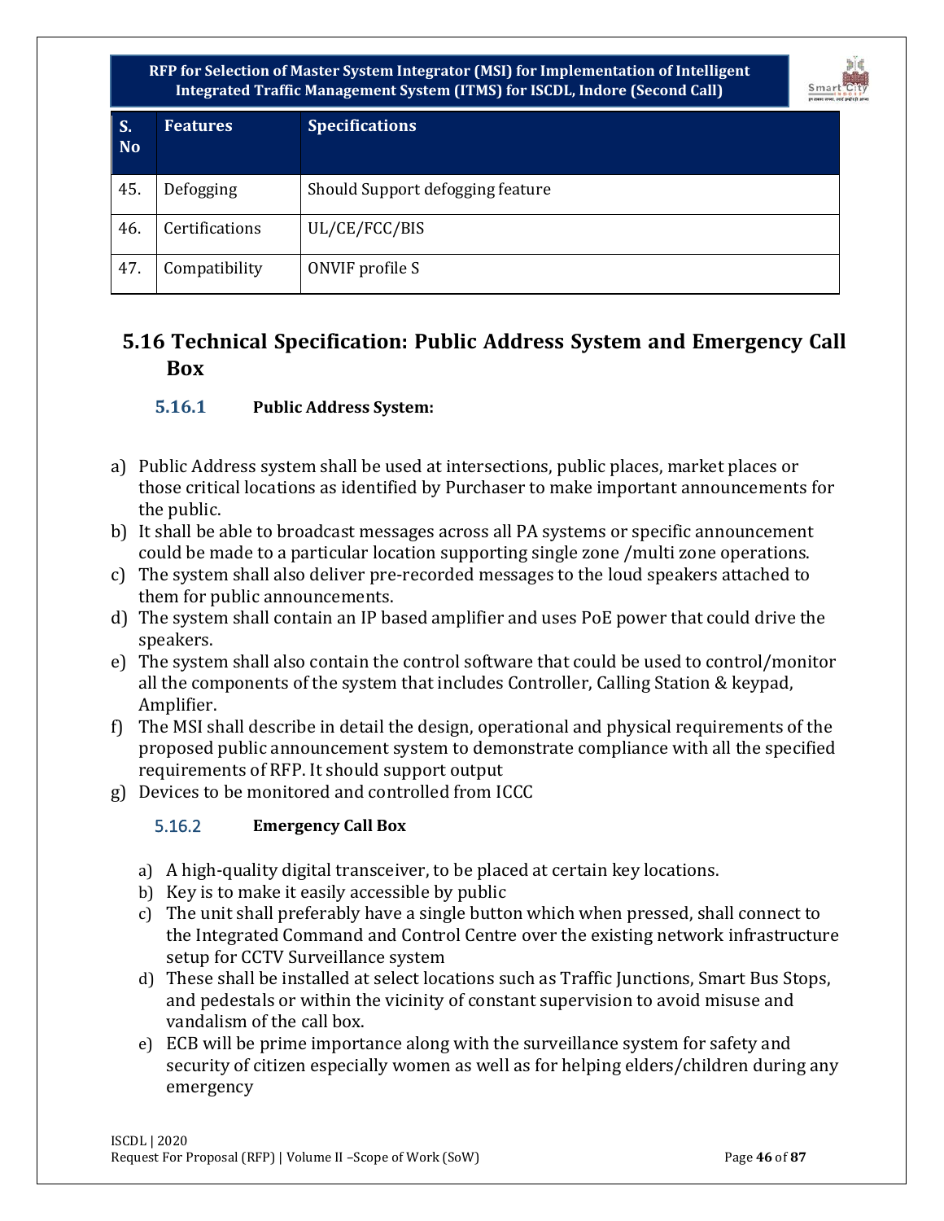| S. No | Features | Specifications |
|---|---|---|
| 45. | Defogging | Should Support defogging feature |
| 46. | Certifications | UL/CE/FCC/BIS |
| 47. | Compatibility | ONVIF profile S |

## 5.16 Technical Specification: Public Address System and Emergency Call Box

### 5.16.1 Public Address System:

a) Public Address system shall be used at intersections, public places, market places or those critical locations as identified by Purchaser to make important announcements for the public.
b) It shall be able to broadcast messages across all PA systems or specific announcement could be made to a particular location supporting single zone /multi zone operations.
c) The system shall also deliver pre-recorded messages to the loud speakers attached to them for public announcements.
d) The system shall contain an IP based amplifier and uses PoE power that could drive the speakers.
e) The system shall also contain the control software that could be used to control/monitor all the components of the system that includes Controller, Calling Station & keypad, Amplifier.
f) The MSI shall describe in detail the design, operational and physical requirements of the proposed public announcement system to demonstrate compliance with all the specified requirements of RFP. It should support output
g) Devices to be monitored and controlled from ICCC

### 5.16.2 Emergency Call Box

a) A high-quality digital transceiver, to be placed at certain key locations.
b) Key is to make it easily accessible by public
c) The unit shall preferably have a single button which when pressed, shall connect to the Integrated Command and Control Centre over the existing network infrastructure setup for CCTV Surveillance system
d) These shall be installed at select locations such as Traffic Junctions, Smart Bus Stops, and pedestals or within the vicinity of constant supervision to avoid misuse and vandalism of the call box.
e) ECB will be prime importance along with the surveillance system for safety and security of citizen especially women as well as for helping elders/children during any emergency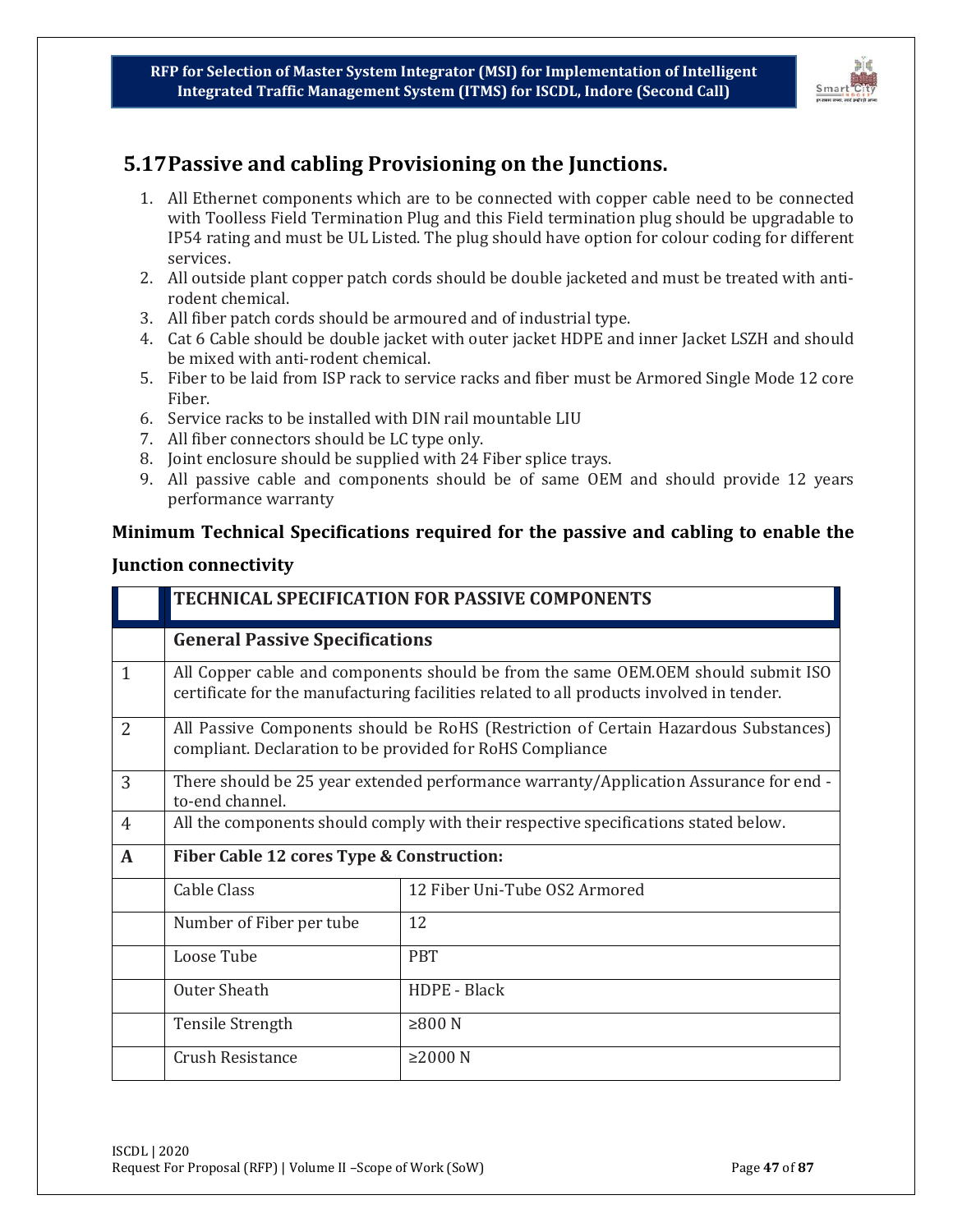## 5.17 Passive and cabling Provisioning on the Junctions.

1. All Ethernet components which are to be connected with copper cable need to be connected with Toolless Field Termination Plug and this Field termination plug should be upgradable to IP54 rating and must be UL Listed. The plug should have option for colour coding for different services.
2. All outside plant copper patch cords should be double jacketed and must be treated with anti-rodent chemical.
3. All fiber patch cords should be armoured and of industrial type.
4. Cat 6 Cable should be double jacket with outer jacket HDPE and inner Jacket LSZH and should be mixed with anti-rodent chemical.
5. Fiber to be laid from ISP rack to service racks and fiber must be Armored Single Mode 12 core Fiber.
6. Service racks to be installed with DIN rail mountable LIU
7. All fiber connectors should be LC type only.
8. Joint enclosure should be supplied with 24 Fiber splice trays.
9. All passive cable and components should be of same OEM and should provide 12 years performance warranty

**Minimum Technical Specifications required for the passive and cabling to enable the Junction connectivity**

| | **TECHNICAL SPECIFICATION FOR PASSIVE COMPONENTS** | |
|---|---|---|
| | **General Passive Specifications** | |
| 1 | All Copper cable and components should be from the same OEM.OEM should submit ISO certificate for the manufacturing facilities related to all products involved in tender. | |
| 2 | All Passive Components should be RoHS (Restriction of Certain Hazardous Substances) compliant. Declaration to be provided for RoHS Compliance | |
| 3 | There should be 25 year extended performance warranty/Application Assurance for end - to-end channel. | |
| 4 | All the components should comply with their respective specifications stated below. | |
| **A** | **Fiber Cable 12 cores Type & Construction:** | |
| | Cable Class | 12 Fiber Uni-Tube OS2 Armored |
| | Number of Fiber per tube | 12 |
| | Loose Tube | PBT |
| | Outer Sheath | HDPE - Black |
| | Tensile Strength | ≥800 N |
| | Crush Resistance | ≥2000 N |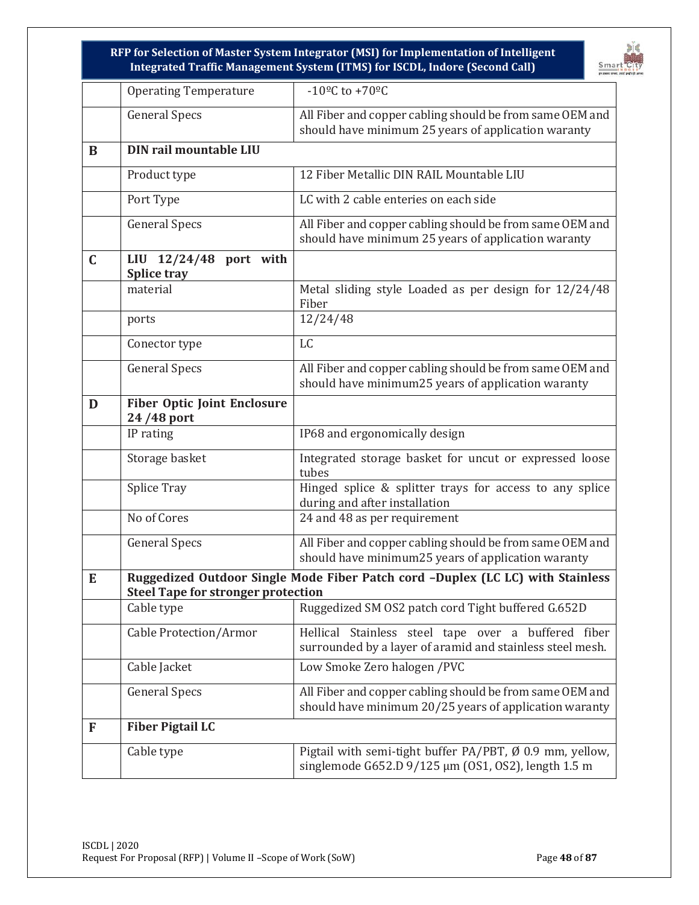| | | |
|---|---|---|
| | Operating Temperature | -10ºC to +70ºC |
| | General Specs | All Fiber and copper cabling should be from same OEM and should have minimum 25 years of application waranty |
| **B** | **DIN rail mountable LIU** | |
| | Product type | 12 Fiber Metallic DIN RAIL Mountable LIU |
| | Port Type | LC with 2 cable enteries on each side |
| | General Specs | All Fiber and copper cabling should be from same OEM and should have minimum 25 years of application waranty |
| **C** | **LIU 12/24/48 port with Splice tray** | |
| | material | Metal sliding style Loaded as per design for 12/24/48 Fiber |
| | ports | 12/24/48 |
| | Conector type | LC |
| | General Specs | All Fiber and copper cabling should be from same OEM and should have minimum25 years of application waranty |
| **D** | **Fiber Optic Joint Enclosure 24 /48 port** | |
| | IP rating | IP68 and ergonomically design |
| | Storage basket | Integrated storage basket for uncut or expressed loose tubes |
| | Splice Tray | Hinged splice & splitter trays for access to any splice during and after installation |
| | No of Cores | 24 and 48 as per requirement |
| | General Specs | All Fiber and copper cabling should be from same OEM and should have minimum25 years of application waranty |
| **E** | **Ruggedized Outdoor Single Mode Fiber Patch cord –Duplex (LC LC) with Stainless Steel Tape for stronger protection** | |
| | Cable type | Ruggedized SM OS2 patch cord Tight buffered G.652D |
| | Cable Protection/Armor | Hellical Stainless steel tape over a buffered fiber surrounded by a layer of aramid and stainless steel mesh. |
| | Cable Jacket | Low Smoke Zero halogen /PVC |
| | General Specs | All Fiber and copper cabling should be from same OEM and should have minimum 20/25 years of application waranty |
| **F** | **Fiber Pigtail LC** | |
| | Cable type | Pigtail with semi-tight buffer PA/PBT, Ø 0.9 mm, yellow, singlemode G652.D 9/125 µm (OS1, OS2), length 1.5 m |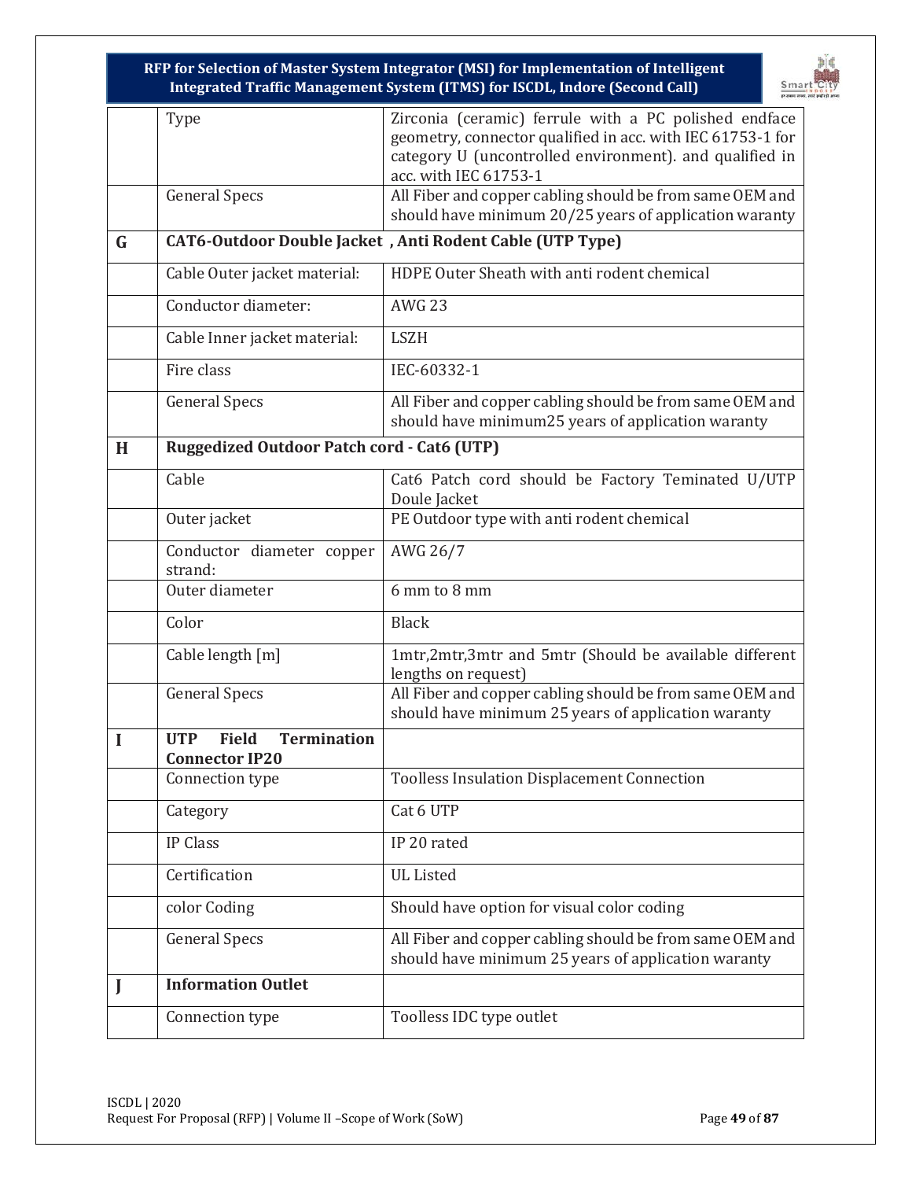| | | |
|---|---|---|
| | Type | Zirconia (ceramic) ferrule with a PC polished endface geometry, connector qualified in acc. with IEC 61753-1 for category U (uncontrolled environment). and qualified in acc. with IEC 61753-1 |
| | General Specs | All Fiber and copper cabling should be from same OEM and should have minimum 20/25 years of application waranty |
| **G** | **CAT6-Outdoor Double Jacket , Anti Rodent Cable (UTP Type)** | |
| | Cable Outer jacket material: | HDPE Outer Sheath with anti rodent chemical |
| | Conductor diameter: | AWG 23 |
| | Cable Inner jacket material: | LSZH |
| | Fire class | IEC-60332-1 |
| | General Specs | All Fiber and copper cabling should be from same OEM and should have minimum25 years of application waranty |
| **H** | **Ruggedized Outdoor Patch cord - Cat6 (UTP)** | |
| | Cable | Cat6 Patch cord should be Factory Teminated U/UTP Doule Jacket |
| | Outer jacket | PE Outdoor type with anti rodent chemical |
| | Conductor diameter copper strand: | AWG 26/7 |
| | Outer diameter | 6 mm to 8 mm |
| | Color | Black |
| | Cable length [m] | 1mtr,2mtr,3mtr and 5mtr (Should be available different lengths on request) |
| | General Specs | All Fiber and copper cabling should be from same OEM and should have minimum 25 years of application waranty |
| **I** | **UTP Field Termination Connector IP20** | |
| | Connection type | Toolless Insulation Displacement Connection |
| | Category | Cat 6 UTP |
| | IP Class | IP 20 rated |
| | Certification | UL Listed |
| | color Coding | Should have option for visual color coding |
| | General Specs | All Fiber and copper cabling should be from same OEM and should have minimum 25 years of application waranty |
| **J** | **Information Outlet** | |
| | Connection type | Toolless IDC type outlet |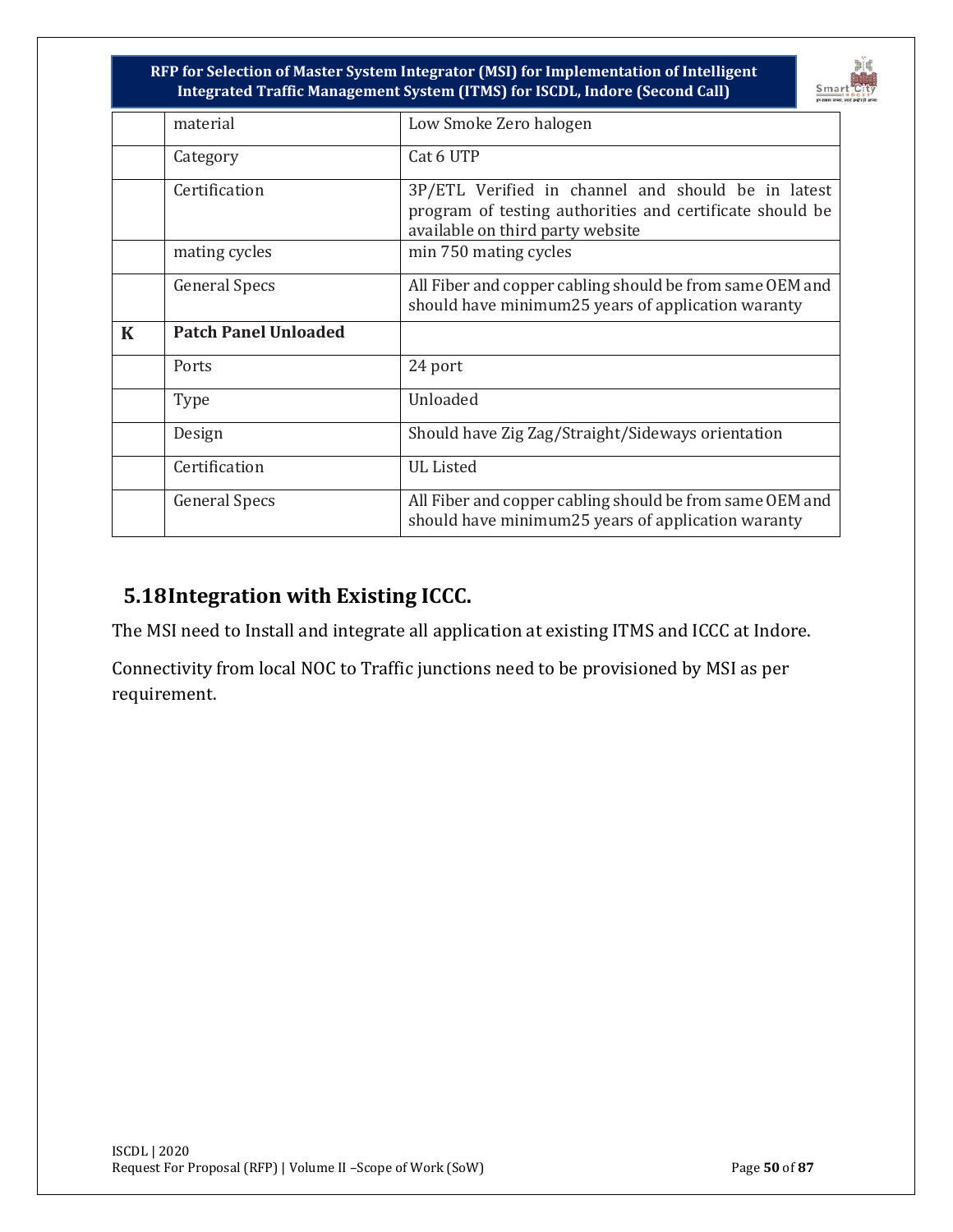|  | material | Low Smoke Zero halogen |
|---|---|---|
|  | Category | Cat 6 UTP |
|  | Certification | 3P/ETL Verified in channel and should be in latest program of testing authorities and certificate should be available on third party website |
|  | mating cycles | min 750 mating cycles |
|  | General Specs | All Fiber and copper cabling should be from same OEM and should have minimum25 years of application waranty |
| **K** | **Patch Panel Unloaded** |  |
|  | Ports | 24 port |
|  | Type | Unloaded |
|  | Design | Should have Zig Zag/Straight/Sideways orientation |
|  | Certification | UL Listed |
|  | General Specs | All Fiber and copper cabling should be from same OEM and should have minimum25 years of application waranty |

## 5.18 Integration with Existing ICCC.

The MSI need to Install and integrate all application at existing ITMS and ICCC at Indore.

Connectivity from local NOC to Traffic junctions need to be provisioned by MSI as per requirement.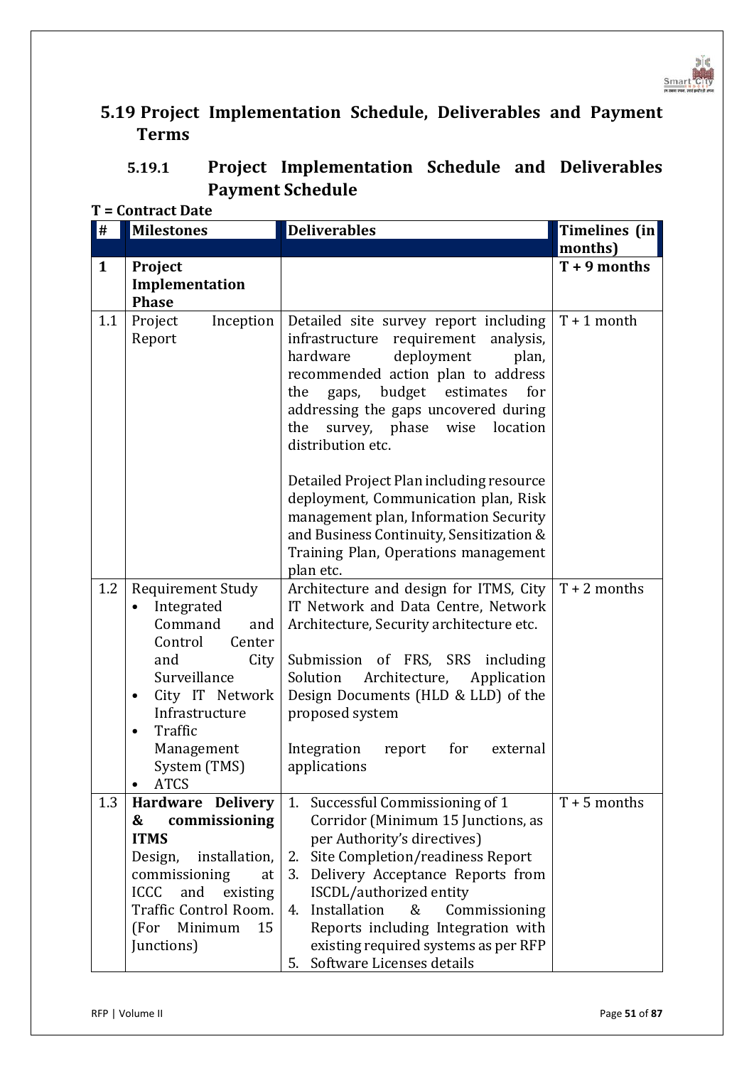## 5.19 Project Implementation Schedule, Deliverables and Payment Terms

### 5.19.1 Project Implementation Schedule and Deliverables Payment Schedule

**T = Contract Date**

| # | Milestones | Deliverables | Timelines (in months) |
|---|---|---|---|
| **1** | **Project Implementation Phase** | | **T + 9 months** |
| 1.1 | Project Inception Report | Detailed site survey report including infrastructure requirement analysis, hardware deployment plan, recommended action plan to address the gaps, budget estimates for addressing the gaps uncovered during the survey, phase wise location distribution etc.<br><br>Detailed Project Plan including resource deployment, Communication plan, Risk management plan, Information Security and Business Continuity, Sensitization & Training Plan, Operations management plan etc. | T + 1 month |
| 1.2 | Requirement Study<br>• Integrated Command and Control Center and City Surveillance<br>• City IT Network Infrastructure<br>• Traffic Management System (TMS)<br>• ATCS | Architecture and design for ITMS, City IT Network and Data Centre, Network Architecture, Security architecture etc.<br><br>Submission of FRS, SRS including Solution Architecture, Application Design Documents (HLD & LLD) of the proposed system<br><br>Integration report for external applications | T + 2 months |
| 1.3 | **Hardware Delivery & commissioning ITMS**<br>Design, installation, commissioning at ICCC and existing Traffic Control Room. (For Minimum 15 Junctions) | 1. Successful Commissioning of 1 Corridor (Minimum 15 Junctions, as per Authority's directives)<br>2. Site Completion/readiness Report<br>3. Delivery Acceptance Reports from ISCDL/authorized entity<br>4. Installation & Commissioning Reports including Integration with existing required systems as per RFP<br>5. Software Licenses details | T + 5 months |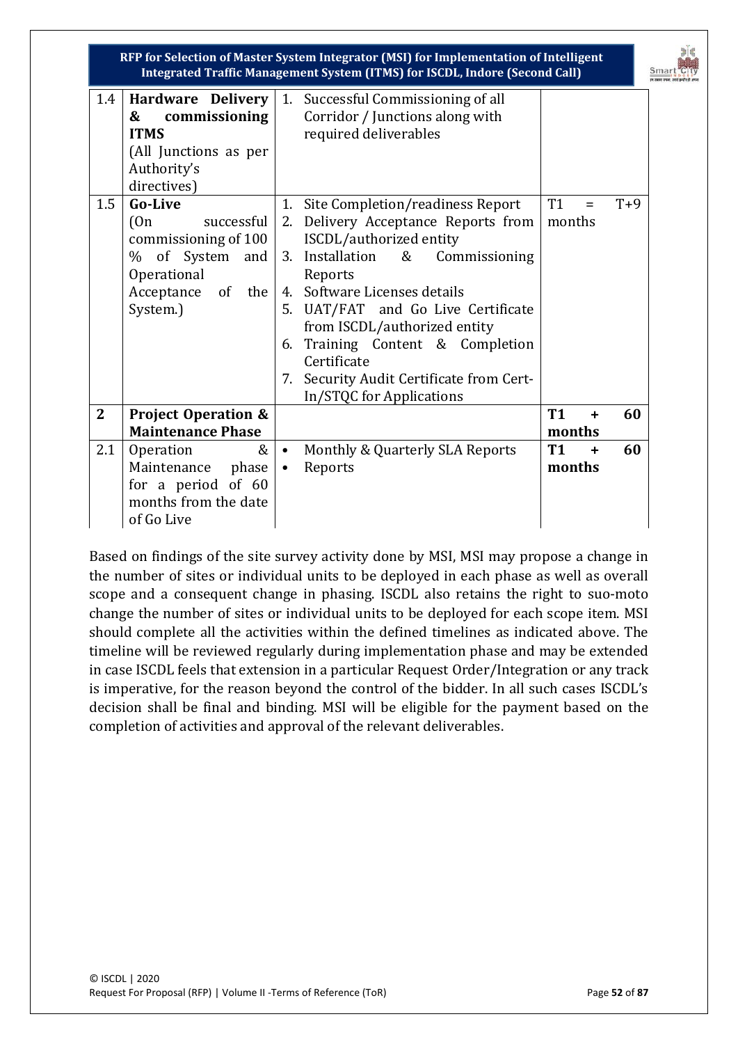| | | | |
|---|---|---|---|
| 1.4 | **Hardware Delivery & commissioning ITMS** (All Junctions as per Authority's directives) | 1. Successful Commissioning of all Corridor / Junctions along with required deliverables | |
| 1.5 | **Go-Live** (On successful commissioning of 100 % of System and Operational Acceptance of the System.) | 1. Site Completion/readiness Report<br>2. Delivery Acceptance Reports from ISCDL/authorized entity<br>3. Installation & Commissioning Reports<br>4. Software Licenses details<br>5. UAT/FAT and Go Live Certificate from ISCDL/authorized entity<br>6. Training Content & Completion Certificate<br>7. Security Audit Certificate from Cert-In/STQC for Applications | T1 = T+9 months |
| **2** | **Project Operation & Maintenance Phase** | | **T1 + 60 months** |
| 2.1 | Operation & Maintenance phase for a period of 60 months from the date of Go Live | • Monthly & Quarterly SLA Reports<br>• Reports | **T1 + 60 months** |

Based on findings of the site survey activity done by MSI, MSI may propose a change in the number of sites or individual units to be deployed in each phase as well as overall scope and a consequent change in phasing. ISCDL also retains the right to suo-moto change the number of sites or individual units to be deployed for each scope item. MSI should complete all the activities within the defined timelines as indicated above. The timeline will be reviewed regularly during implementation phase and may be extended in case ISCDL feels that extension in a particular Request Order/Integration or any track is imperative, for the reason beyond the control of the bidder. In all such cases ISCDL's decision shall be final and binding. MSI will be eligible for the payment based on the completion of activities and approval of the relevant deliverables.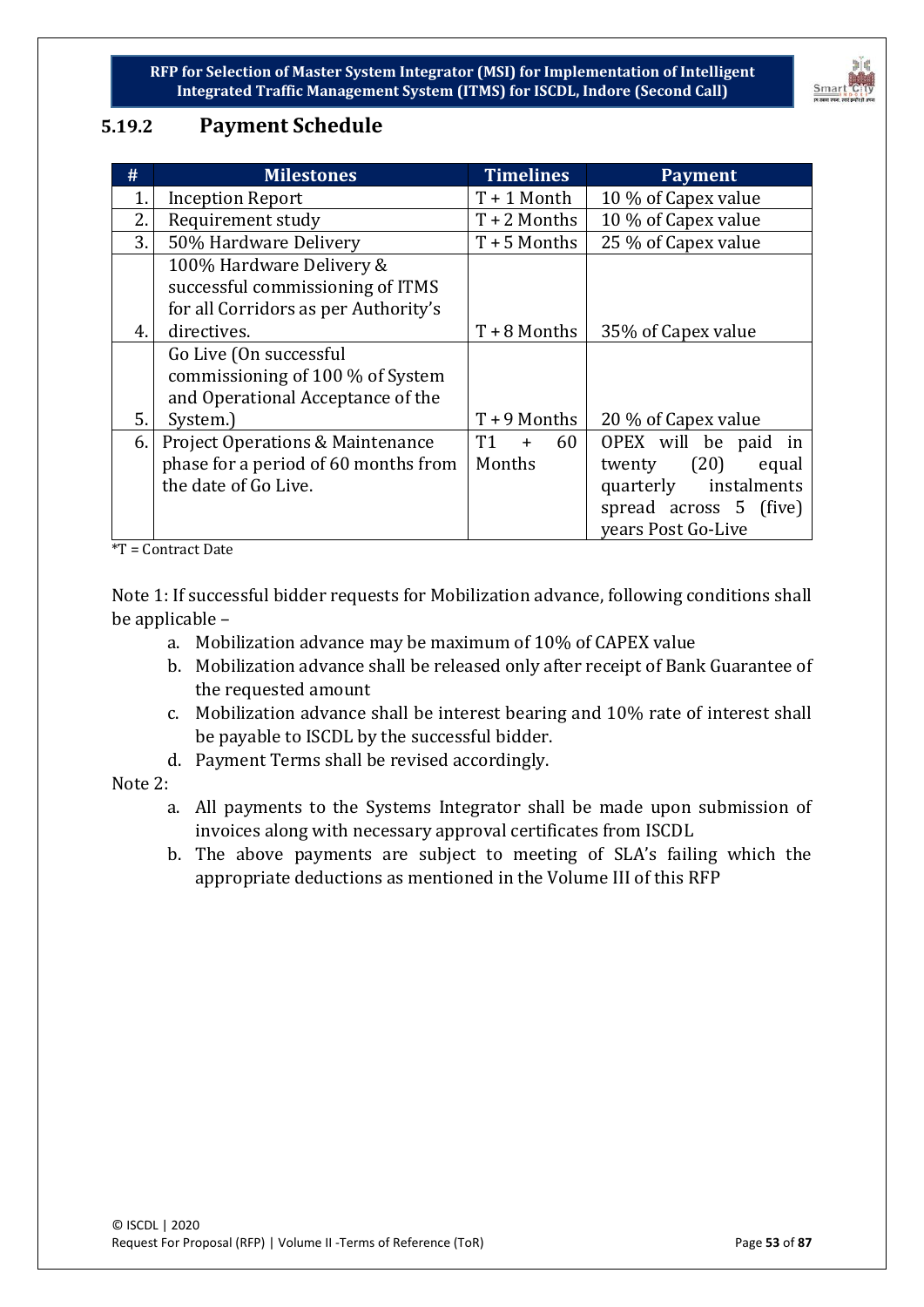### 5.19.2 Payment Schedule

| # | Milestones | Timelines | Payment |
|---|---|---|---|
| 1. | Inception Report | T + 1 Month | 10 % of Capex value |
| 2. | Requirement study | T + 2 Months | 10 % of Capex value |
| 3. | 50% Hardware Delivery | T + 5 Months | 25 % of Capex value |
| 4. | 100% Hardware Delivery & successful commissioning of ITMS for all Corridors as per Authority's directives. | T + 8 Months | 35% of Capex value |
| 5. | Go Live (On successful commissioning of 100 % of System and Operational Acceptance of the System.) | T + 9 Months | 20 % of Capex value |
| 6. | Project Operations & Maintenance phase for a period of 60 months from the date of Go Live. | T1 + 60 Months | OPEX will be paid in twenty (20) equal quarterly instalments spread across 5 (five) years Post Go-Live |

*T = Contract Date

Note 1: If successful bidder requests for Mobilization advance, following conditions shall be applicable –

a. Mobilization advance may be maximum of 10% of CAPEX value
b. Mobilization advance shall be released only after receipt of Bank Guarantee of the requested amount
c. Mobilization advance shall be interest bearing and 10% rate of interest shall be payable to ISCDL by the successful bidder.
d. Payment Terms shall be revised accordingly.

Note 2:

a. All payments to the Systems Integrator shall be made upon submission of invoices along with necessary approval certificates from ISCDL
b. The above payments are subject to meeting of SLA's failing which the appropriate deductions as mentioned in the Volume III of this RFP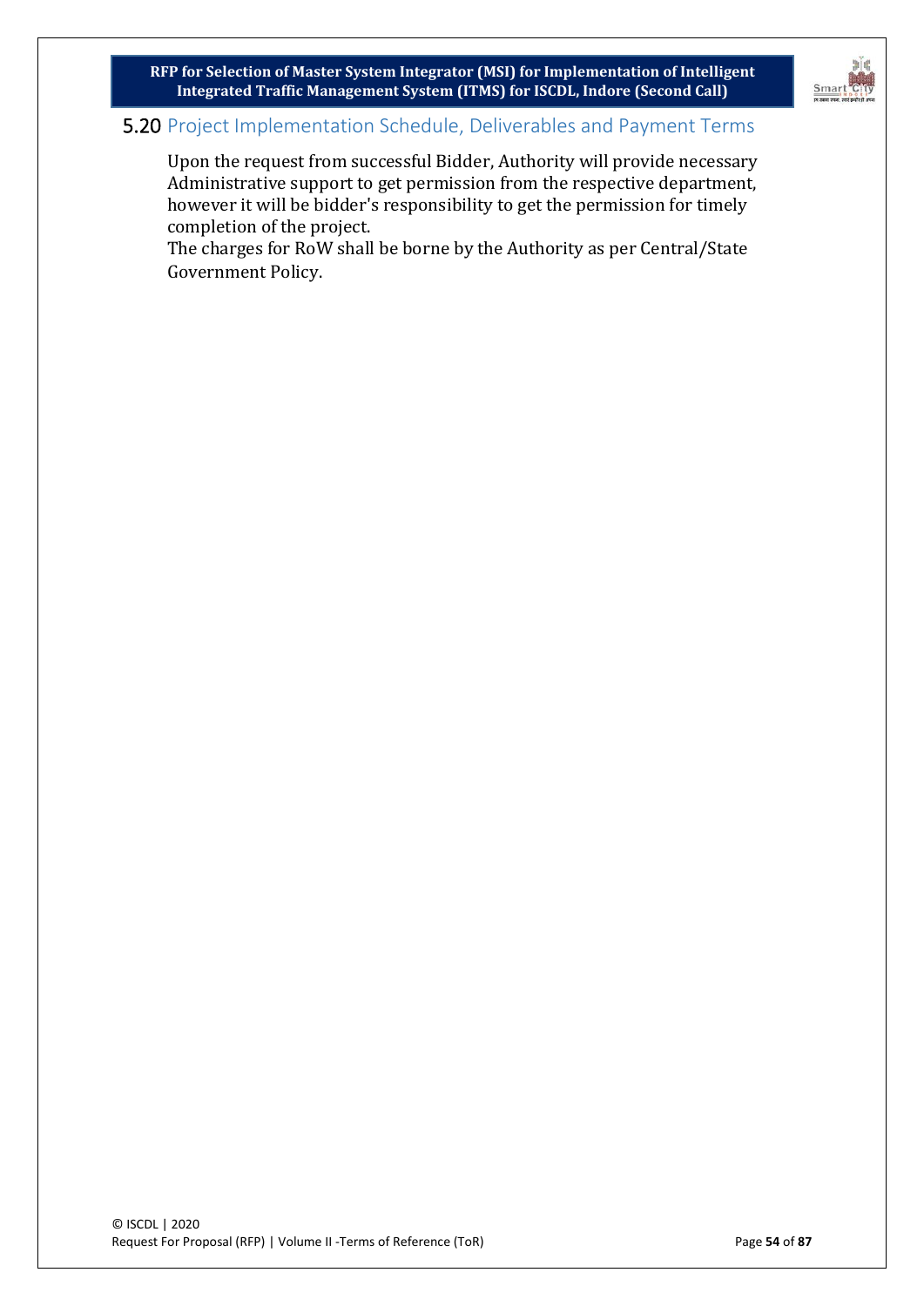## 5.20 Project Implementation Schedule, Deliverables and Payment Terms

Upon the request from successful Bidder, Authority will provide necessary Administrative support to get permission from the respective department, however it will be bidder's responsibility to get the permission for timely completion of the project.

The charges for RoW shall be borne by the Authority as per Central/State Government Policy.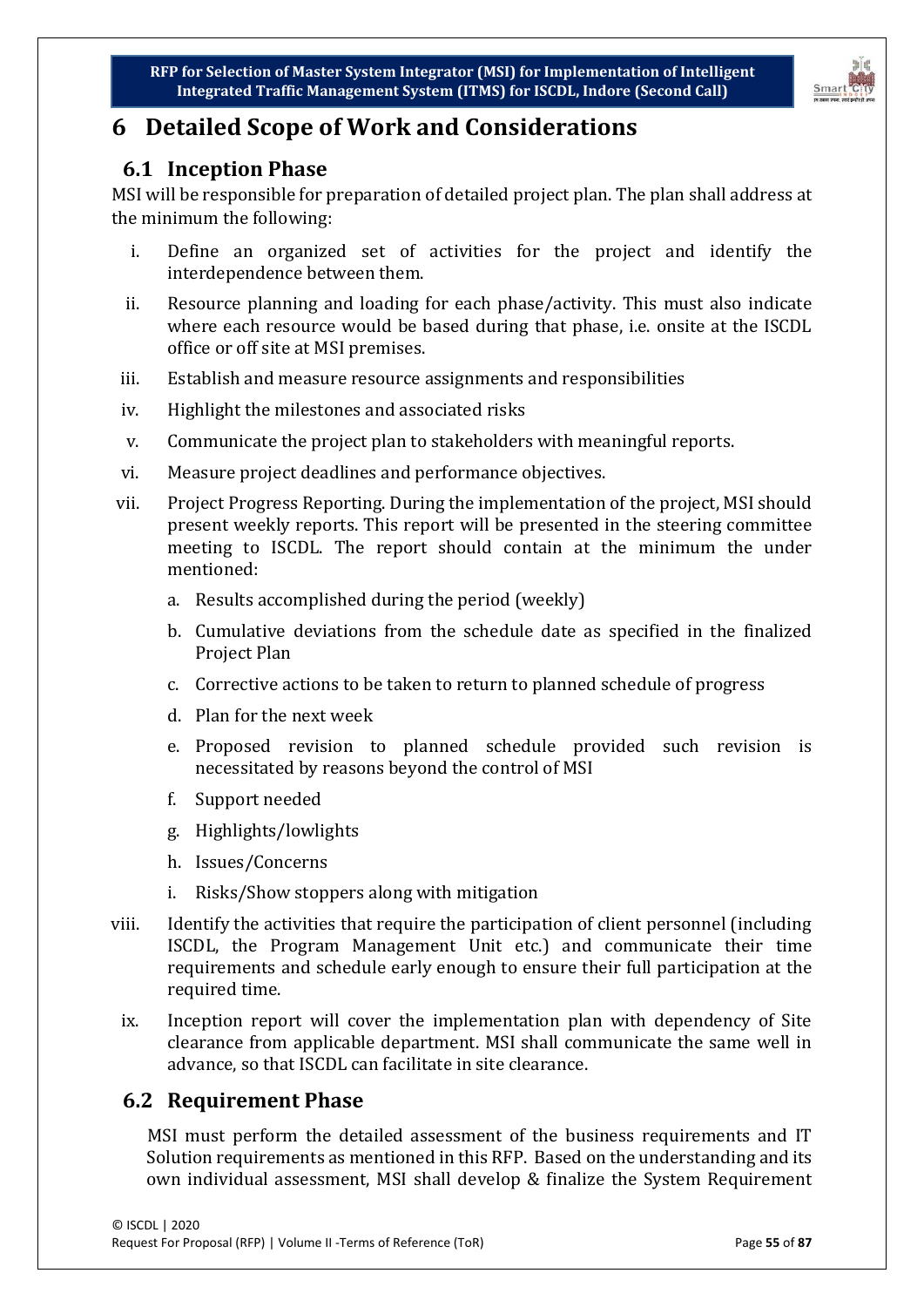# 6 Detailed Scope of Work and Considerations

## 6.1 Inception Phase

MSI will be responsible for preparation of detailed project plan. The plan shall address at the minimum the following:

i. Define an organized set of activities for the project and identify the interdependence between them.

ii. Resource planning and loading for each phase/activity. This must also indicate where each resource would be based during that phase, i.e. onsite at the ISCDL office or off site at MSI premises.

iii. Establish and measure resource assignments and responsibilities

iv. Highlight the milestones and associated risks

v. Communicate the project plan to stakeholders with meaningful reports.

vi. Measure project deadlines and performance objectives.

vii. Project Progress Reporting. During the implementation of the project, MSI should present weekly reports. This report will be presented in the steering committee meeting to ISCDL. The report should contain at the minimum the under mentioned:

   a. Results accomplished during the period (weekly)

   b. Cumulative deviations from the schedule date as specified in the finalized Project Plan

   c. Corrective actions to be taken to return to planned schedule of progress

   d. Plan for the next week

   e. Proposed revision to planned schedule provided such revision is necessitated by reasons beyond the control of MSI

   f. Support needed

   g. Highlights/lowlights

   h. Issues/Concerns

   i. Risks/Show stoppers along with mitigation

viii. Identify the activities that require the participation of client personnel (including ISCDL, the Program Management Unit etc.) and communicate their time requirements and schedule early enough to ensure their full participation at the required time.

ix. Inception report will cover the implementation plan with dependency of Site clearance from applicable department. MSI shall communicate the same well in advance, so that ISCDL can facilitate in site clearance.

## 6.2 Requirement Phase

MSI must perform the detailed assessment of the business requirements and IT Solution requirements as mentioned in this RFP. Based on the understanding and its own individual assessment, MSI shall develop & finalize the System Requirement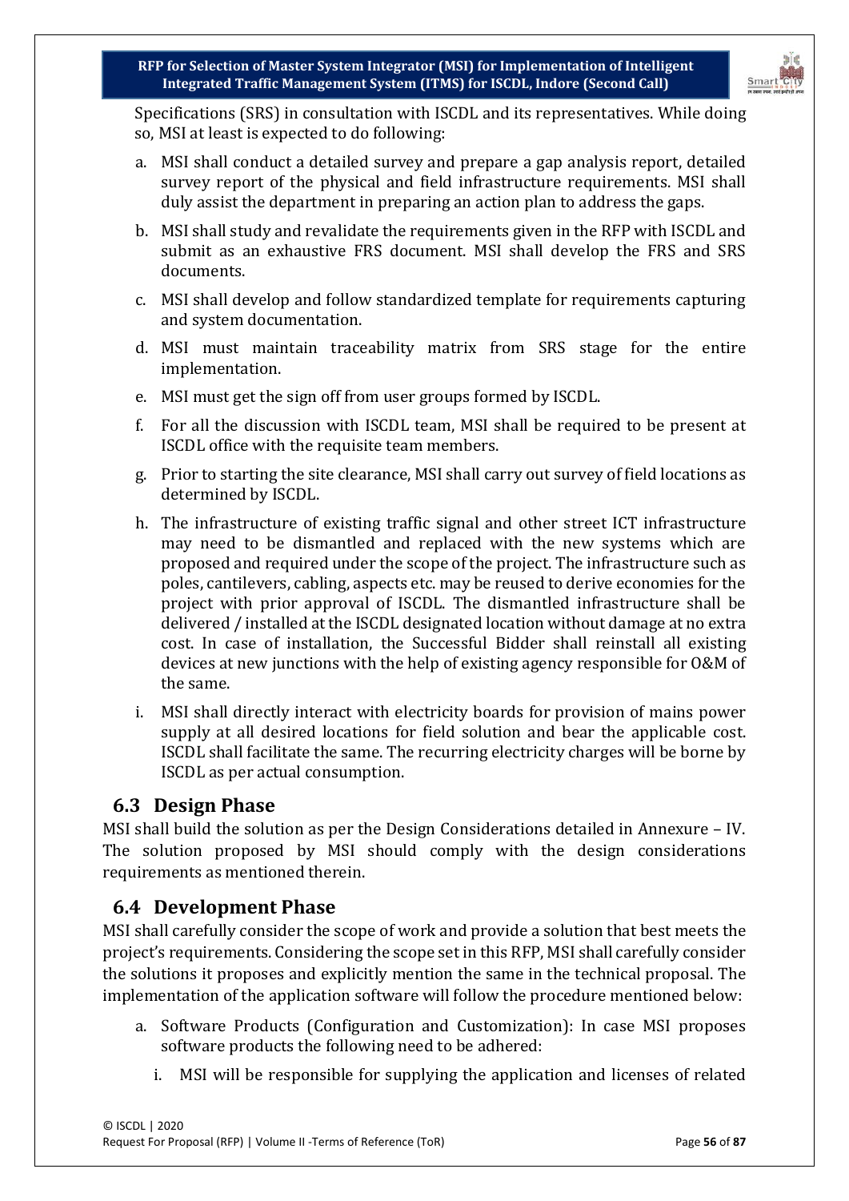Specifications (SRS) in consultation with ISCDL and its representatives. While doing so, MSI at least is expected to do following:

a. MSI shall conduct a detailed survey and prepare a gap analysis report, detailed survey report of the physical and field infrastructure requirements. MSI shall duly assist the department in preparing an action plan to address the gaps.

b. MSI shall study and revalidate the requirements given in the RFP with ISCDL and submit as an exhaustive FRS document. MSI shall develop the FRS and SRS documents.

c. MSI shall develop and follow standardized template for requirements capturing and system documentation.

d. MSI must maintain traceability matrix from SRS stage for the entire implementation.

e. MSI must get the sign off from user groups formed by ISCDL.

f. For all the discussion with ISCDL team, MSI shall be required to be present at ISCDL office with the requisite team members.

g. Prior to starting the site clearance, MSI shall carry out survey of field locations as determined by ISCDL.

h. The infrastructure of existing traffic signal and other street ICT infrastructure may need to be dismantled and replaced with the new systems which are proposed and required under the scope of the project. The infrastructure such as poles, cantilevers, cabling, aspects etc. may be reused to derive economies for the project with prior approval of ISCDL. The dismantled infrastructure shall be delivered / installed at the ISCDL designated location without damage at no extra cost. In case of installation, the Successful Bidder shall reinstall all existing devices at new junctions with the help of existing agency responsible for O&M of the same.

i. MSI shall directly interact with electricity boards for provision of mains power supply at all desired locations for field solution and bear the applicable cost. ISCDL shall facilitate the same. The recurring electricity charges will be borne by ISCDL as per actual consumption.

## 6.3 Design Phase

MSI shall build the solution as per the Design Considerations detailed in Annexure – IV. The solution proposed by MSI should comply with the design considerations requirements as mentioned therein.

## 6.4 Development Phase

MSI shall carefully consider the scope of work and provide a solution that best meets the project's requirements. Considering the scope set in this RFP, MSI shall carefully consider the solutions it proposes and explicitly mention the same in the technical proposal. The implementation of the application software will follow the procedure mentioned below:

a. Software Products (Configuration and Customization): In case MSI proposes software products the following need to be adhered:

   i. MSI will be responsible for supplying the application and licenses of related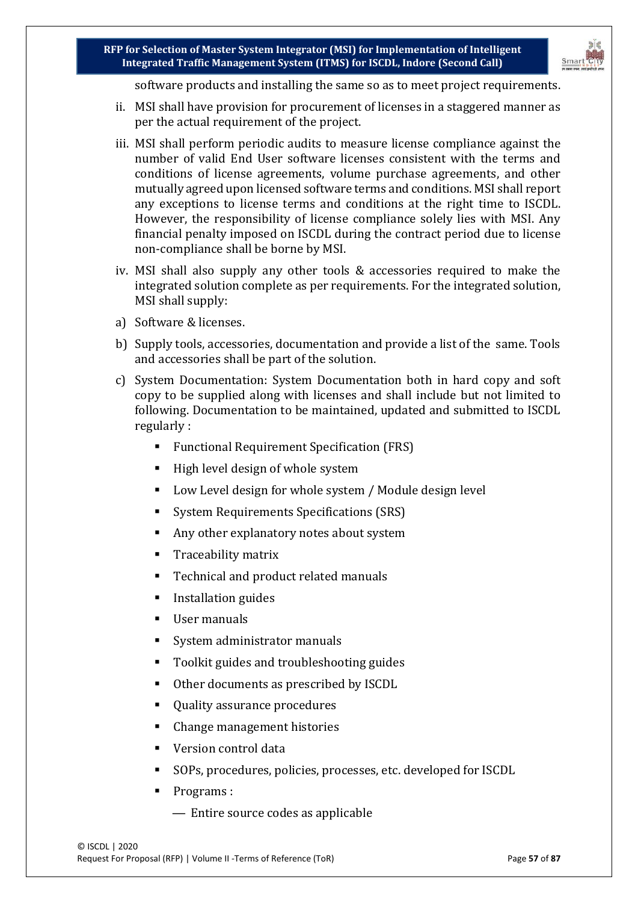software products and installing the same so as to meet project requirements.

ii. MSI shall have provision for procurement of licenses in a staggered manner as per the actual requirement of the project.

iii. MSI shall perform periodic audits to measure license compliance against the number of valid End User software licenses consistent with the terms and conditions of license agreements, volume purchase agreements, and other mutually agreed upon licensed software terms and conditions. MSI shall report any exceptions to license terms and conditions at the right time to ISCDL. However, the responsibility of license compliance solely lies with MSI. Any financial penalty imposed on ISCDL during the contract period due to license non-compliance shall be borne by MSI.

iv. MSI shall also supply any other tools & accessories required to make the integrated solution complete as per requirements. For the integrated solution, MSI shall supply:

a) Software & licenses.

b) Supply tools, accessories, documentation and provide a list of the same. Tools and accessories shall be part of the solution.

c) System Documentation: System Documentation both in hard copy and soft copy to be supplied along with licenses and shall include but not limited to following. Documentation to be maintained, updated and submitted to ISCDL regularly :

- Functional Requirement Specification (FRS)
- High level design of whole system
- Low Level design for whole system / Module design level
- System Requirements Specifications (SRS)
- Any other explanatory notes about system
- Traceability matrix
- Technical and product related manuals
- Installation guides
- User manuals
- System administrator manuals
- Toolkit guides and troubleshooting guides
- Other documents as prescribed by ISCDL
- Quality assurance procedures
- Change management histories
- Version control data
- SOPs, procedures, policies, processes, etc. developed for ISCDL
- Programs :
  - Entire source codes as applicable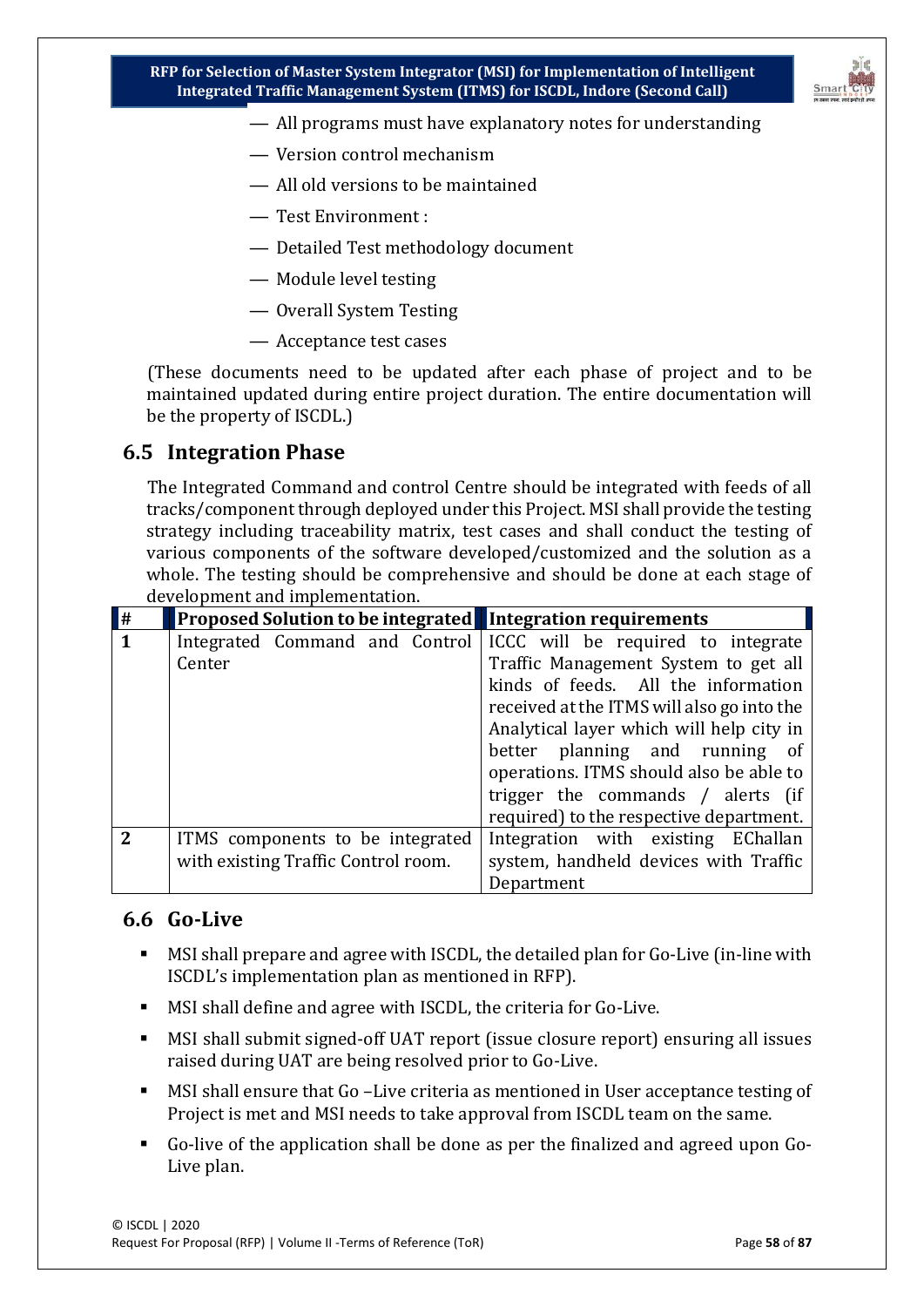- All programs must have explanatory notes for understanding
- Version control mechanism
- All old versions to be maintained
- Test Environment :
- Detailed Test methodology document
- Module level testing
- Overall System Testing
- Acceptance test cases

(These documents need to be updated after each phase of project and to be maintained updated during entire project duration. The entire documentation will be the property of ISCDL.)

## 6.5 Integration Phase

The Integrated Command and control Centre should be integrated with feeds of all tracks/component through deployed under this Project. MSI shall provide the testing strategy including traceability matrix, test cases and shall conduct the testing of various components of the software developed/customized and the solution as a whole. The testing should be comprehensive and should be done at each stage of development and implementation.

| # | Proposed Solution to be integrated | Integration requirements |
|---|---|---|
| 1 | Integrated Command and Control Center | ICCC will be required to integrate Traffic Management System to get all kinds of feeds. All the information received at the ITMS will also go into the Analytical layer which will help city in better planning and running of operations. ITMS should also be able to trigger the commands / alerts (if required) to the respective department. |
| 2 | ITMS components to be integrated with existing Traffic Control room. | Integration with existing EChallan system, handheld devices with Traffic Department |

## 6.6 Go-Live

- MSI shall prepare and agree with ISCDL, the detailed plan for Go-Live (in-line with ISCDL's implementation plan as mentioned in RFP).
- MSI shall define and agree with ISCDL, the criteria for Go-Live.
- MSI shall submit signed-off UAT report (issue closure report) ensuring all issues raised during UAT are being resolved prior to Go-Live.
- MSI shall ensure that Go –Live criteria as mentioned in User acceptance testing of Project is met and MSI needs to take approval from ISCDL team on the same.
- Go-live of the application shall be done as per the finalized and agreed upon Go-Live plan.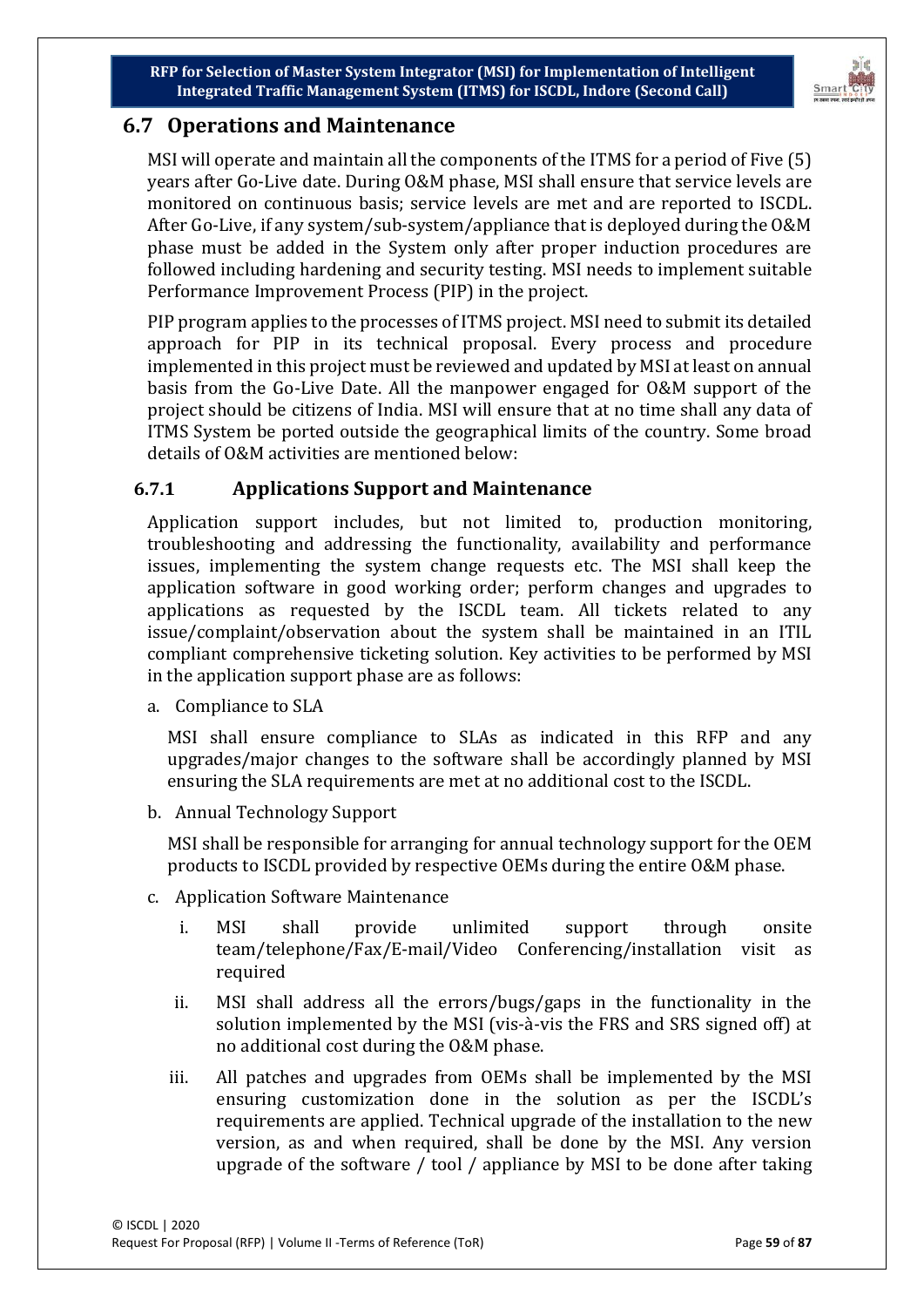## 6.7 Operations and Maintenance

MSI will operate and maintain all the components of the ITMS for a period of Five (5) years after Go-Live date. During O&M phase, MSI shall ensure that service levels are monitored on continuous basis; service levels are met and are reported to ISCDL. After Go-Live, if any system/sub-system/appliance that is deployed during the O&M phase must be added in the System only after proper induction procedures are followed including hardening and security testing. MSI needs to implement suitable Performance Improvement Process (PIP) in the project.

PIP program applies to the processes of ITMS project. MSI need to submit its detailed approach for PIP in its technical proposal. Every process and procedure implemented in this project must be reviewed and updated by MSI at least on annual basis from the Go-Live Date. All the manpower engaged for O&M support of the project should be citizens of India. MSI will ensure that at no time shall any data of ITMS System be ported outside the geographical limits of the country. Some broad details of O&M activities are mentioned below:

### 6.7.1 Applications Support and Maintenance

Application support includes, but not limited to, production monitoring, troubleshooting and addressing the functionality, availability and performance issues, implementing the system change requests etc. The MSI shall keep the application software in good working order; perform changes and upgrades to applications as requested by the ISCDL team. All tickets related to any issue/complaint/observation about the system shall be maintained in an ITIL compliant comprehensive ticketing solution. Key activities to be performed by MSI in the application support phase are as follows:

a. Compliance to SLA

   MSI shall ensure compliance to SLAs as indicated in this RFP and any upgrades/major changes to the software shall be accordingly planned by MSI ensuring the SLA requirements are met at no additional cost to the ISCDL.

b. Annual Technology Support

   MSI shall be responsible for arranging for annual technology support for the OEM products to ISCDL provided by respective OEMs during the entire O&M phase.

c. Application Software Maintenance

   i. MSI shall provide unlimited support through onsite team/telephone/Fax/E-mail/Video Conferencing/installation visit as required

   ii. MSI shall address all the errors/bugs/gaps in the functionality in the solution implemented by the MSI (vis-à-vis the FRS and SRS signed off) at no additional cost during the O&M phase.

   iii. All patches and upgrades from OEMs shall be implemented by the MSI ensuring customization done in the solution as per the ISCDL's requirements are applied. Technical upgrade of the installation to the new version, as and when required, shall be done by the MSI. Any version upgrade of the software / tool / appliance by MSI to be done after taking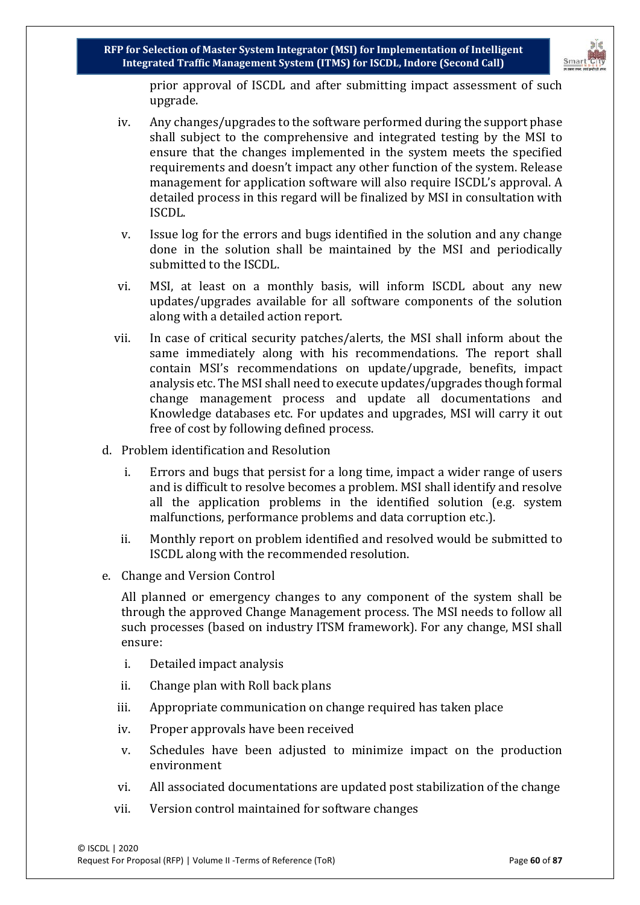prior approval of ISCDL and after submitting impact assessment of such upgrade.

iv. Any changes/upgrades to the software performed during the support phase shall subject to the comprehensive and integrated testing by the MSI to ensure that the changes implemented in the system meets the specified requirements and doesn't impact any other function of the system. Release management for application software will also require ISCDL's approval. A detailed process in this regard will be finalized by MSI in consultation with ISCDL.

v. Issue log for the errors and bugs identified in the solution and any change done in the solution shall be maintained by the MSI and periodically submitted to the ISCDL.

vi. MSI, at least on a monthly basis, will inform ISCDL about any new updates/upgrades available for all software components of the solution along with a detailed action report.

vii. In case of critical security patches/alerts, the MSI shall inform about the same immediately along with his recommendations. The report shall contain MSI's recommendations on update/upgrade, benefits, impact analysis etc. The MSI shall need to execute updates/upgrades though formal change management process and update all documentations and Knowledge databases etc. For updates and upgrades, MSI will carry it out free of cost by following defined process.

d. Problem identification and Resolution

   i. Errors and bugs that persist for a long time, impact a wider range of users and is difficult to resolve becomes a problem. MSI shall identify and resolve all the application problems in the identified solution (e.g. system malfunctions, performance problems and data corruption etc.).

   ii. Monthly report on problem identified and resolved would be submitted to ISCDL along with the recommended resolution.

e. Change and Version Control

   All planned or emergency changes to any component of the system shall be through the approved Change Management process. The MSI needs to follow all such processes (based on industry ITSM framework). For any change, MSI shall ensure:

   i. Detailed impact analysis
   ii. Change plan with Roll back plans
   iii. Appropriate communication on change required has taken place
   iv. Proper approvals have been received
   v. Schedules have been adjusted to minimize impact on the production environment
   vi. All associated documentations are updated post stabilization of the change
   vii. Version control maintained for software changes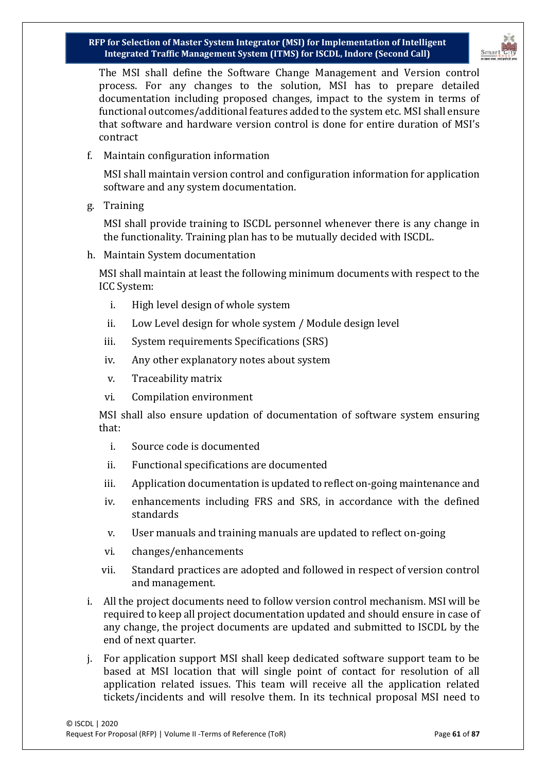The MSI shall define the Software Change Management and Version control process. For any changes to the solution, MSI has to prepare detailed documentation including proposed changes, impact to the system in terms of functional outcomes/additional features added to the system etc. MSI shall ensure that software and hardware version control is done for entire duration of MSI's contract

f. Maintain configuration information

   MSI shall maintain version control and configuration information for application software and any system documentation.

g. Training

   MSI shall provide training to ISCDL personnel whenever there is any change in the functionality. Training plan has to be mutually decided with ISCDL.

h. Maintain System documentation

   MSI shall maintain at least the following minimum documents with respect to the ICC System:

   i. High level design of whole system
   ii. Low Level design for whole system / Module design level
   iii. System requirements Specifications (SRS)
   iv. Any other explanatory notes about system
   v. Traceability matrix
   vi. Compilation environment

   MSI shall also ensure updation of documentation of software system ensuring that:

   i. Source code is documented
   ii. Functional specifications are documented
   iii. Application documentation is updated to reflect on-going maintenance and
   iv. enhancements including FRS and SRS, in accordance with the defined standards
   v. User manuals and training manuals are updated to reflect on-going
   vi. changes/enhancements
   vii. Standard practices are adopted and followed in respect of version control and management.

i. All the project documents need to follow version control mechanism. MSI will be required to keep all project documentation updated and should ensure in case of any change, the project documents are updated and submitted to ISCDL by the end of next quarter.

j. For application support MSI shall keep dedicated software support team to be based at MSI location that will single point of contact for resolution of all application related issues. This team will receive all the application related tickets/incidents and will resolve them. In its technical proposal MSI need to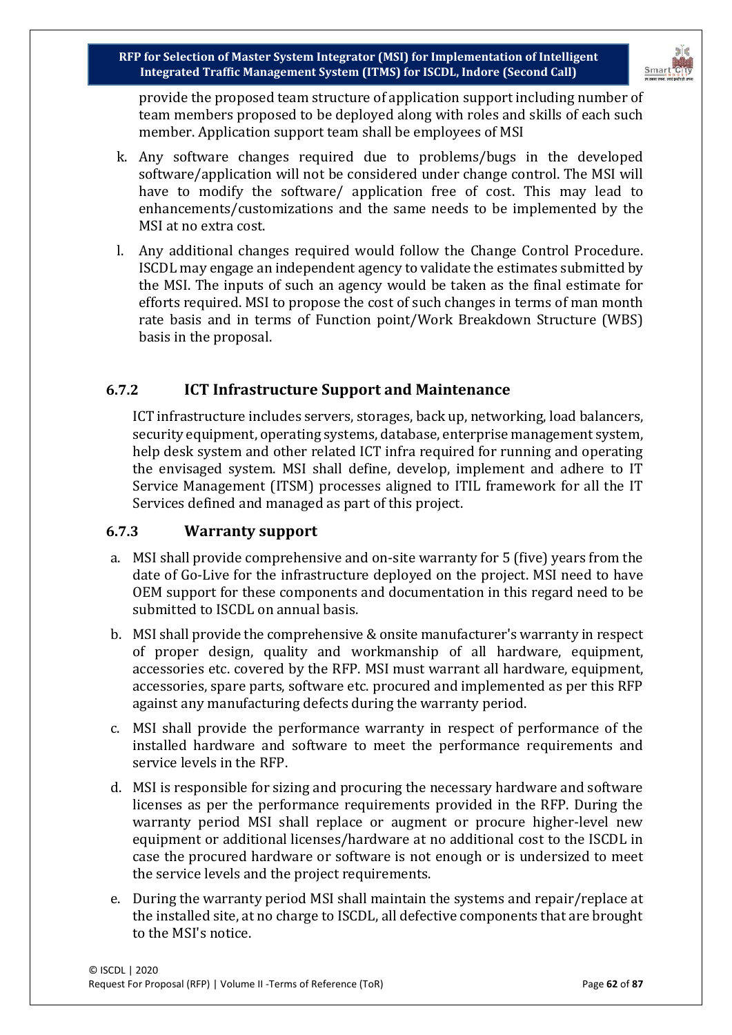provide the proposed team structure of application support including number of team members proposed to be deployed along with roles and skills of each such member. Application support team shall be employees of MSI

k. Any software changes required due to problems/bugs in the developed software/application will not be considered under change control. The MSI will have to modify the software/ application free of cost. This may lead to enhancements/customizations and the same needs to be implemented by the MSI at no extra cost.

l. Any additional changes required would follow the Change Control Procedure. ISCDL may engage an independent agency to validate the estimates submitted by the MSI. The inputs of such an agency would be taken as the final estimate for efforts required. MSI to propose the cost of such changes in terms of man month rate basis and in terms of Function point/Work Breakdown Structure (WBS) basis in the proposal.

### 6.7.2 ICT Infrastructure Support and Maintenance

ICT infrastructure includes servers, storages, back up, networking, load balancers, security equipment, operating systems, database, enterprise management system, help desk system and other related ICT infra required for running and operating the envisaged system. MSI shall define, develop, implement and adhere to IT Service Management (ITSM) processes aligned to ITIL framework for all the IT Services defined and managed as part of this project.

### 6.7.3 Warranty support

a. MSI shall provide comprehensive and on-site warranty for 5 (five) years from the date of Go-Live for the infrastructure deployed on the project. MSI need to have OEM support for these components and documentation in this regard need to be submitted to ISCDL on annual basis.

b. MSI shall provide the comprehensive & onsite manufacturer's warranty in respect of proper design, quality and workmanship of all hardware, equipment, accessories etc. covered by the RFP. MSI must warrant all hardware, equipment, accessories, spare parts, software etc. procured and implemented as per this RFP against any manufacturing defects during the warranty period.

c. MSI shall provide the performance warranty in respect of performance of the installed hardware and software to meet the performance requirements and service levels in the RFP.

d. MSI is responsible for sizing and procuring the necessary hardware and software licenses as per the performance requirements provided in the RFP. During the warranty period MSI shall replace or augment or procure higher-level new equipment or additional licenses/hardware at no additional cost to the ISCDL in case the procured hardware or software is not enough or is undersized to meet the service levels and the project requirements.

e. During the warranty period MSI shall maintain the systems and repair/replace at the installed site, at no charge to ISCDL, all defective components that are brought to the MSI's notice.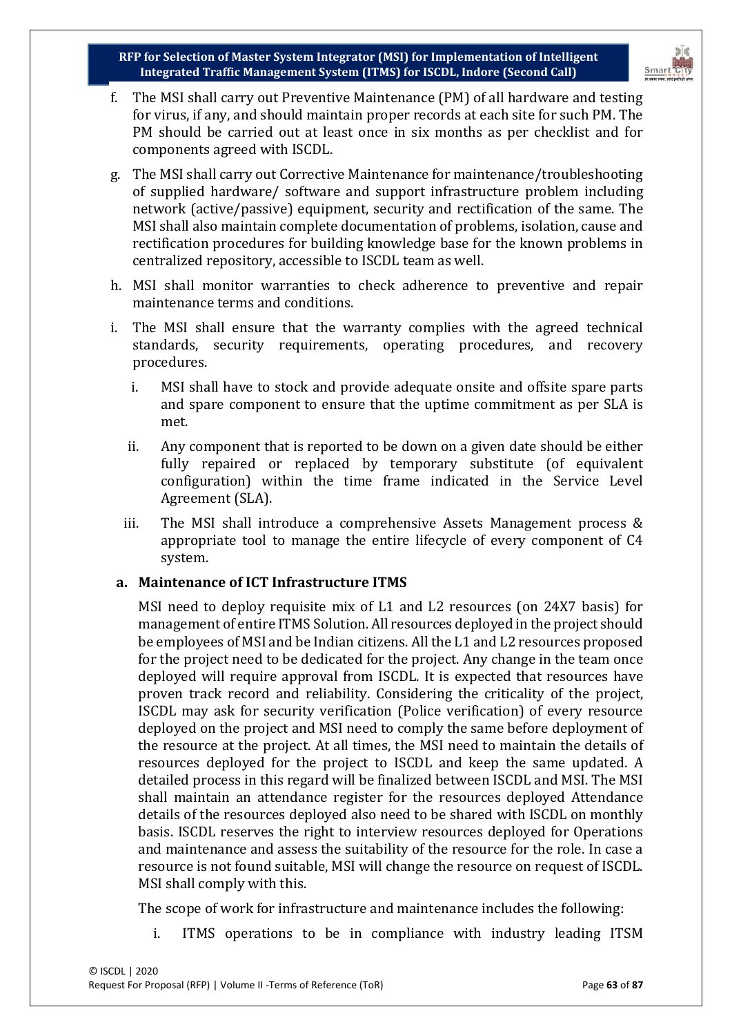f. The MSI shall carry out Preventive Maintenance (PM) of all hardware and testing for virus, if any, and should maintain proper records at each site for such PM. The PM should be carried out at least once in six months as per checklist and for components agreed with ISCDL.

g. The MSI shall carry out Corrective Maintenance for maintenance/troubleshooting of supplied hardware/ software and support infrastructure problem including network (active/passive) equipment, security and rectification of the same. The MSI shall also maintain complete documentation of problems, isolation, cause and rectification procedures for building knowledge base for the known problems in centralized repository, accessible to ISCDL team as well.

h. MSI shall monitor warranties to check adherence to preventive and repair maintenance terms and conditions.

i. The MSI shall ensure that the warranty complies with the agreed technical standards, security requirements, operating procedures, and recovery procedures.

   i. MSI shall have to stock and provide adequate onsite and offsite spare parts and spare component to ensure that the uptime commitment as per SLA is met.

   ii. Any component that is reported to be down on a given date should be either fully repaired or replaced by temporary substitute (of equivalent configuration) within the time frame indicated in the Service Level Agreement (SLA).

   iii. The MSI shall introduce a comprehensive Assets Management process & appropriate tool to manage the entire lifecycle of every component of C4 system.

**a. Maintenance of ICT Infrastructure ITMS**

MSI need to deploy requisite mix of L1 and L2 resources (on 24X7 basis) for management of entire ITMS Solution. All resources deployed in the project should be employees of MSI and be Indian citizens. All the L1 and L2 resources proposed for the project need to be dedicated for the project. Any change in the team once deployed will require approval from ISCDL. It is expected that resources have proven track record and reliability. Considering the criticality of the project, ISCDL may ask for security verification (Police verification) of every resource deployed on the project and MSI need to comply the same before deployment of the resource at the project. At all times, the MSI need to maintain the details of resources deployed for the project to ISCDL and keep the same updated. A detailed process in this regard will be finalized between ISCDL and MSI. The MSI shall maintain an attendance register for the resources deployed Attendance details of the resources deployed also need to be shared with ISCDL on monthly basis. ISCDL reserves the right to interview resources deployed for Operations and maintenance and assess the suitability of the resource for the role. In case a resource is not found suitable, MSI will change the resource on request of ISCDL. MSI shall comply with this.

The scope of work for infrastructure and maintenance includes the following:

i. ITMS operations to be in compliance with industry leading ITSM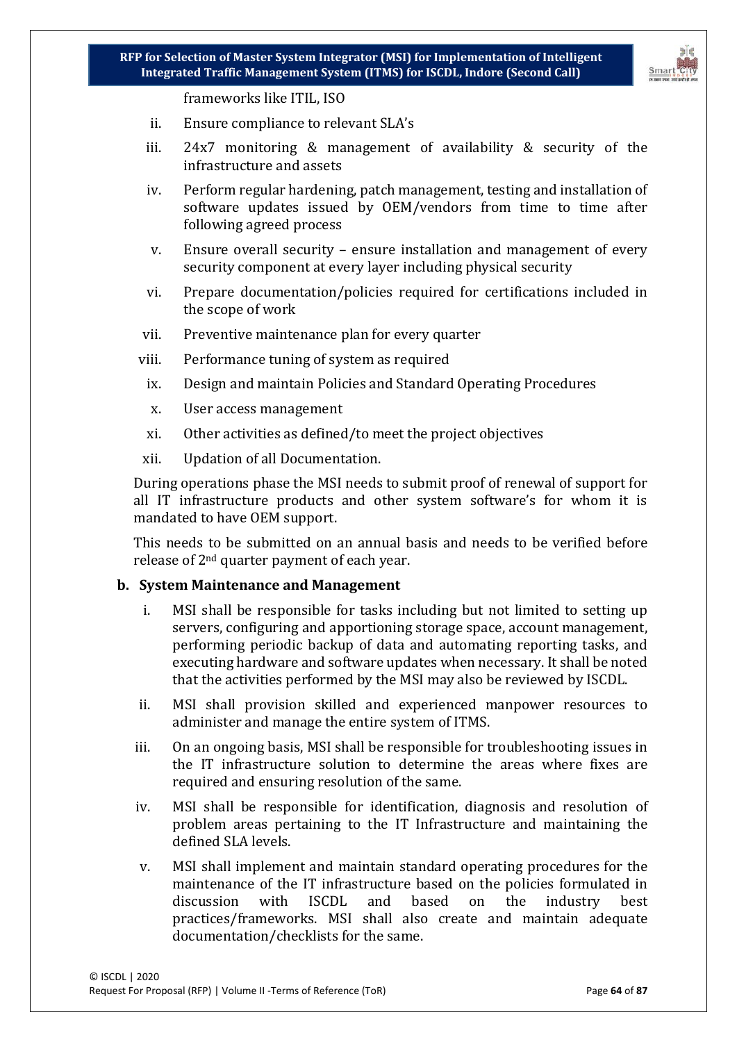frameworks like ITIL, ISO

ii. Ensure compliance to relevant SLA's

iii. 24x7 monitoring & management of availability & security of the infrastructure and assets

iv. Perform regular hardening, patch management, testing and installation of software updates issued by OEM/vendors from time to time after following agreed process

v. Ensure overall security – ensure installation and management of every security component at every layer including physical security

vi. Prepare documentation/policies required for certifications included in the scope of work

vii. Preventive maintenance plan for every quarter

viii. Performance tuning of system as required

ix. Design and maintain Policies and Standard Operating Procedures

x. User access management

xi. Other activities as defined/to meet the project objectives

xii. Updation of all Documentation.

During operations phase the MSI needs to submit proof of renewal of support for all IT infrastructure products and other system software's for whom it is mandated to have OEM support.

This needs to be submitted on an annual basis and needs to be verified before release of 2nd quarter payment of each year.

**b. System Maintenance and Management**

i. MSI shall be responsible for tasks including but not limited to setting up servers, configuring and apportioning storage space, account management, performing periodic backup of data and automating reporting tasks, and executing hardware and software updates when necessary. It shall be noted that the activities performed by the MSI may also be reviewed by ISCDL.

ii. MSI shall provision skilled and experienced manpower resources to administer and manage the entire system of ITMS.

iii. On an ongoing basis, MSI shall be responsible for troubleshooting issues in the IT infrastructure solution to determine the areas where fixes are required and ensuring resolution of the same.

iv. MSI shall be responsible for identification, diagnosis and resolution of problem areas pertaining to the IT Infrastructure and maintaining the defined SLA levels.

v. MSI shall implement and maintain standard operating procedures for the maintenance of the IT infrastructure based on the policies formulated in discussion with ISCDL and based on the industry best practices/frameworks. MSI shall also create and maintain adequate documentation/checklists for the same.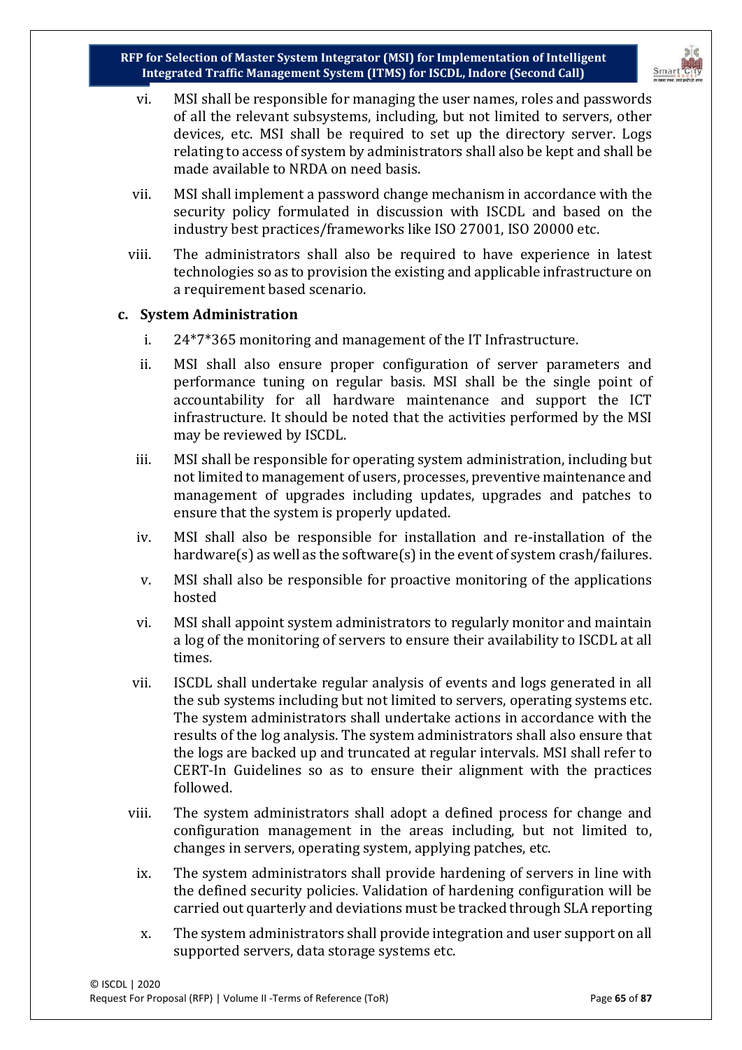vi. MSI shall be responsible for managing the user names, roles and passwords of all the relevant subsystems, including, but not limited to servers, other devices, etc. MSI shall be required to set up the directory server. Logs relating to access of system by administrators shall also be kept and shall be made available to NRDA on need basis.

vii. MSI shall implement a password change mechanism in accordance with the security policy formulated in discussion with ISCDL and based on the industry best practices/frameworks like ISO 27001, ISO 20000 etc.

viii. The administrators shall also be required to have experience in latest technologies so as to provision the existing and applicable infrastructure on a requirement based scenario.

**c. System Administration**

i. 24*7*365 monitoring and management of the IT Infrastructure.

ii. MSI shall also ensure proper configuration of server parameters and performance tuning on regular basis. MSI shall be the single point of accountability for all hardware maintenance and support the ICT infrastructure. It should be noted that the activities performed by the MSI may be reviewed by ISCDL.

iii. MSI shall be responsible for operating system administration, including but not limited to management of users, processes, preventive maintenance and management of upgrades including updates, upgrades and patches to ensure that the system is properly updated.

iv. MSI shall also be responsible for installation and re-installation of the hardware(s) as well as the software(s) in the event of system crash/failures.

v. MSI shall also be responsible for proactive monitoring of the applications hosted

vi. MSI shall appoint system administrators to regularly monitor and maintain a log of the monitoring of servers to ensure their availability to ISCDL at all times.

vii. ISCDL shall undertake regular analysis of events and logs generated in all the sub systems including but not limited to servers, operating systems etc. The system administrators shall undertake actions in accordance with the results of the log analysis. The system administrators shall also ensure that the logs are backed up and truncated at regular intervals. MSI shall refer to CERT-In Guidelines so as to ensure their alignment with the practices followed.

viii. The system administrators shall adopt a defined process for change and configuration management in the areas including, but not limited to, changes in servers, operating system, applying patches, etc.

ix. The system administrators shall provide hardening of servers in line with the defined security policies. Validation of hardening configuration will be carried out quarterly and deviations must be tracked through SLA reporting

x. The system administrators shall provide integration and user support on all supported servers, data storage systems etc.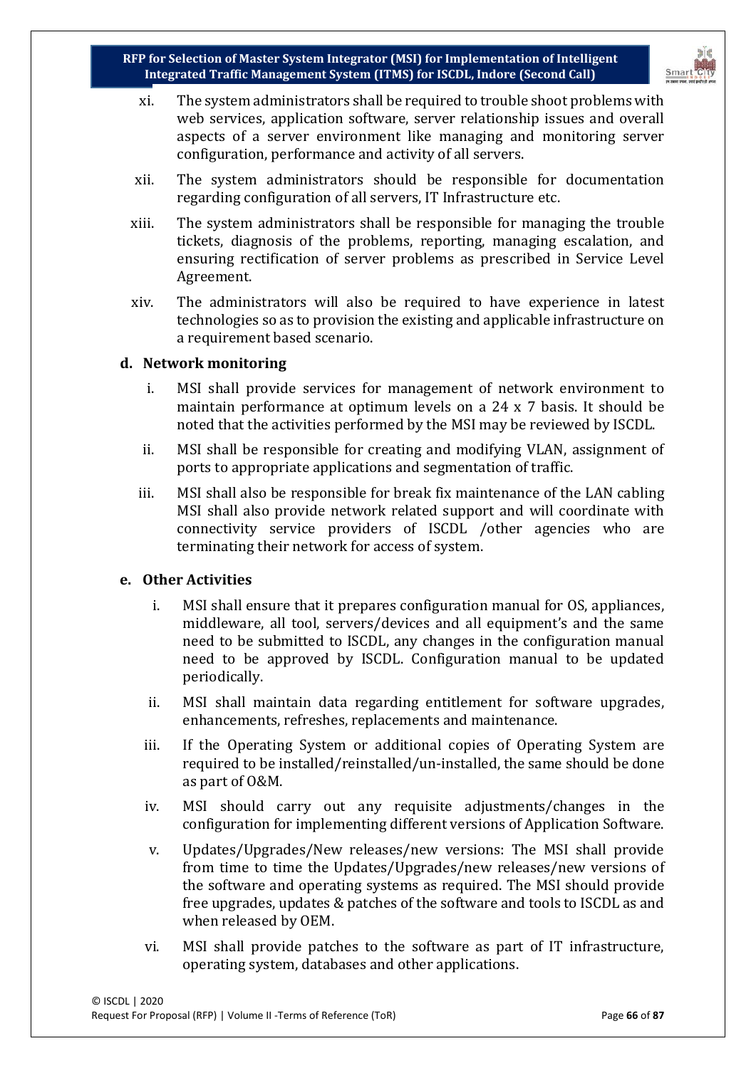xi. The system administrators shall be required to trouble shoot problems with web services, application software, server relationship issues and overall aspects of a server environment like managing and monitoring server configuration, performance and activity of all servers.

xii. The system administrators should be responsible for documentation regarding configuration of all servers, IT Infrastructure etc.

xiii. The system administrators shall be responsible for managing the trouble tickets, diagnosis of the problems, reporting, managing escalation, and ensuring rectification of server problems as prescribed in Service Level Agreement.

xiv. The administrators will also be required to have experience in latest technologies so as to provision the existing and applicable infrastructure on a requirement based scenario.

**d. Network monitoring**

i. MSI shall provide services for management of network environment to maintain performance at optimum levels on a 24 x 7 basis. It should be noted that the activities performed by the MSI may be reviewed by ISCDL.

ii. MSI shall be responsible for creating and modifying VLAN, assignment of ports to appropriate applications and segmentation of traffic.

iii. MSI shall also be responsible for break fix maintenance of the LAN cabling MSI shall also provide network related support and will coordinate with connectivity service providers of ISCDL /other agencies who are terminating their network for access of system.

**e. Other Activities**

i. MSI shall ensure that it prepares configuration manual for OS, appliances, middleware, all tool, servers/devices and all equipment's and the same need to be submitted to ISCDL, any changes in the configuration manual need to be approved by ISCDL. Configuration manual to be updated periodically.

ii. MSI shall maintain data regarding entitlement for software upgrades, enhancements, refreshes, replacements and maintenance.

iii. If the Operating System or additional copies of Operating System are required to be installed/reinstalled/un-installed, the same should be done as part of O&M.

iv. MSI should carry out any requisite adjustments/changes in the configuration for implementing different versions of Application Software.

v. Updates/Upgrades/New releases/new versions: The MSI shall provide from time to time the Updates/Upgrades/new releases/new versions of the software and operating systems as required. The MSI should provide free upgrades, updates & patches of the software and tools to ISCDL as and when released by OEM.

vi. MSI shall provide patches to the software as part of IT infrastructure, operating system, databases and other applications.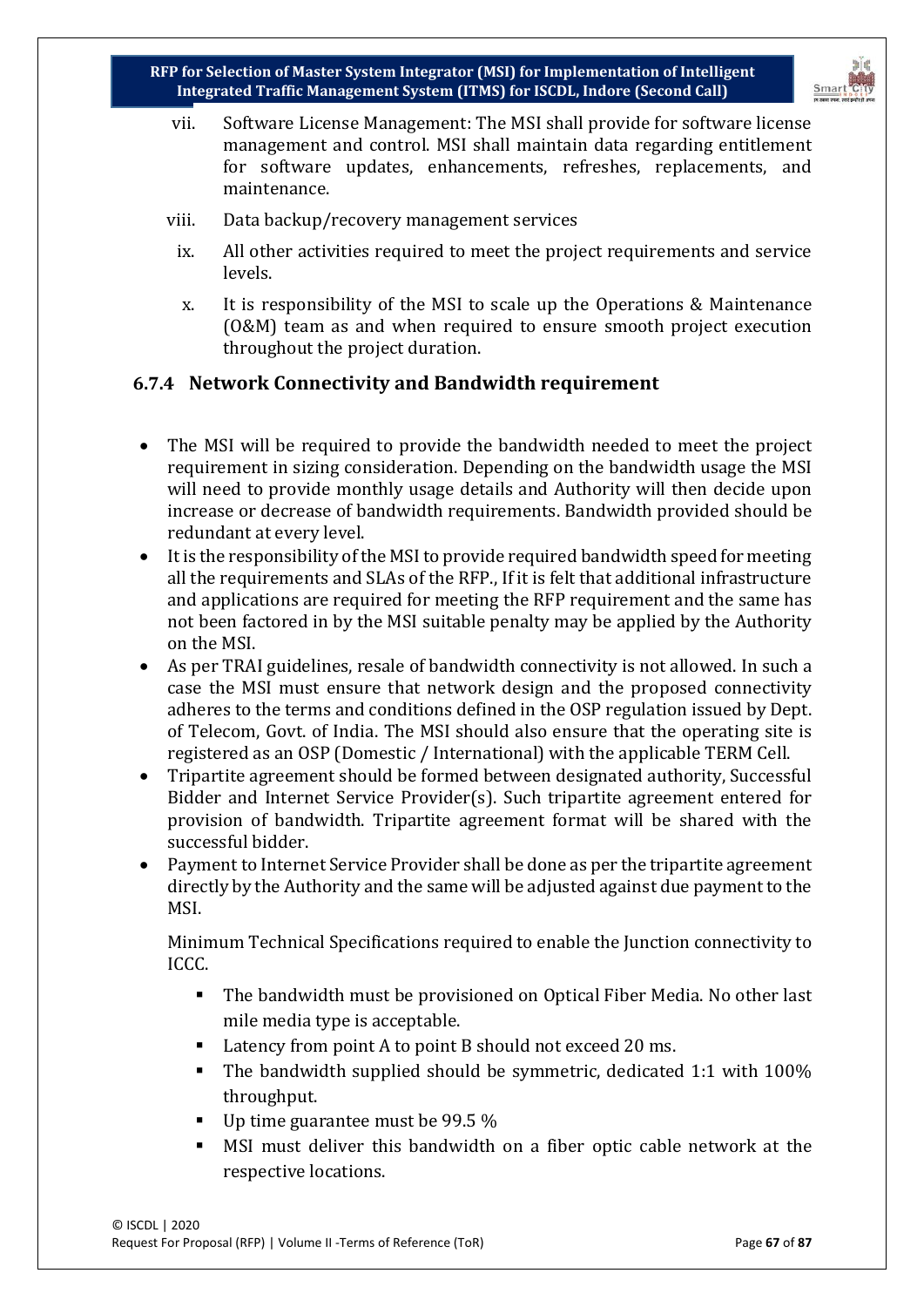vii. Software License Management: The MSI shall provide for software license management and control. MSI shall maintain data regarding entitlement for software updates, enhancements, refreshes, replacements, and maintenance.

viii. Data backup/recovery management services

ix. All other activities required to meet the project requirements and service levels.

x. It is responsibility of the MSI to scale up the Operations & Maintenance (O&M) team as and when required to ensure smooth project execution throughout the project duration.

### 6.7.4 Network Connectivity and Bandwidth requirement

- The MSI will be required to provide the bandwidth needed to meet the project requirement in sizing consideration. Depending on the bandwidth usage the MSI will need to provide monthly usage details and Authority will then decide upon increase or decrease of bandwidth requirements. Bandwidth provided should be redundant at every level.
- It is the responsibility of the MSI to provide required bandwidth speed for meeting all the requirements and SLAs of the RFP., If it is felt that additional infrastructure and applications are required for meeting the RFP requirement and the same has not been factored in by the MSI suitable penalty may be applied by the Authority on the MSI.
- As per TRAI guidelines, resale of bandwidth connectivity is not allowed. In such a case the MSI must ensure that network design and the proposed connectivity adheres to the terms and conditions defined in the OSP regulation issued by Dept. of Telecom, Govt. of India. The MSI should also ensure that the operating site is registered as an OSP (Domestic / International) with the applicable TERM Cell.
- Tripartite agreement should be formed between designated authority, Successful Bidder and Internet Service Provider(s). Such tripartite agreement entered for provision of bandwidth. Tripartite agreement format will be shared with the successful bidder.
- Payment to Internet Service Provider shall be done as per the tripartite agreement directly by the Authority and the same will be adjusted against due payment to the MSI.

  Minimum Technical Specifications required to enable the Junction connectivity to ICCC.

  - The bandwidth must be provisioned on Optical Fiber Media. No other last mile media type is acceptable.
  - Latency from point A to point B should not exceed 20 ms.
  - The bandwidth supplied should be symmetric, dedicated 1:1 with 100% throughput.
  - Up time guarantee must be 99.5 %
  - MSI must deliver this bandwidth on a fiber optic cable network at the respective locations.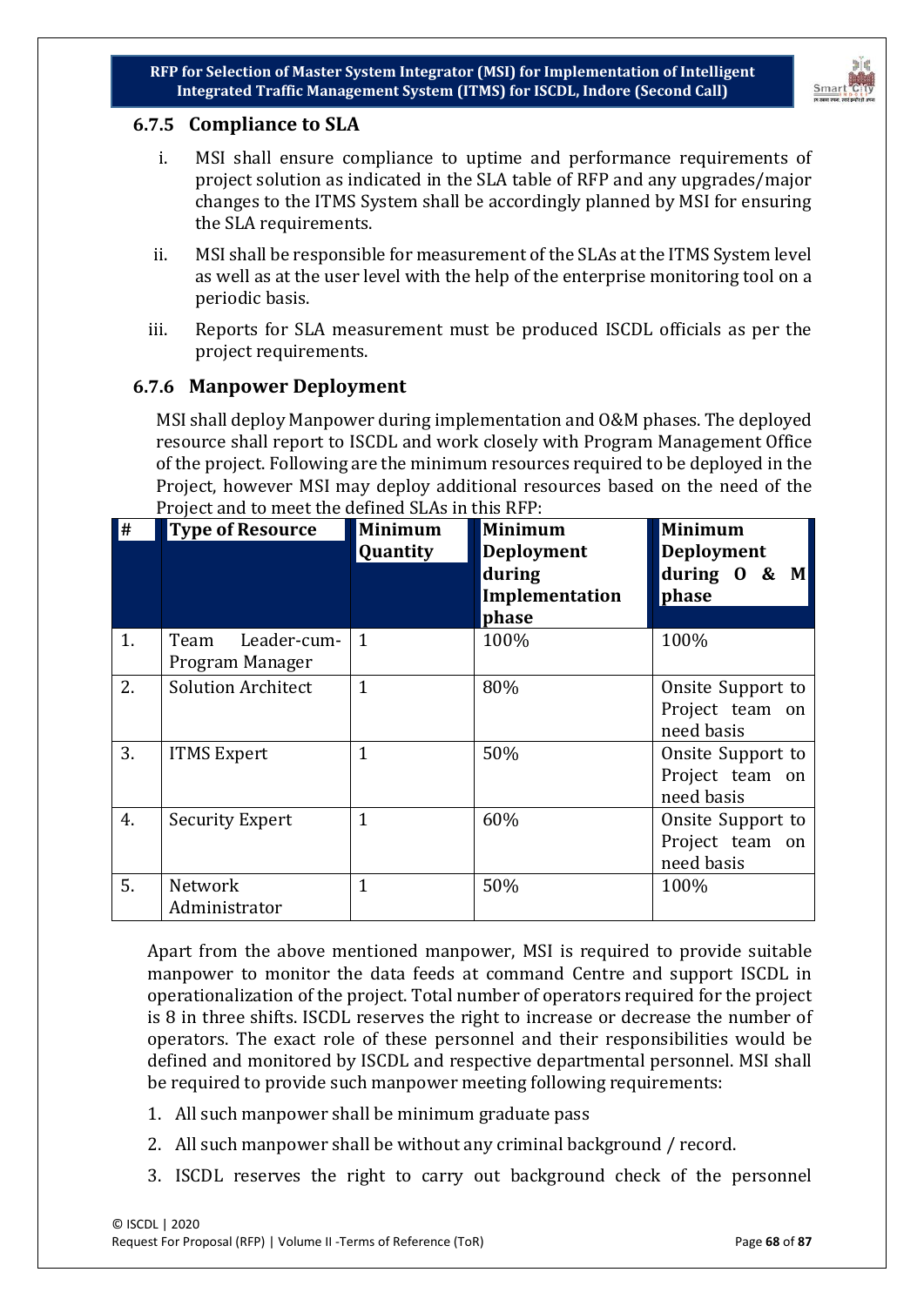### 6.7.5 Compliance to SLA

i. MSI shall ensure compliance to uptime and performance requirements of project solution as indicated in the SLA table of RFP and any upgrades/major changes to the ITMS System shall be accordingly planned by MSI for ensuring the SLA requirements.

ii. MSI shall be responsible for measurement of the SLAs at the ITMS System level as well as at the user level with the help of the enterprise monitoring tool on a periodic basis.

iii. Reports for SLA measurement must be produced ISCDL officials as per the project requirements.

### 6.7.6 Manpower Deployment

MSI shall deploy Manpower during implementation and O&M phases. The deployed resource shall report to ISCDL and work closely with Program Management Office of the project. Following are the minimum resources required to be deployed in the Project, however MSI may deploy additional resources based on the need of the Project and to meet the defined SLAs in this RFP:

| # | Type of Resource | Minimum Quantity | Minimum Deployment during Implementation phase | Minimum Deployment during O & M phase |
|---|---|---|---|---|
| 1. | Team Leader-cum-Program Manager | 1 | 100% | 100% |
| 2. | Solution Architect | 1 | 80% | Onsite Support to Project team on need basis |
| 3. | ITMS Expert | 1 | 50% | Onsite Support to Project team on need basis |
| 4. | Security Expert | 1 | 60% | Onsite Support to Project team on need basis |
| 5. | Network Administrator | 1 | 50% | 100% |

Apart from the above mentioned manpower, MSI is required to provide suitable manpower to monitor the data feeds at command Centre and support ISCDL in operationalization of the project. Total number of operators required for the project is 8 in three shifts. ISCDL reserves the right to increase or decrease the number of operators. The exact role of these personnel and their responsibilities would be defined and monitored by ISCDL and respective departmental personnel. MSI shall be required to provide such manpower meeting following requirements:

1. All such manpower shall be minimum graduate pass
2. All such manpower shall be without any criminal background / record.
3. ISCDL reserves the right to carry out background check of the personnel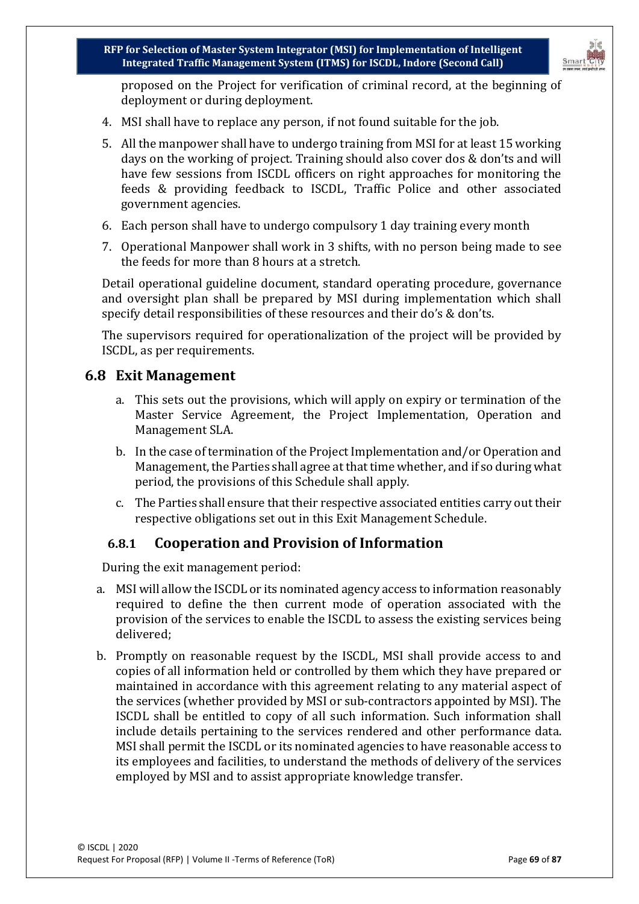proposed on the Project for verification of criminal record, at the beginning of deployment or during deployment.

4. MSI shall have to replace any person, if not found suitable for the job.
5. All the manpower shall have to undergo training from MSI for at least 15 working days on the working of project. Training should also cover dos & don'ts and will have few sessions from ISCDL officers on right approaches for monitoring the feeds & providing feedback to ISCDL, Traffic Police and other associated government agencies.
6. Each person shall have to undergo compulsory 1 day training every month
7. Operational Manpower shall work in 3 shifts, with no person being made to see the feeds for more than 8 hours at a stretch.

Detail operational guideline document, standard operating procedure, governance and oversight plan shall be prepared by MSI during implementation which shall specify detail responsibilities of these resources and their do's & don'ts.

The supervisors required for operationalization of the project will be provided by ISCDL, as per requirements.

## 6.8 Exit Management

a. This sets out the provisions, which will apply on expiry or termination of the Master Service Agreement, the Project Implementation, Operation and Management SLA.

b. In the case of termination of the Project Implementation and/or Operation and Management, the Parties shall agree at that time whether, and if so during what period, the provisions of this Schedule shall apply.

c. The Parties shall ensure that their respective associated entities carry out their respective obligations set out in this Exit Management Schedule.

### 6.8.1 Cooperation and Provision of Information

During the exit management period:

a. MSI will allow the ISCDL or its nominated agency access to information reasonably required to define the then current mode of operation associated with the provision of the services to enable the ISCDL to assess the existing services being delivered;

b. Promptly on reasonable request by the ISCDL, MSI shall provide access to and copies of all information held or controlled by them which they have prepared or maintained in accordance with this agreement relating to any material aspect of the services (whether provided by MSI or sub-contractors appointed by MSI). The ISCDL shall be entitled to copy of all such information. Such information shall include details pertaining to the services rendered and other performance data. MSI shall permit the ISCDL or its nominated agencies to have reasonable access to its employees and facilities, to understand the methods of delivery of the services employed by MSI and to assist appropriate knowledge transfer.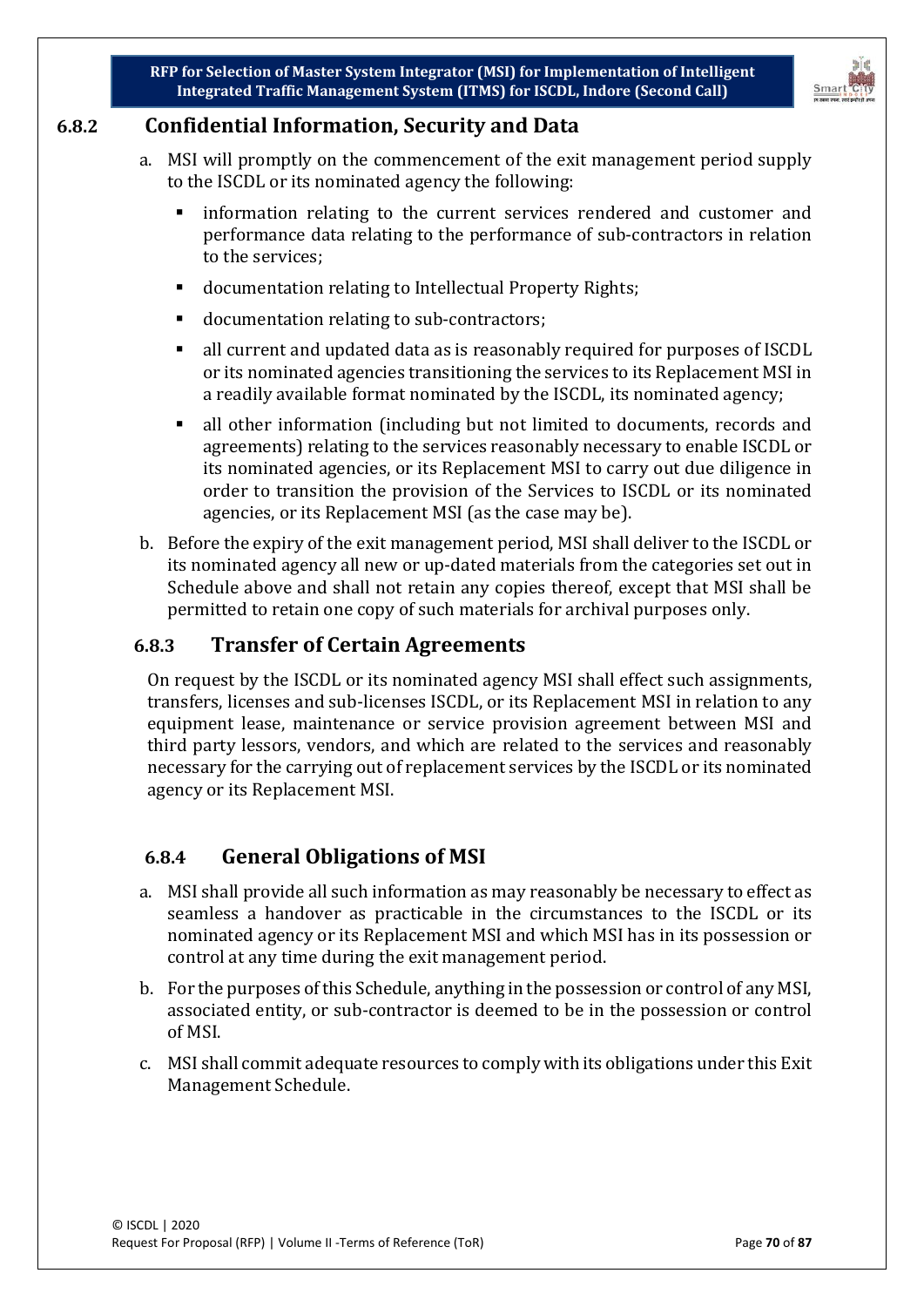### 6.8.2 Confidential Information, Security and Data

a. MSI will promptly on the commencement of the exit management period supply to the ISCDL or its nominated agency the following:

- information relating to the current services rendered and customer and performance data relating to the performance of sub-contractors in relation to the services;
- documentation relating to Intellectual Property Rights;
- documentation relating to sub-contractors;
- all current and updated data as is reasonably required for purposes of ISCDL or its nominated agencies transitioning the services to its Replacement MSI in a readily available format nominated by the ISCDL, its nominated agency;
- all other information (including but not limited to documents, records and agreements) relating to the services reasonably necessary to enable ISCDL or its nominated agencies, or its Replacement MSI to carry out due diligence in order to transition the provision of the Services to ISCDL or its nominated agencies, or its Replacement MSI (as the case may be).

b. Before the expiry of the exit management period, MSI shall deliver to the ISCDL or its nominated agency all new or up-dated materials from the categories set out in Schedule above and shall not retain any copies thereof, except that MSI shall be permitted to retain one copy of such materials for archival purposes only.

### 6.8.3 Transfer of Certain Agreements

On request by the ISCDL or its nominated agency MSI shall effect such assignments, transfers, licenses and sub-licenses ISCDL, or its Replacement MSI in relation to any equipment lease, maintenance or service provision agreement between MSI and third party lessors, vendors, and which are related to the services and reasonably necessary for the carrying out of replacement services by the ISCDL or its nominated agency or its Replacement MSI.

### 6.8.4 General Obligations of MSI

a. MSI shall provide all such information as may reasonably be necessary to effect as seamless a handover as practicable in the circumstances to the ISCDL or its nominated agency or its Replacement MSI and which MSI has in its possession or control at any time during the exit management period.

b. For the purposes of this Schedule, anything in the possession or control of any MSI, associated entity, or sub-contractor is deemed to be in the possession or control of MSI.

c. MSI shall commit adequate resources to comply with its obligations under this Exit Management Schedule.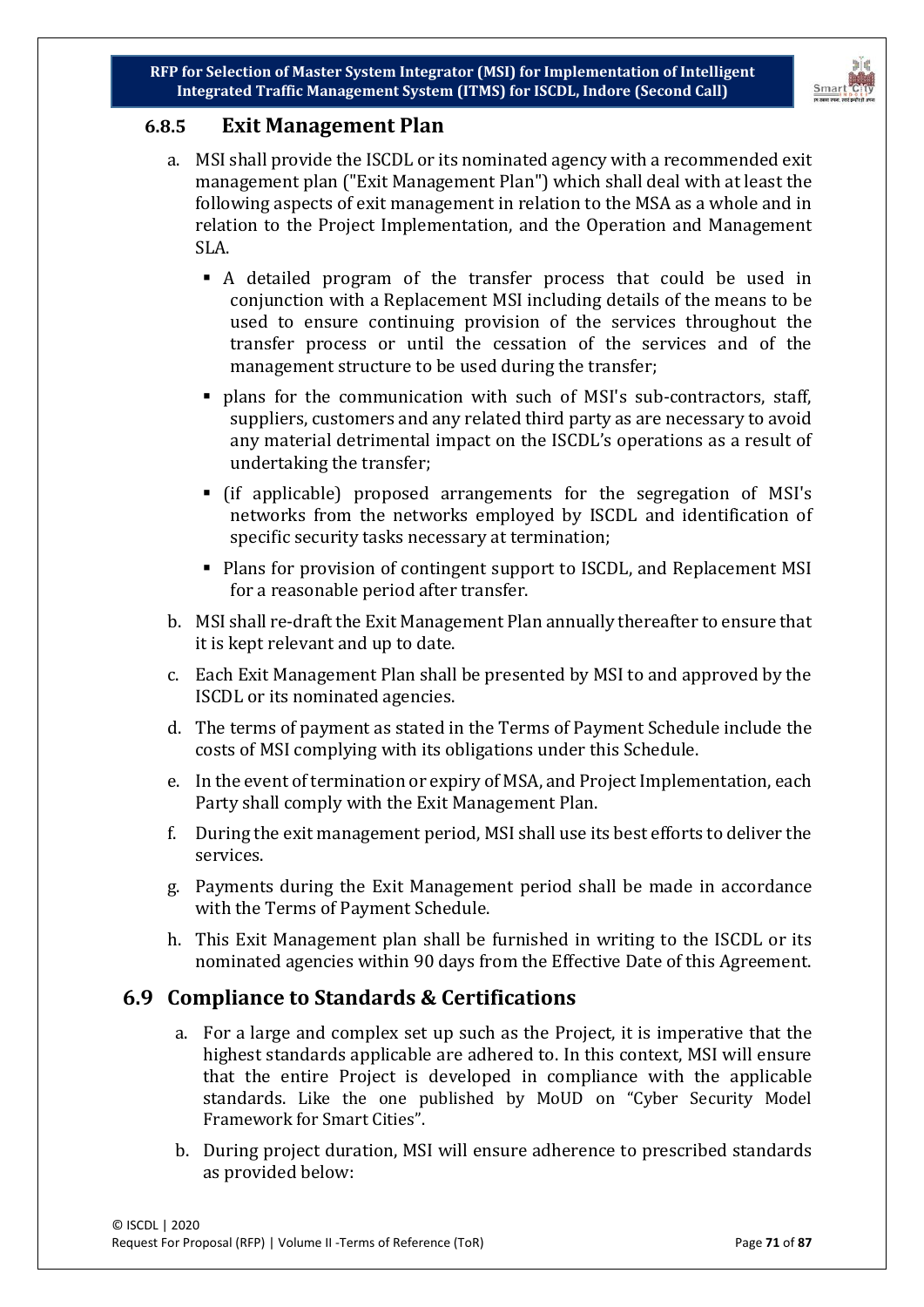### 6.8.5 Exit Management Plan

a. MSI shall provide the ISCDL or its nominated agency with a recommended exit management plan ("Exit Management Plan") which shall deal with at least the following aspects of exit management in relation to the MSA as a whole and in relation to the Project Implementation, and the Operation and Management SLA.

- A detailed program of the transfer process that could be used in conjunction with a Replacement MSI including details of the means to be used to ensure continuing provision of the services throughout the transfer process or until the cessation of the services and of the management structure to be used during the transfer;
- plans for the communication with such of MSI's sub-contractors, staff, suppliers, customers and any related third party as are necessary to avoid any material detrimental impact on the ISCDL's operations as a result of undertaking the transfer;
- (if applicable) proposed arrangements for the segregation of MSI's networks from the networks employed by ISCDL and identification of specific security tasks necessary at termination;
- Plans for provision of contingent support to ISCDL, and Replacement MSI for a reasonable period after transfer.

b. MSI shall re-draft the Exit Management Plan annually thereafter to ensure that it is kept relevant and up to date.

c. Each Exit Management Plan shall be presented by MSI to and approved by the ISCDL or its nominated agencies.

d. The terms of payment as stated in the Terms of Payment Schedule include the costs of MSI complying with its obligations under this Schedule.

e. In the event of termination or expiry of MSA, and Project Implementation, each Party shall comply with the Exit Management Plan.

f. During the exit management period, MSI shall use its best efforts to deliver the services.

g. Payments during the Exit Management period shall be made in accordance with the Terms of Payment Schedule.

h. This Exit Management plan shall be furnished in writing to the ISCDL or its nominated agencies within 90 days from the Effective Date of this Agreement.

## 6.9 Compliance to Standards & Certifications

a. For a large and complex set up such as the Project, it is imperative that the highest standards applicable are adhered to. In this context, MSI will ensure that the entire Project is developed in compliance with the applicable standards. Like the one published by MoUD on "Cyber Security Model Framework for Smart Cities".

b. During project duration, MSI will ensure adherence to prescribed standards as provided below: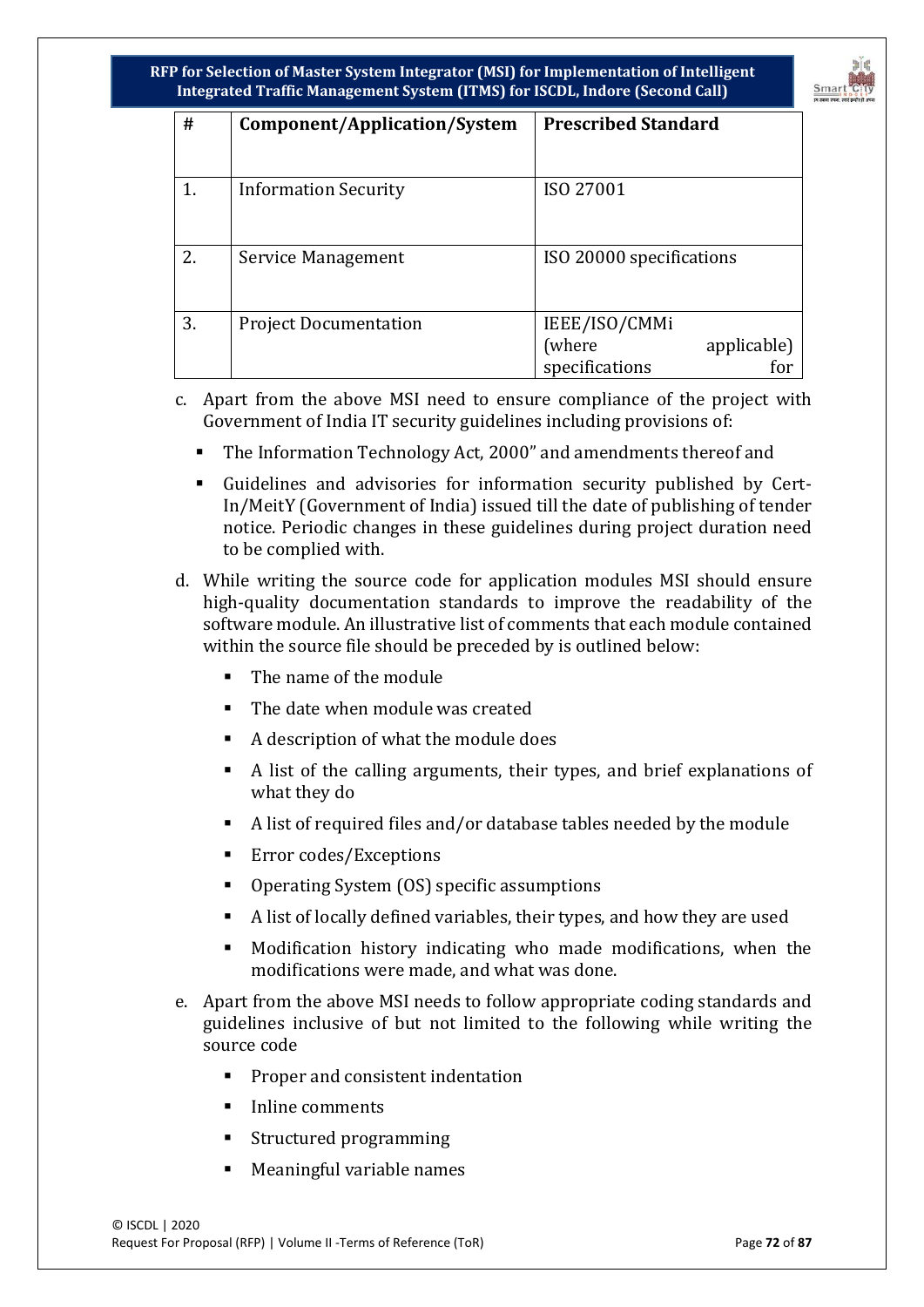| # | Component/Application/System | Prescribed Standard |
|---|---|---|
| 1. | Information Security | ISO 27001 |
| 2. | Service Management | ISO 20000 specifications |
| 3. | Project Documentation | IEEE/ISO/CMMi (where applicable) specifications for |

c. Apart from the above MSI need to ensure compliance of the project with Government of India IT security guidelines including provisions of:

- The Information Technology Act, 2000" and amendments thereof and
- Guidelines and advisories for information security published by Cert-In/MeitY (Government of India) issued till the date of publishing of tender notice. Periodic changes in these guidelines during project duration need to be complied with.

d. While writing the source code for application modules MSI should ensure high-quality documentation standards to improve the readability of the software module. An illustrative list of comments that each module contained within the source file should be preceded by is outlined below:

- The name of the module
- The date when module was created
- A description of what the module does
- A list of the calling arguments, their types, and brief explanations of what they do
- A list of required files and/or database tables needed by the module
- Error codes/Exceptions
- Operating System (OS) specific assumptions
- A list of locally defined variables, their types, and how they are used
- Modification history indicating who made modifications, when the modifications were made, and what was done.

e. Apart from the above MSI needs to follow appropriate coding standards and guidelines inclusive of but not limited to the following while writing the source code

- Proper and consistent indentation
- Inline comments
- Structured programming
- Meaningful variable names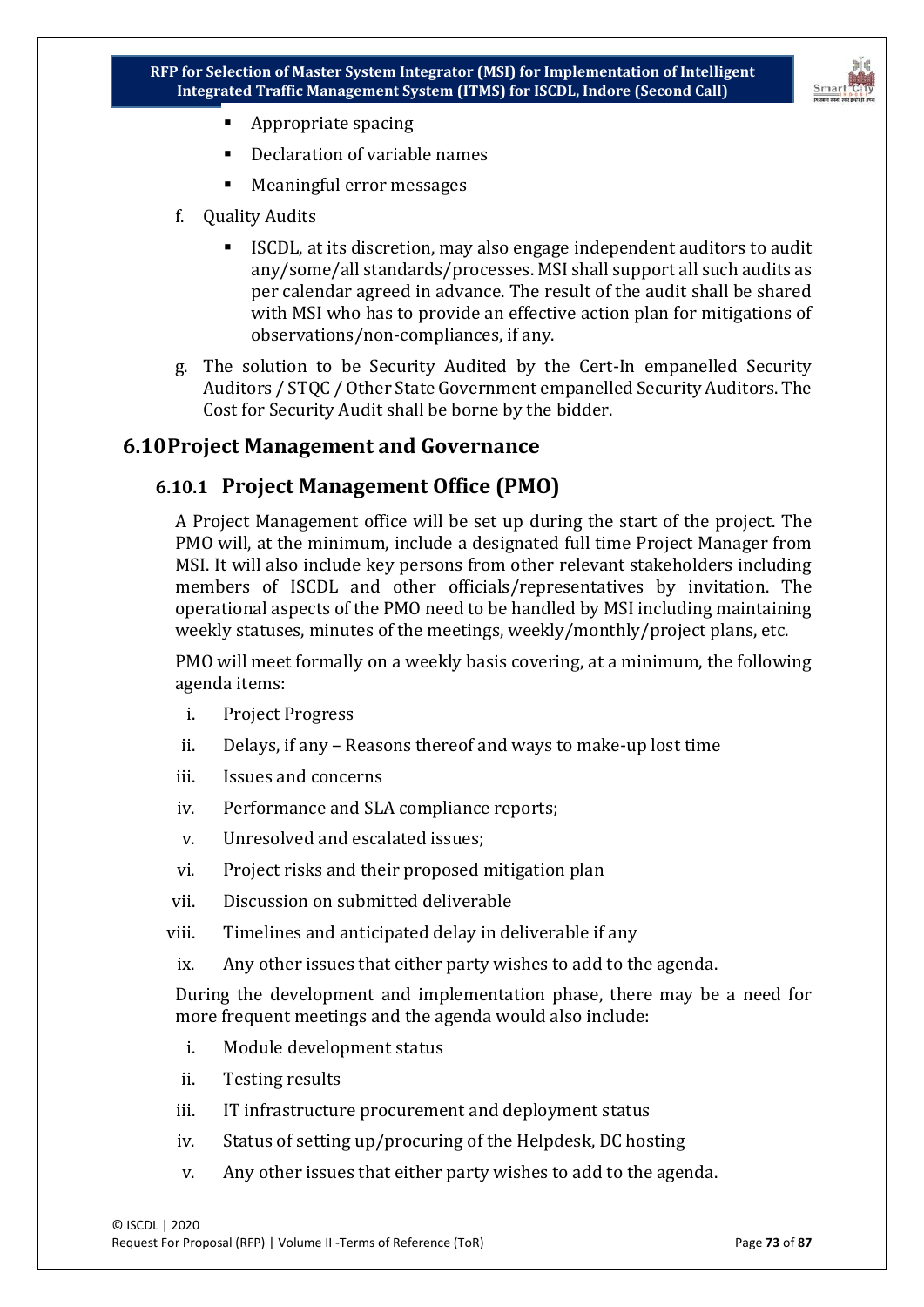- Appropriate spacing
- Declaration of variable names
- Meaningful error messages

f. Quality Audits

- ISCDL, at its discretion, may also engage independent auditors to audit any/some/all standards/processes. MSI shall support all such audits as per calendar agreed in advance. The result of the audit shall be shared with MSI who has to provide an effective action plan for mitigations of observations/non-compliances, if any.

g. The solution to be Security Audited by the Cert-In empanelled Security Auditors / STQC / Other State Government empanelled Security Auditors. The Cost for Security Audit shall be borne by the bidder.

## 6.10 Project Management and Governance

### 6.10.1 Project Management Office (PMO)

A Project Management office will be set up during the start of the project. The PMO will, at the minimum, include a designated full time Project Manager from MSI. It will also include key persons from other relevant stakeholders including members of ISCDL and other officials/representatives by invitation. The operational aspects of the PMO need to be handled by MSI including maintaining weekly statuses, minutes of the meetings, weekly/monthly/project plans, etc.

PMO will meet formally on a weekly basis covering, at a minimum, the following agenda items:

i. Project Progress
ii. Delays, if any – Reasons thereof and ways to make-up lost time
iii. Issues and concerns
iv. Performance and SLA compliance reports;
v. Unresolved and escalated issues;
vi. Project risks and their proposed mitigation plan
vii. Discussion on submitted deliverable
viii. Timelines and anticipated delay in deliverable if any
ix. Any other issues that either party wishes to add to the agenda.

During the development and implementation phase, there may be a need for more frequent meetings and the agenda would also include:

i. Module development status
ii. Testing results
iii. IT infrastructure procurement and deployment status
iv. Status of setting up/procuring of the Helpdesk, DC hosting
v. Any other issues that either party wishes to add to the agenda.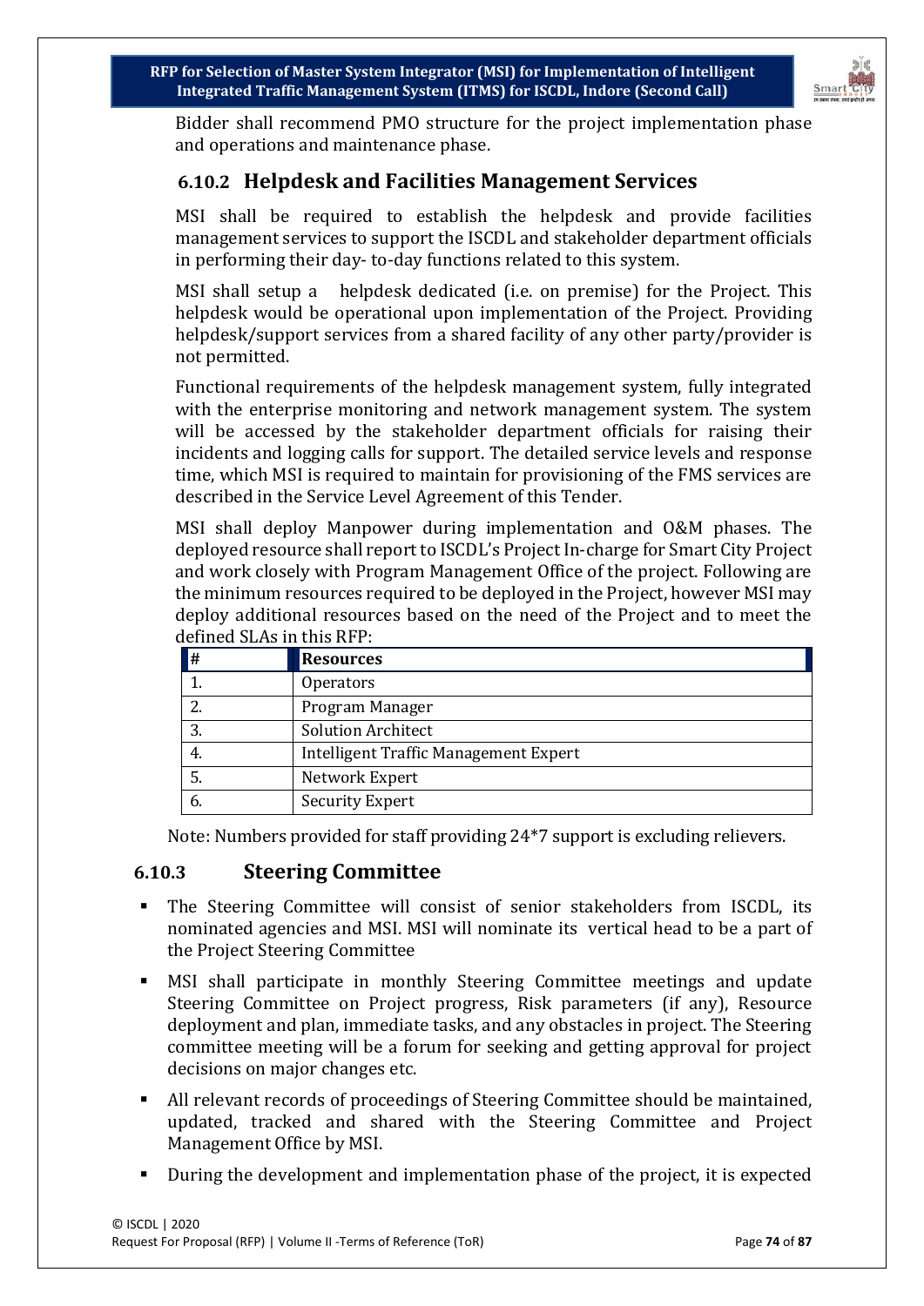Bidder shall recommend PMO structure for the project implementation phase and operations and maintenance phase.

### 6.10.2 Helpdesk and Facilities Management Services

MSI shall be required to establish the helpdesk and provide facilities management services to support the ISCDL and stakeholder department officials in performing their day- to-day functions related to this system.

MSI shall setup a helpdesk dedicated (i.e. on premise) for the Project. This helpdesk would be operational upon implementation of the Project. Providing helpdesk/support services from a shared facility of any other party/provider is not permitted.

Functional requirements of the helpdesk management system, fully integrated with the enterprise monitoring and network management system. The system will be accessed by the stakeholder department officials for raising their incidents and logging calls for support. The detailed service levels and response time, which MSI is required to maintain for provisioning of the FMS services are described in the Service Level Agreement of this Tender.

MSI shall deploy Manpower during implementation and O&M phases. The deployed resource shall report to ISCDL's Project In-charge for Smart City Project and work closely with Program Management Office of the project. Following are the minimum resources required to be deployed in the Project, however MSI may deploy additional resources based on the need of the Project and to meet the defined SLAs in this RFP:

| # | Resources |
|---|---|
| 1. | Operators |
| 2. | Program Manager |
| 3. | Solution Architect |
| 4. | Intelligent Traffic Management Expert |
| 5. | Network Expert |
| 6. | Security Expert |

Note: Numbers provided for staff providing 24*7 support is excluding relievers.

### 6.10.3 Steering Committee

- The Steering Committee will consist of senior stakeholders from ISCDL, its nominated agencies and MSI. MSI will nominate its vertical head to be a part of the Project Steering Committee
- MSI shall participate in monthly Steering Committee meetings and update Steering Committee on Project progress, Risk parameters (if any), Resource deployment and plan, immediate tasks, and any obstacles in project. The Steering committee meeting will be a forum for seeking and getting approval for project decisions on major changes etc.
- All relevant records of proceedings of Steering Committee should be maintained, updated, tracked and shared with the Steering Committee and Project Management Office by MSI.
- During the development and implementation phase of the project, it is expected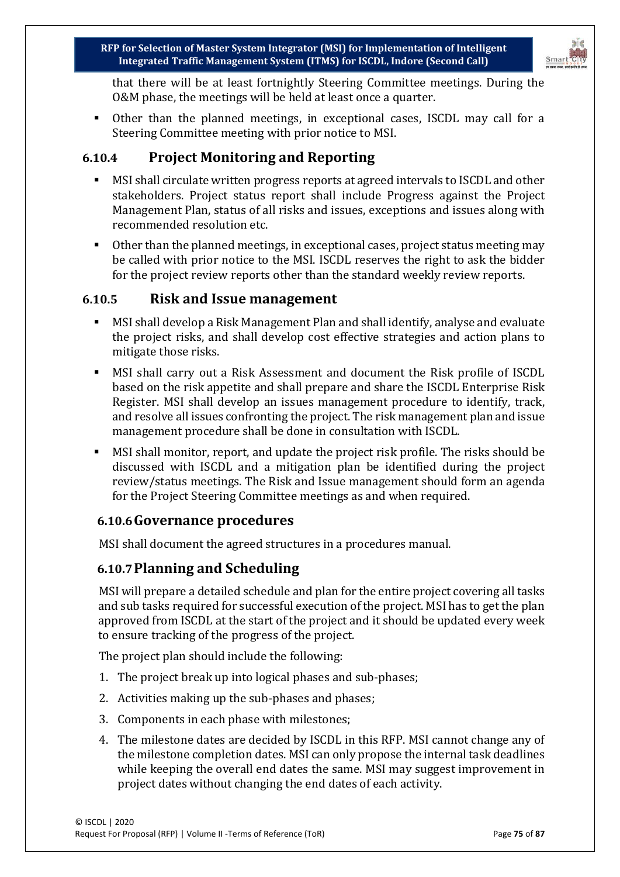that there will be at least fortnightly Steering Committee meetings. During the O&M phase, the meetings will be held at least once a quarter.

- Other than the planned meetings, in exceptional cases, ISCDL may call for a Steering Committee meeting with prior notice to MSI.

### 6.10.4 Project Monitoring and Reporting

- MSI shall circulate written progress reports at agreed intervals to ISCDL and other stakeholders. Project status report shall include Progress against the Project Management Plan, status of all risks and issues, exceptions and issues along with recommended resolution etc.
- Other than the planned meetings, in exceptional cases, project status meeting may be called with prior notice to the MSI. ISCDL reserves the right to ask the bidder for the project review reports other than the standard weekly review reports.

### 6.10.5 Risk and Issue management

- MSI shall develop a Risk Management Plan and shall identify, analyse and evaluate the project risks, and shall develop cost effective strategies and action plans to mitigate those risks.
- MSI shall carry out a Risk Assessment and document the Risk profile of ISCDL based on the risk appetite and shall prepare and share the ISCDL Enterprise Risk Register. MSI shall develop an issues management procedure to identify, track, and resolve all issues confronting the project. The risk management plan and issue management procedure shall be done in consultation with ISCDL.
- MSI shall monitor, report, and update the project risk profile. The risks should be discussed with ISCDL and a mitigation plan be identified during the project review/status meetings. The Risk and Issue management should form an agenda for the Project Steering Committee meetings as and when required.

### 6.10.6 Governance procedures

MSI shall document the agreed structures in a procedures manual.

### 6.10.7 Planning and Scheduling

MSI will prepare a detailed schedule and plan for the entire project covering all tasks and sub tasks required for successful execution of the project. MSI has to get the plan approved from ISCDL at the start of the project and it should be updated every week to ensure tracking of the progress of the project.

The project plan should include the following:

1. The project break up into logical phases and sub-phases;
2. Activities making up the sub-phases and phases;
3. Components in each phase with milestones;
4. The milestone dates are decided by ISCDL in this RFP. MSI cannot change any of the milestone completion dates. MSI can only propose the internal task deadlines while keeping the overall end dates the same. MSI may suggest improvement in project dates without changing the end dates of each activity.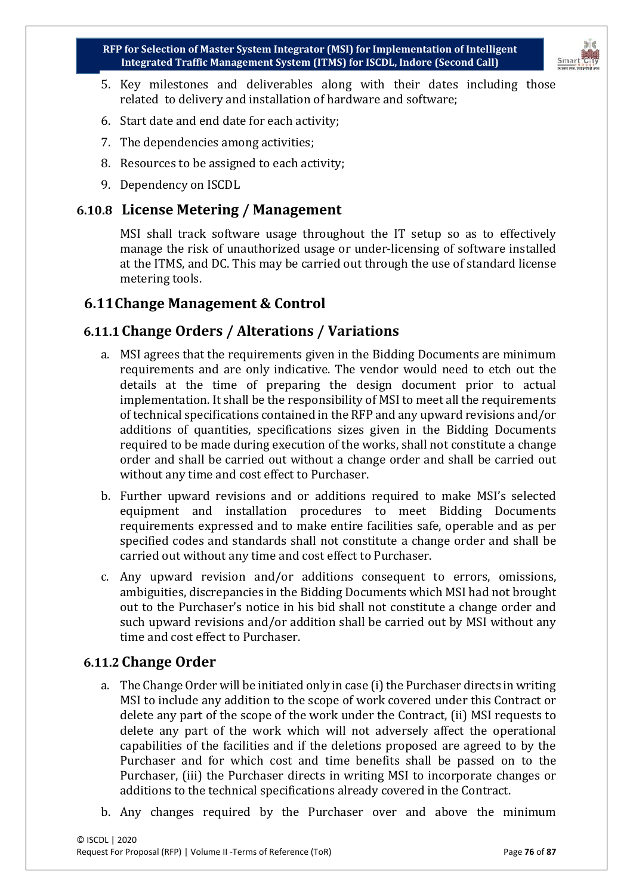5. Key milestones and deliverables along with their dates including those related to delivery and installation of hardware and software;
6. Start date and end date for each activity;
7. The dependencies among activities;
8. Resources to be assigned to each activity;
9. Dependency on ISCDL

### 6.10.8 License Metering / Management

MSI shall track software usage throughout the IT setup so as to effectively manage the risk of unauthorized usage or under-licensing of software installed at the ITMS, and DC. This may be carried out through the use of standard license metering tools.

## 6.11 Change Management & Control

### 6.11.1 Change Orders / Alterations / Variations

a. MSI agrees that the requirements given in the Bidding Documents are minimum requirements and are only indicative. The vendor would need to etch out the details at the time of preparing the design document prior to actual implementation. It shall be the responsibility of MSI to meet all the requirements of technical specifications contained in the RFP and any upward revisions and/or additions of quantities, specifications sizes given in the Bidding Documents required to be made during execution of the works, shall not constitute a change order and shall be carried out without a change order and shall be carried out without any time and cost effect to Purchaser.

b. Further upward revisions and or additions required to make MSI's selected equipment and installation procedures to meet Bidding Documents requirements expressed and to make entire facilities safe, operable and as per specified codes and standards shall not constitute a change order and shall be carried out without any time and cost effect to Purchaser.

c. Any upward revision and/or additions consequent to errors, omissions, ambiguities, discrepancies in the Bidding Documents which MSI had not brought out to the Purchaser's notice in his bid shall not constitute a change order and such upward revisions and/or addition shall be carried out by MSI without any time and cost effect to Purchaser.

### 6.11.2 Change Order

a. The Change Order will be initiated only in case (i) the Purchaser directs in writing MSI to include any addition to the scope of work covered under this Contract or delete any part of the scope of the work under the Contract, (ii) MSI requests to delete any part of the work which will not adversely affect the operational capabilities of the facilities and if the deletions proposed are agreed to by the Purchaser and for which cost and time benefits shall be passed on to the Purchaser, (iii) the Purchaser directs in writing MSI to incorporate changes or additions to the technical specifications already covered in the Contract.

b. Any changes required by the Purchaser over and above the minimum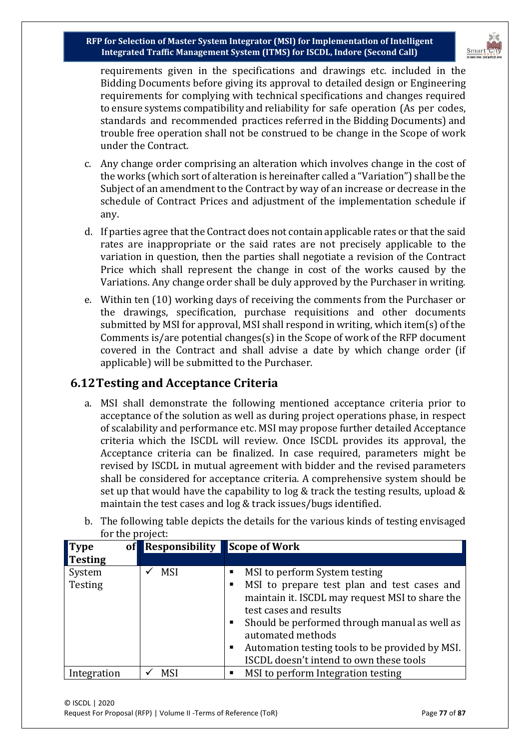requirements given in the specifications and drawings etc. included in the Bidding Documents before giving its approval to detailed design or Engineering requirements for complying with technical specifications and changes required to ensure systems compatibility and reliability for safe operation (As per codes, standards and recommended practices referred in the Bidding Documents) and trouble free operation shall not be construed to be change in the Scope of work under the Contract.

c. Any change order comprising an alteration which involves change in the cost of the works (which sort of alteration is hereinafter called a "Variation") shall be the Subject of an amendment to the Contract by way of an increase or decrease in the schedule of Contract Prices and adjustment of the implementation schedule if any.

d. If parties agree that the Contract does not contain applicable rates or that the said rates are inappropriate or the said rates are not precisely applicable to the variation in question, then the parties shall negotiate a revision of the Contract Price which shall represent the change in cost of the works caused by the Variations. Any change order shall be duly approved by the Purchaser in writing.

e. Within ten (10) working days of receiving the comments from the Purchaser or the drawings, specification, purchase requisitions and other documents submitted by MSI for approval, MSI shall respond in writing, which item(s) of the Comments is/are potential changes(s) in the Scope of work of the RFP document covered in the Contract and shall advise a date by which change order (if applicable) will be submitted to the Purchaser.

## 6.12 Testing and Acceptance Criteria

a. MSI shall demonstrate the following mentioned acceptance criteria prior to acceptance of the solution as well as during project operations phase, in respect of scalability and performance etc. MSI may propose further detailed Acceptance criteria which the ISCDL will review. Once ISCDL provides its approval, the Acceptance criteria can be finalized. In case required, parameters might be revised by ISCDL in mutual agreement with bidder and the revised parameters shall be considered for acceptance criteria. A comprehensive system should be set up that would have the capability to log & track the testing results, upload & maintain the test cases and log & track issues/bugs identified.

b. The following table depicts the details for the various kinds of testing envisaged for the project:

| Type of Testing | Responsibility | Scope of Work |
|---|---|---|
| System Testing | ✓ MSI | ▪ MSI to perform System testing<br>▪ MSI to prepare test plan and test cases and maintain it. ISCDL may request MSI to share the test cases and results<br>▪ Should be performed through manual as well as automated methods<br>▪ Automation testing tools to be provided by MSI. ISCDL doesn't intend to own these tools |
| Integration | ✓ MSI | ▪ MSI to perform Integration testing |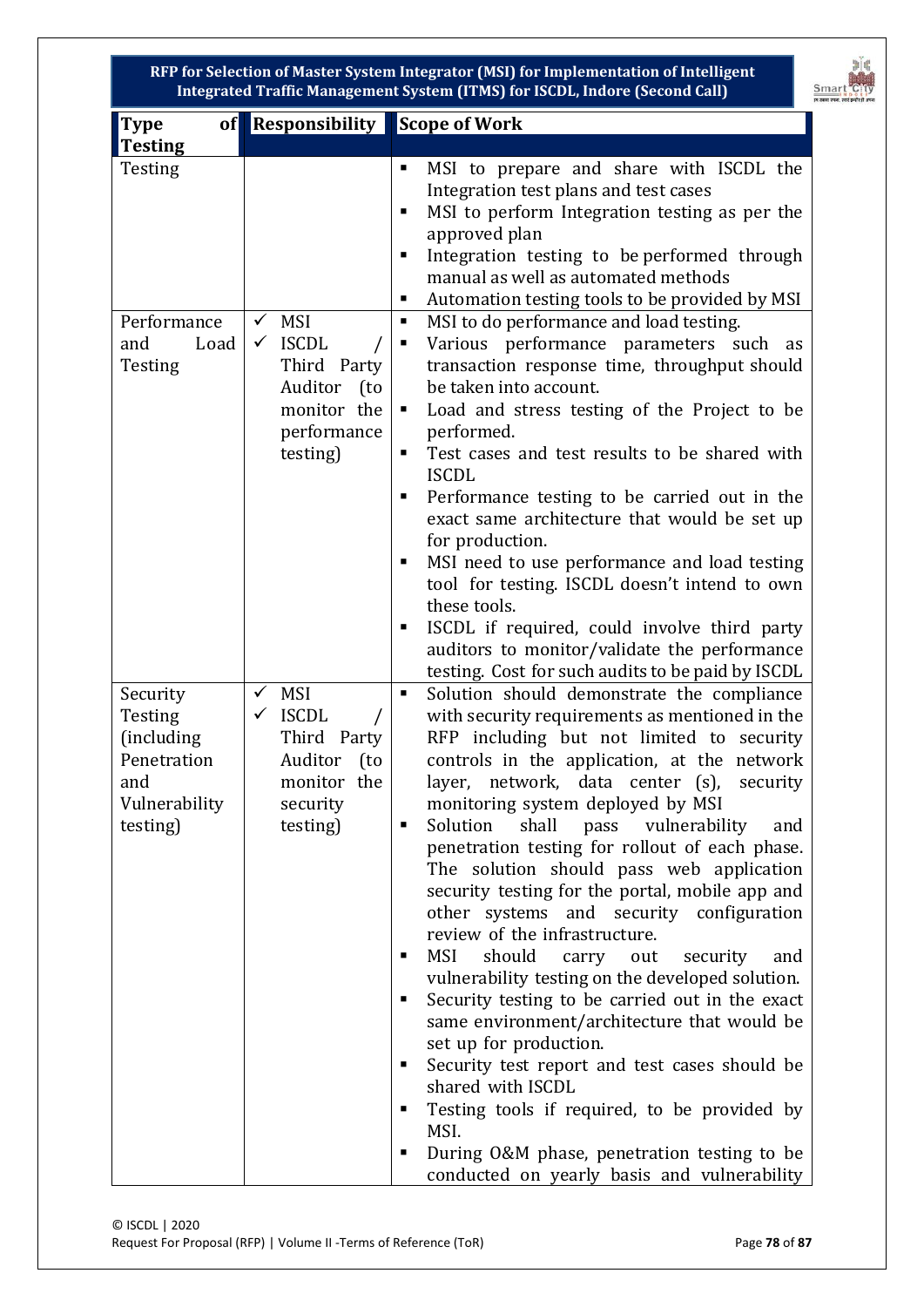| Type of Testing | Responsibility | Scope of Work |
|---|---|---|
| Testing | | ▪ MSI to prepare and share with ISCDL the Integration test plans and test cases<br>▪ MSI to perform Integration testing as per the approved plan<br>▪ Integration testing to be performed through manual as well as automated methods<br>▪ Automation testing tools to be provided by MSI |
| Performance and Load Testing | ✓ MSI<br>✓ ISCDL / Third Party Auditor (to monitor the performance testing) | ▪ MSI to do performance and load testing.<br>▪ Various performance parameters such as transaction response time, throughput should be taken into account.<br>▪ Load and stress testing of the Project to be performed.<br>▪ Test cases and test results to be shared with ISCDL<br>▪ Performance testing to be carried out in the exact same architecture that would be set up for production.<br>▪ MSI need to use performance and load testing tool for testing. ISCDL doesn't intend to own these tools.<br>▪ ISCDL if required, could involve third party auditors to monitor/validate the performance testing. Cost for such audits to be paid by ISCDL |
| Security Testing (including Penetration and Vulnerability testing) | ✓ MSI<br>✓ ISCDL / Third Party Auditor (to monitor the security testing) | ▪ Solution should demonstrate the compliance with security requirements as mentioned in the RFP including but not limited to security controls in the application, at the network layer, network, data center (s), security monitoring system deployed by MSI<br>▪ Solution shall pass vulnerability and penetration testing for rollout of each phase. The solution should pass web application security testing for the portal, mobile app and other systems and security configuration review of the infrastructure.<br>▪ MSI should carry out security and vulnerability testing on the developed solution.<br>▪ Security testing to be carried out in the exact same environment/architecture that would be set up for production.<br>▪ Security test report and test cases should be shared with ISCDL<br>▪ Testing tools if required, to be provided by MSI.<br>▪ During O&M phase, penetration testing to be conducted on yearly basis and vulnerability |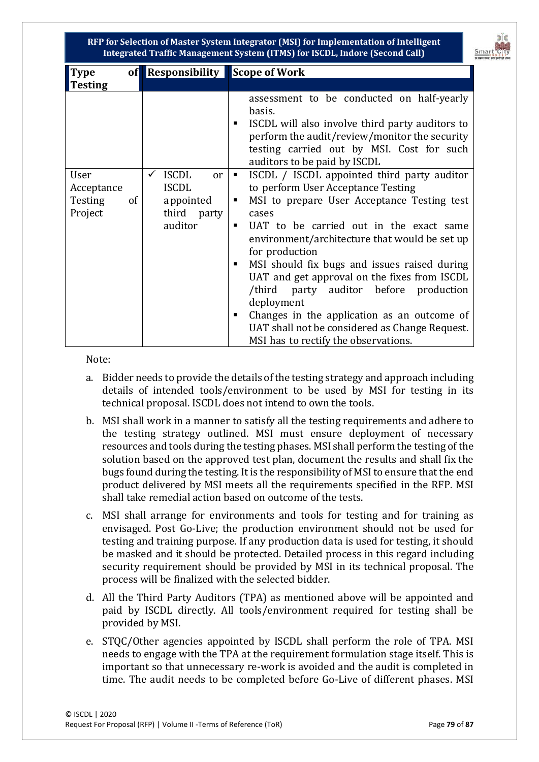| Type of Testing | Responsibility | Scope of Work |
| --- | --- | --- |
| | | assessment to be conducted on half-yearly basis.<br>▪ ISCDL will also involve third party auditors to perform the audit/review/monitor the security testing carried out by MSI. Cost for such auditors to be paid by ISCDL |
| User Acceptance Testing of Project | ✓ ISCDL or ISCDL appointed third party auditor | ▪ ISCDL / ISCDL appointed third party auditor to perform User Acceptance Testing<br>▪ MSI to prepare User Acceptance Testing test cases<br>▪ UAT to be carried out in the exact same environment/architecture that would be set up for production<br>▪ MSI should fix bugs and issues raised during UAT and get approval on the fixes from ISCDL /third party auditor before production deployment<br>▪ Changes in the application as an outcome of UAT shall not be considered as Change Request. MSI has to rectify the observations. |

Note:

a. Bidder needs to provide the details of the testing strategy and approach including details of intended tools/environment to be used by MSI for testing in its technical proposal. ISCDL does not intend to own the tools.

b. MSI shall work in a manner to satisfy all the testing requirements and adhere to the testing strategy outlined. MSI must ensure deployment of necessary resources and tools during the testing phases. MSI shall perform the testing of the solution based on the approved test plan, document the results and shall fix the bugs found during the testing. It is the responsibility of MSI to ensure that the end product delivered by MSI meets all the requirements specified in the RFP. MSI shall take remedial action based on outcome of the tests.

c. MSI shall arrange for environments and tools for testing and for training as envisaged. Post Go-Live; the production environment should not be used for testing and training purpose. If any production data is used for testing, it should be masked and it should be protected. Detailed process in this regard including security requirement should be provided by MSI in its technical proposal. The process will be finalized with the selected bidder.

d. All the Third Party Auditors (TPA) as mentioned above will be appointed and paid by ISCDL directly. All tools/environment required for testing shall be provided by MSI.

e. STQC/Other agencies appointed by ISCDL shall perform the role of TPA. MSI needs to engage with the TPA at the requirement formulation stage itself. This is important so that unnecessary re-work is avoided and the audit is completed in time. The audit needs to be completed before Go-Live of different phases. MSI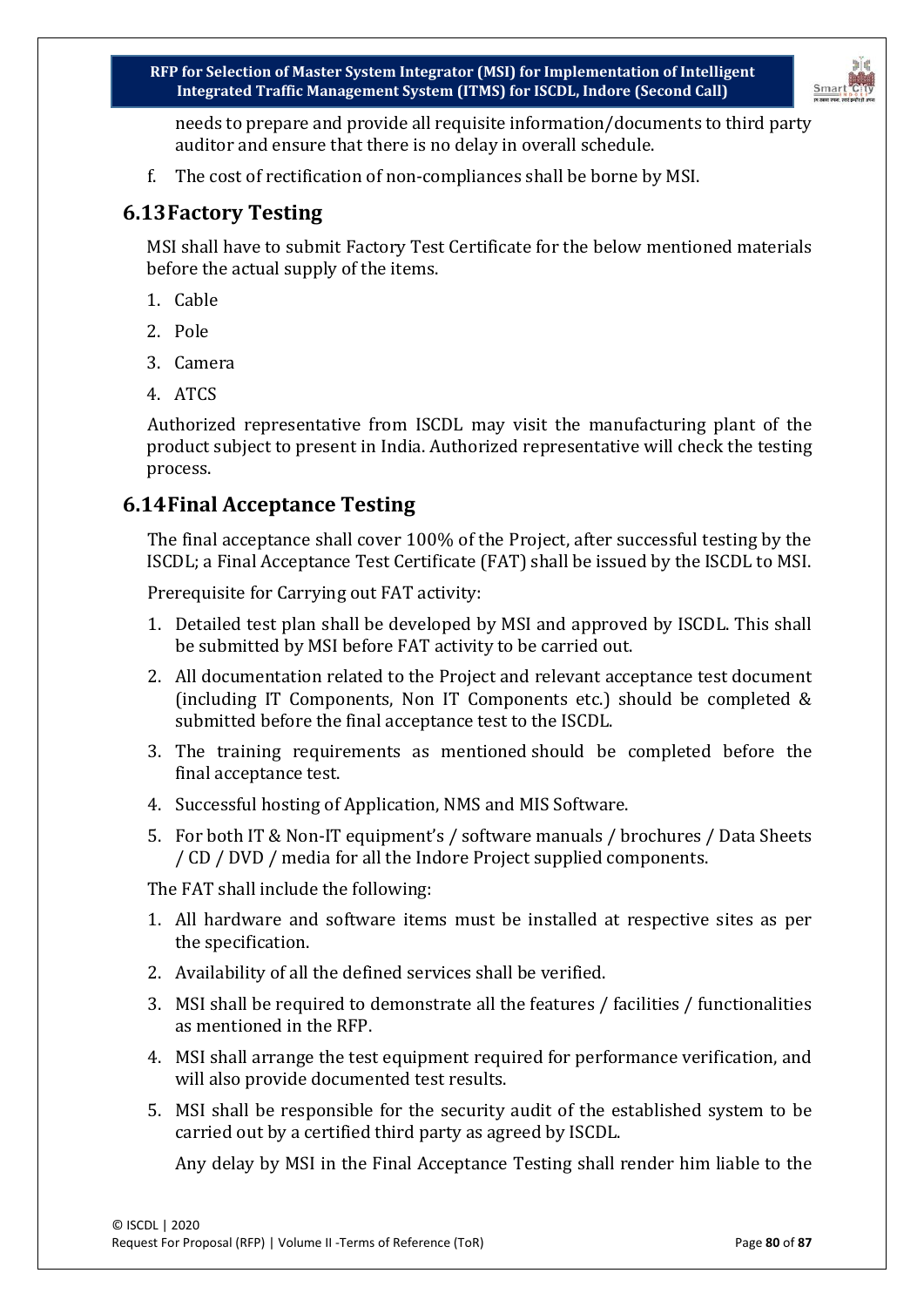needs to prepare and provide all requisite information/documents to third party auditor and ensure that there is no delay in overall schedule.

f. The cost of rectification of non-compliances shall be borne by MSI.

## 6.13 Factory Testing

MSI shall have to submit Factory Test Certificate for the below mentioned materials before the actual supply of the items.

1. Cable
2. Pole
3. Camera
4. ATCS

Authorized representative from ISCDL may visit the manufacturing plant of the product subject to present in India. Authorized representative will check the testing process.

## 6.14 Final Acceptance Testing

The final acceptance shall cover 100% of the Project, after successful testing by the ISCDL; a Final Acceptance Test Certificate (FAT) shall be issued by the ISCDL to MSI.

Prerequisite for Carrying out FAT activity:

1. Detailed test plan shall be developed by MSI and approved by ISCDL. This shall be submitted by MSI before FAT activity to be carried out.
2. All documentation related to the Project and relevant acceptance test document (including IT Components, Non IT Components etc.) should be completed & submitted before the final acceptance test to the ISCDL.
3. The training requirements as mentioned should be completed before the final acceptance test.
4. Successful hosting of Application, NMS and MIS Software.
5. For both IT & Non-IT equipment's / software manuals / brochures / Data Sheets / CD / DVD / media for all the Indore Project supplied components.

The FAT shall include the following:

1. All hardware and software items must be installed at respective sites as per the specification.
2. Availability of all the defined services shall be verified.
3. MSI shall be required to demonstrate all the features / facilities / functionalities as mentioned in the RFP.
4. MSI shall arrange the test equipment required for performance verification, and will also provide documented test results.
5. MSI shall be responsible for the security audit of the established system to be carried out by a certified third party as agreed by ISCDL.

   Any delay by MSI in the Final Acceptance Testing shall render him liable to the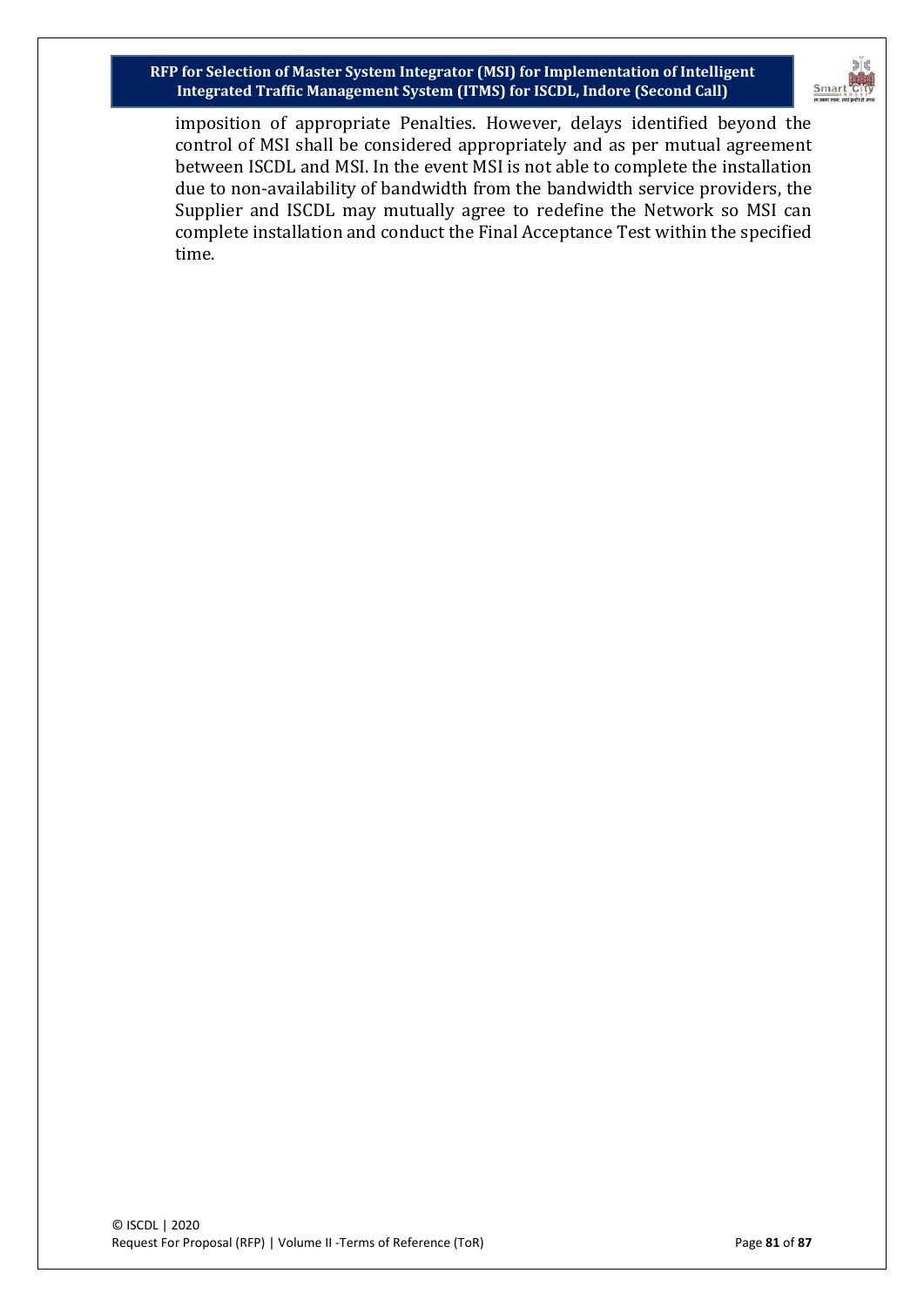imposition of appropriate Penalties. However, delays identified beyond the control of MSI shall be considered appropriately and as per mutual agreement between ISCDL and MSI. In the event MSI is not able to complete the installation due to non-availability of bandwidth from the bandwidth service providers, the Supplier and ISCDL may mutually agree to redefine the Network so MSI can complete installation and conduct the Final Acceptance Test within the specified time.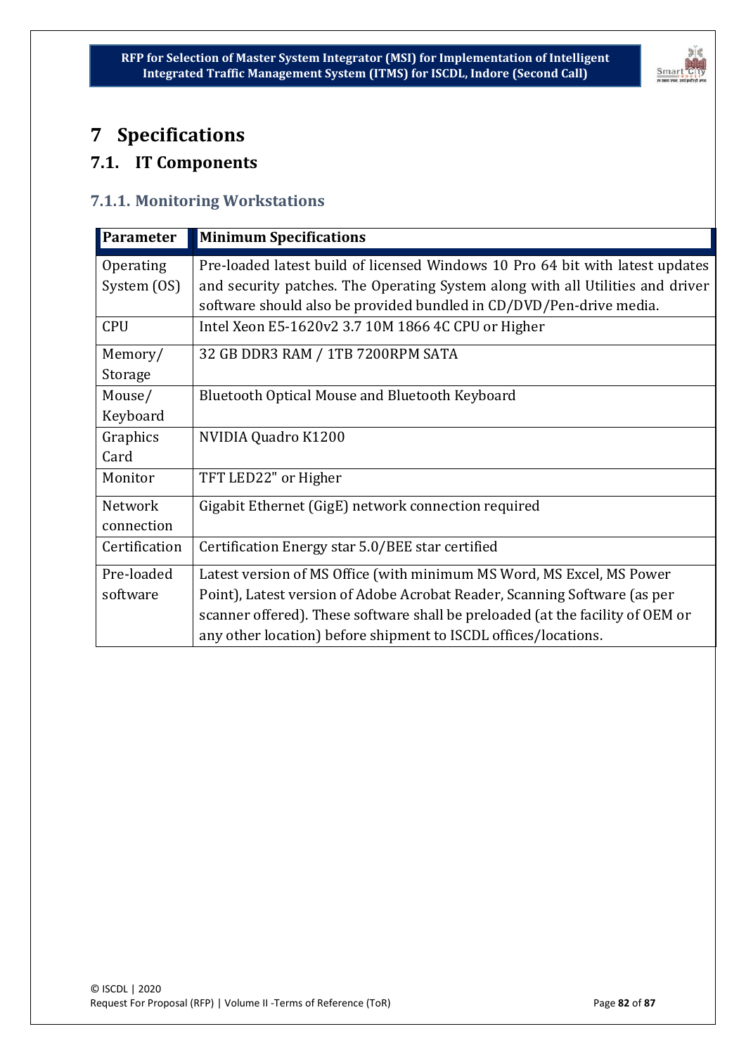# 7 Specifications

## 7.1. IT Components

### 7.1.1. Monitoring Workstations

| Parameter | Minimum Specifications |
|---|---|
| Operating System (OS) | Pre-loaded latest build of licensed Windows 10 Pro 64 bit with latest updates and security patches. The Operating System along with all Utilities and driver software should also be provided bundled in CD/DVD/Pen-drive media. |
| CPU | Intel Xeon E5-1620v2 3.7 10M 1866 4C CPU or Higher |
| Memory/ Storage | 32 GB DDR3 RAM / 1TB 7200RPM SATA |
| Mouse/ Keyboard | Bluetooth Optical Mouse and Bluetooth Keyboard |
| Graphics Card | NVIDIA Quadro K1200 |
| Monitor | TFT LED22" or Higher |
| Network connection | Gigabit Ethernet (GigE) network connection required |
| Certification | Certification Energy star 5.0/BEE star certified |
| Pre-loaded software | Latest version of MS Office (with minimum MS Word, MS Excel, MS Power Point), Latest version of Adobe Acrobat Reader, Scanning Software (as per scanner offered). These software shall be preloaded (at the facility of OEM or any other location) before shipment to ISCDL offices/locations. |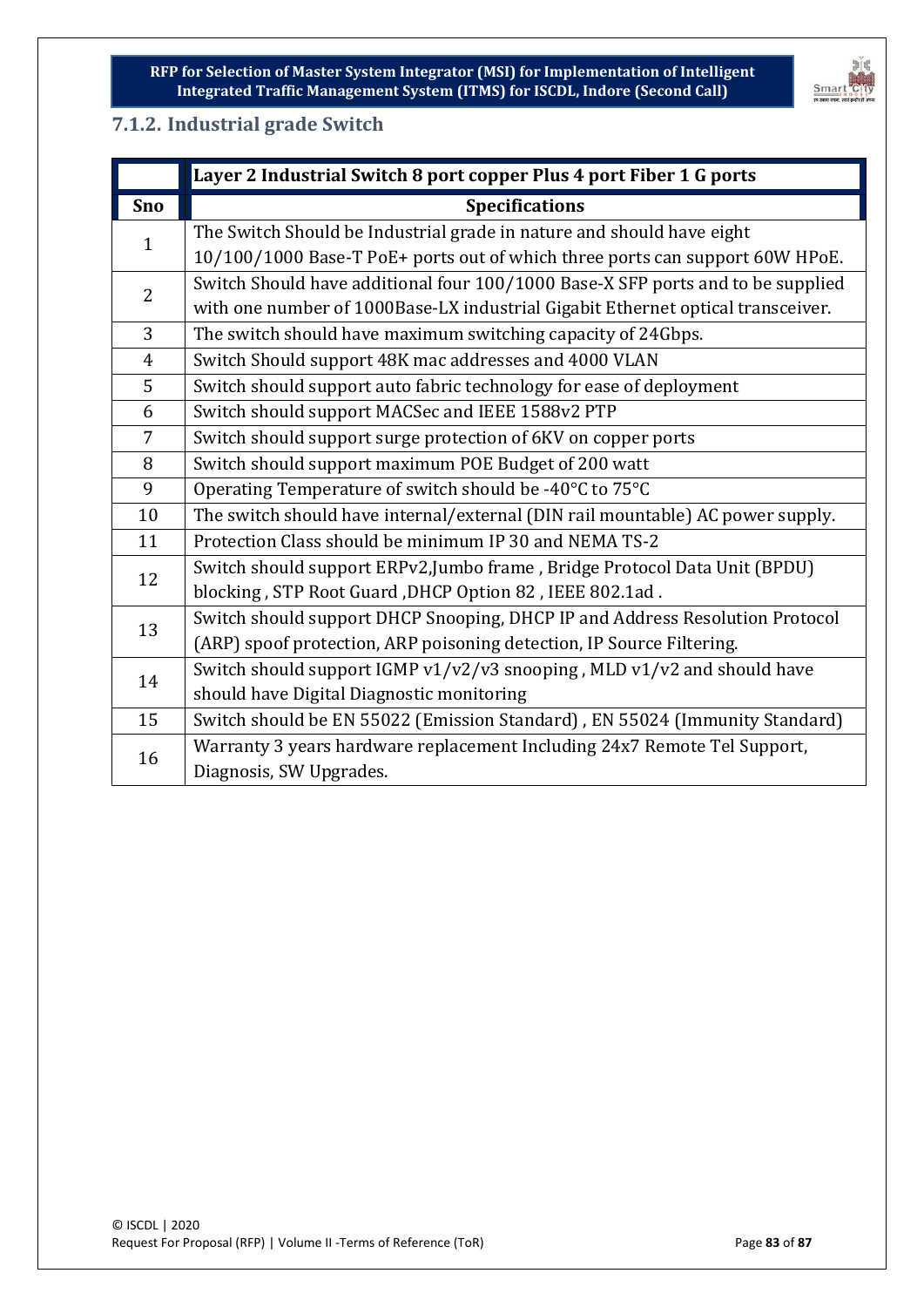## 7.1.2. Industrial grade Switch

| | Layer 2 Industrial Switch 8 port copper Plus 4 port Fiber 1 G ports |
|---|---|
| **Sno** | **Specifications** |
| 1 | The Switch Should be Industrial grade in nature and should have eight 10/100/1000 Base-T PoE+ ports out of which three ports can support 60W HPoE. |
| 2 | Switch Should have additional four 100/1000 Base-X SFP ports and to be supplied with one number of 1000Base-LX industrial Gigabit Ethernet optical transceiver. |
| 3 | The switch should have maximum switching capacity of 24Gbps. |
| 4 | Switch Should support 48K mac addresses and 4000 VLAN |
| 5 | Switch should support auto fabric technology for ease of deployment |
| 6 | Switch should support MACSec and IEEE 1588v2 PTP |
| 7 | Switch should support surge protection of 6KV on copper ports |
| 8 | Switch should support maximum POE Budget of 200 watt |
| 9 | Operating Temperature of switch should be -40°C to 75°C |
| 10 | The switch should have internal/external (DIN rail mountable) AC power supply. |
| 11 | Protection Class should be minimum IP 30 and NEMA TS-2 |
| 12 | Switch should support ERPv2,Jumbo frame , Bridge Protocol Data Unit (BPDU) blocking , STP Root Guard ,DHCP Option 82 , IEEE 802.1ad . |
| 13 | Switch should support DHCP Snooping, DHCP IP and Address Resolution Protocol (ARP) spoof protection, ARP poisoning detection, IP Source Filtering. |
| 14 | Switch should support IGMP v1/v2/v3 snooping , MLD v1/v2 and should have should have Digital Diagnostic monitoring |
| 15 | Switch should be EN 55022 (Emission Standard) , EN 55024 (Immunity Standard) |
| 16 | Warranty 3 years hardware replacement Including 24x7 Remote Tel Support, Diagnosis, SW Upgrades. |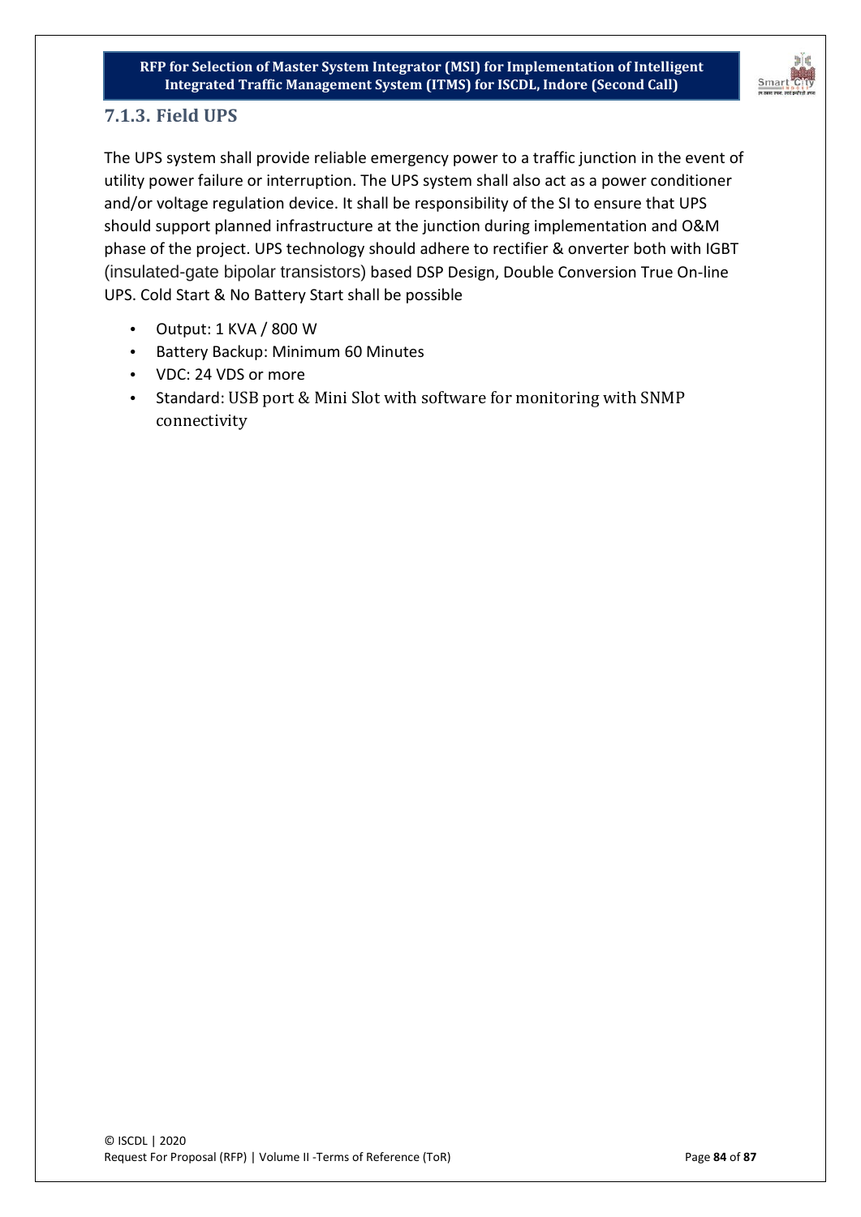### 7.1.3. Field UPS

The UPS system shall provide reliable emergency power to a traffic junction in the event of utility power failure or interruption. The UPS system shall also act as a power conditioner and/or voltage regulation device. It shall be responsibility of the SI to ensure that UPS should support planned infrastructure at the junction during implementation and O&M phase of the project. UPS technology should adhere to rectifier & onverter both with IGBT (insulated-gate bipolar transistors) based DSP Design, Double Conversion True On-line UPS. Cold Start & No Battery Start shall be possible

- Output: 1 KVA / 800 W
- Battery Backup: Minimum 60 Minutes
- VDC: 24 VDS or more
- Standard: USB port & Mini Slot with software for monitoring with SNMP connectivity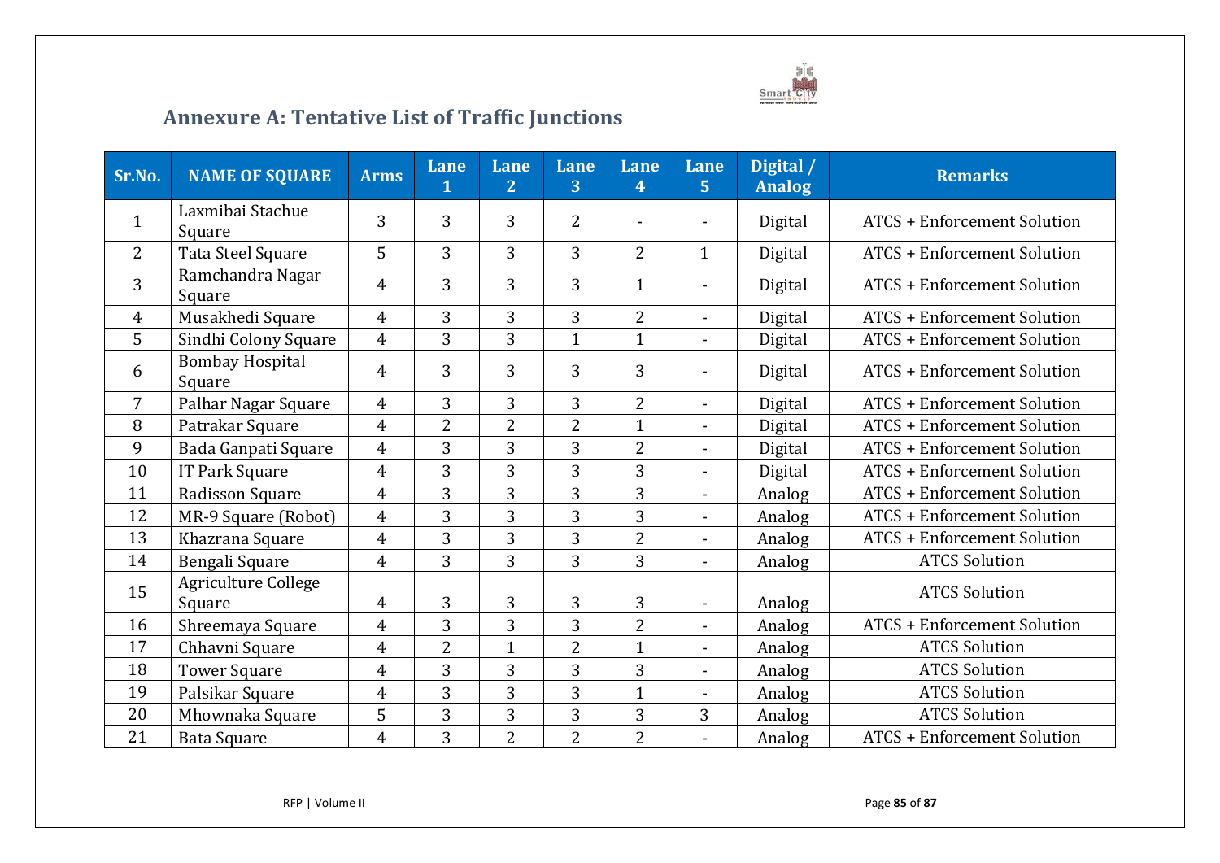## Annexure A: Tentative List of Traffic Junctions

| Sr.No. | NAME OF SQUARE | Arms | Lane 1 | Lane 2 | Lane 3 | Lane 4 | Lane 5 | Digital / Analog | Remarks |
|---|---|---|---|---|---|---|---|---|---|
| 1 | Laxmibai Stachue Square | 3 | 3 | 3 | 2 | - | - | Digital | ATCS + Enforcement Solution |
| 2 | Tata Steel Square | 5 | 3 | 3 | 3 | 2 | 1 | Digital | ATCS + Enforcement Solution |
| 3 | Ramchandra Nagar Square | 4 | 3 | 3 | 3 | 1 | - | Digital | ATCS + Enforcement Solution |
| 4 | Musakhedi Square | 4 | 3 | 3 | 3 | 2 | - | Digital | ATCS + Enforcement Solution |
| 5 | Sindhi Colony Square | 4 | 3 | 3 | 1 | 1 | - | Digital | ATCS + Enforcement Solution |
| 6 | Bombay Hospital Square | 4 | 3 | 3 | 3 | 3 | - | Digital | ATCS + Enforcement Solution |
| 7 | Palhar Nagar Square | 4 | 3 | 3 | 3 | 2 | - | Digital | ATCS + Enforcement Solution |
| 8 | Patrakar Square | 4 | 2 | 2 | 2 | 1 | - | Digital | ATCS + Enforcement Solution |
| 9 | Bada Ganpati Square | 4 | 3 | 3 | 3 | 2 | - | Digital | ATCS + Enforcement Solution |
| 10 | IT Park Square | 4 | 3 | 3 | 3 | 3 | - | Digital | ATCS + Enforcement Solution |
| 11 | Radisson Square | 4 | 3 | 3 | 3 | 3 | - | Analog | ATCS + Enforcement Solution |
| 12 | MR-9 Square (Robot) | 4 | 3 | 3 | 3 | 3 | - | Analog | ATCS + Enforcement Solution |
| 13 | Khazrana Square | 4 | 3 | 3 | 3 | 2 | - | Analog | ATCS + Enforcement Solution |
| 14 | Bengali Square | 4 | 3 | 3 | 3 | 3 | - | Analog | ATCS Solution |
| 15 | Agriculture College Square | 4 | 3 | 3 | 3 | 3 | - | Analog | ATCS Solution |
| 16 | Shreemaya Square | 4 | 3 | 3 | 3 | 2 | - | Analog | ATCS + Enforcement Solution |
| 17 | Chhavni Square | 4 | 2 | 1 | 2 | 1 | - | Analog | ATCS Solution |
| 18 | Tower Square | 4 | 3 | 3 | 3 | 3 | - | Analog | ATCS Solution |
| 19 | Palsikar Square | 4 | 3 | 3 | 3 | 1 | - | Analog | ATCS Solution |
| 20 | Mhownaka Square | 5 | 3 | 3 | 3 | 3 | 3 | Analog | ATCS Solution |
| 21 | Bata Square | 4 | 3 | 2 | 2 | 2 | - | Analog | ATCS + Enforcement Solution |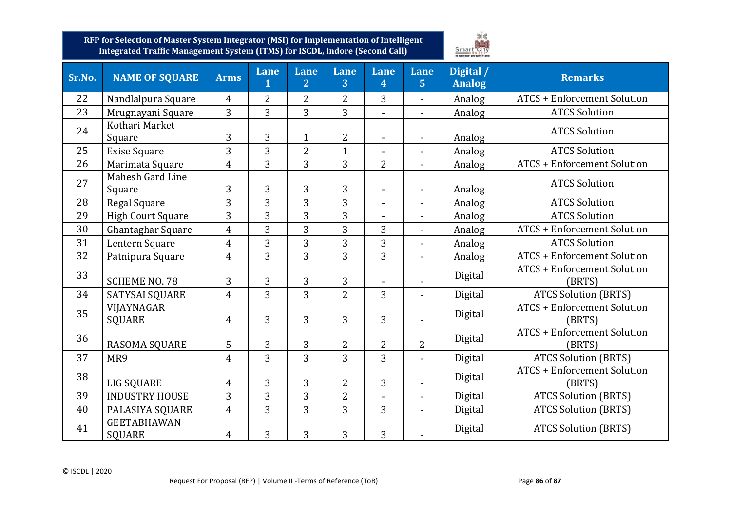| Sr.No. | NAME OF SQUARE | Arms | Lane 1 | Lane 2 | Lane 3 | Lane 4 | Lane 5 | Digital / Analog | Remarks |
|---|---|---|---|---|---|---|---|---|---|
| 22 | Nandlalpura Square | 4 | 2 | 2 | 2 | 3 | - | Analog | ATCS + Enforcement Solution |
| 23 | Mrugnayani Square | 3 | 3 | 3 | 3 | - | - | Analog | ATCS Solution |
| 24 | Kothari Market Square | 3 | 3 | 1 | 2 | - | - | Analog | ATCS Solution |
| 25 | Exise Square | 3 | 3 | 2 | 1 | - | - | Analog | ATCS Solution |
| 26 | Marimata Square | 4 | 3 | 3 | 3 | 2 | - | Analog | ATCS + Enforcement Solution |
| 27 | Mahesh Gard Line Square | 3 | 3 | 3 | 3 | - | - | Analog | ATCS Solution |
| 28 | Regal Square | 3 | 3 | 3 | 3 | - | - | Analog | ATCS Solution |
| 29 | High Court Square | 3 | 3 | 3 | 3 | - | - | Analog | ATCS Solution |
| 30 | Ghantaghar Square | 4 | 3 | 3 | 3 | 3 | - | Analog | ATCS + Enforcement Solution |
| 31 | Lentern Square | 4 | 3 | 3 | 3 | 3 | - | Analog | ATCS Solution |
| 32 | Patnipura Square | 4 | 3 | 3 | 3 | 3 | - | Analog | ATCS + Enforcement Solution |
| 33 | SCHEME NO. 78 | 3 | 3 | 3 | 3 | - | - | Digital | ATCS + Enforcement Solution (BRTS) |
| 34 | SATYSAI SQUARE | 4 | 3 | 3 | 2 | 3 | - | Digital | ATCS Solution (BRTS) |
| 35 | VIJAYNAGAR SQUARE | 4 | 3 | 3 | 3 | 3 | - | Digital | ATCS + Enforcement Solution (BRTS) |
| 36 | RASOMA SQUARE | 5 | 3 | 3 | 2 | 2 | 2 | Digital | ATCS + Enforcement Solution (BRTS) |
| 37 | MR9 | 4 | 3 | 3 | 3 | 3 | - | Digital | ATCS Solution (BRTS) |
| 38 | LIG SQUARE | 4 | 3 | 3 | 2 | 3 | - | Digital | ATCS + Enforcement Solution (BRTS) |
| 39 | INDUSTRY HOUSE | 3 | 3 | 3 | 2 | - | - | Digital | ATCS Solution (BRTS) |
| 40 | PALASIYA SQUARE | 4 | 3 | 3 | 3 | 3 | - | Digital | ATCS Solution (BRTS) |
| 41 | GEETABHAWAN SQUARE | 4 | 3 | 3 | 3 | 3 | - | Digital | ATCS Solution (BRTS) |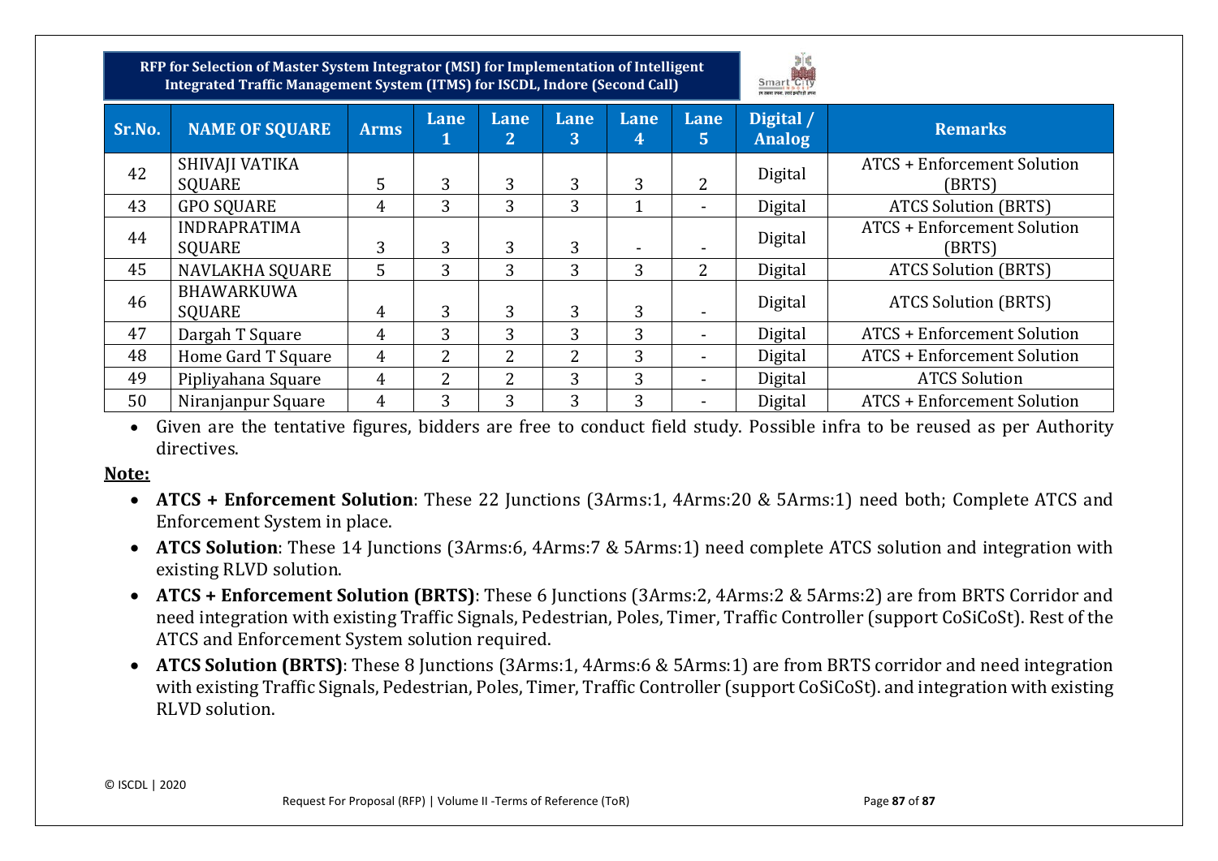| Sr.No. | NAME OF SQUARE | Arms | Lane 1 | Lane 2 | Lane 3 | Lane 4 | Lane 5 | Digital / Analog | Remarks |
|---|---|---|---|---|---|---|---|---|---|
| 42 | SHIVAJI VATIKA SQUARE | 5 | 3 | 3 | 3 | 3 | 2 | Digital | ATCS + Enforcement Solution (BRTS) |
| 43 | GPO SQUARE | 4 | 3 | 3 | 3 | 1 | - | Digital | ATCS Solution (BRTS) |
| 44 | INDRAPRATIMA SQUARE | 3 | 3 | 3 | 3 | - | - | Digital | ATCS + Enforcement Solution (BRTS) |
| 45 | NAVLAKHA SQUARE | 5 | 3 | 3 | 3 | 3 | 2 | Digital | ATCS Solution (BRTS) |
| 46 | BHAWARKUWA SQUARE | 4 | 3 | 3 | 3 | 3 | - | Digital | ATCS Solution (BRTS) |
| 47 | Dargah T Square | 4 | 3 | 3 | 3 | 3 | - | Digital | ATCS + Enforcement Solution |
| 48 | Home Gard T Square | 4 | 2 | 2 | 2 | 3 | - | Digital | ATCS + Enforcement Solution |
| 49 | Pipliyahana Square | 4 | 2 | 2 | 3 | 3 | - | Digital | ATCS Solution |
| 50 | Niranjanpur Square | 4 | 3 | 3 | 3 | 3 | - | Digital | ATCS + Enforcement Solution |

- Given are the tentative figures, bidders are free to conduct field study. Possible infra to be reused as per Authority directives.

**Note:**

- **ATCS + Enforcement Solution**: These 22 Junctions (3Arms:1, 4Arms:20 & 5Arms:1) need both; Complete ATCS and Enforcement System in place.
- **ATCS Solution**: These 14 Junctions (3Arms:6, 4Arms:7 & 5Arms:1) need complete ATCS solution and integration with existing RLVD solution.
- **ATCS + Enforcement Solution (BRTS)**: These 6 Junctions (3Arms:2, 4Arms:2 & 5Arms:2) are from BRTS Corridor and need integration with existing Traffic Signals, Pedestrian, Poles, Timer, Traffic Controller (support CoSiCoSt). Rest of the ATCS and Enforcement System solution required.
- **ATCS Solution (BRTS)**: These 8 Junctions (3Arms:1, 4Arms:6 & 5Arms:1) are from BRTS corridor and need integration with existing Traffic Signals, Pedestrian, Poles, Timer, Traffic Controller (support CoSiCoSt). and integration with existing RLVD solution.